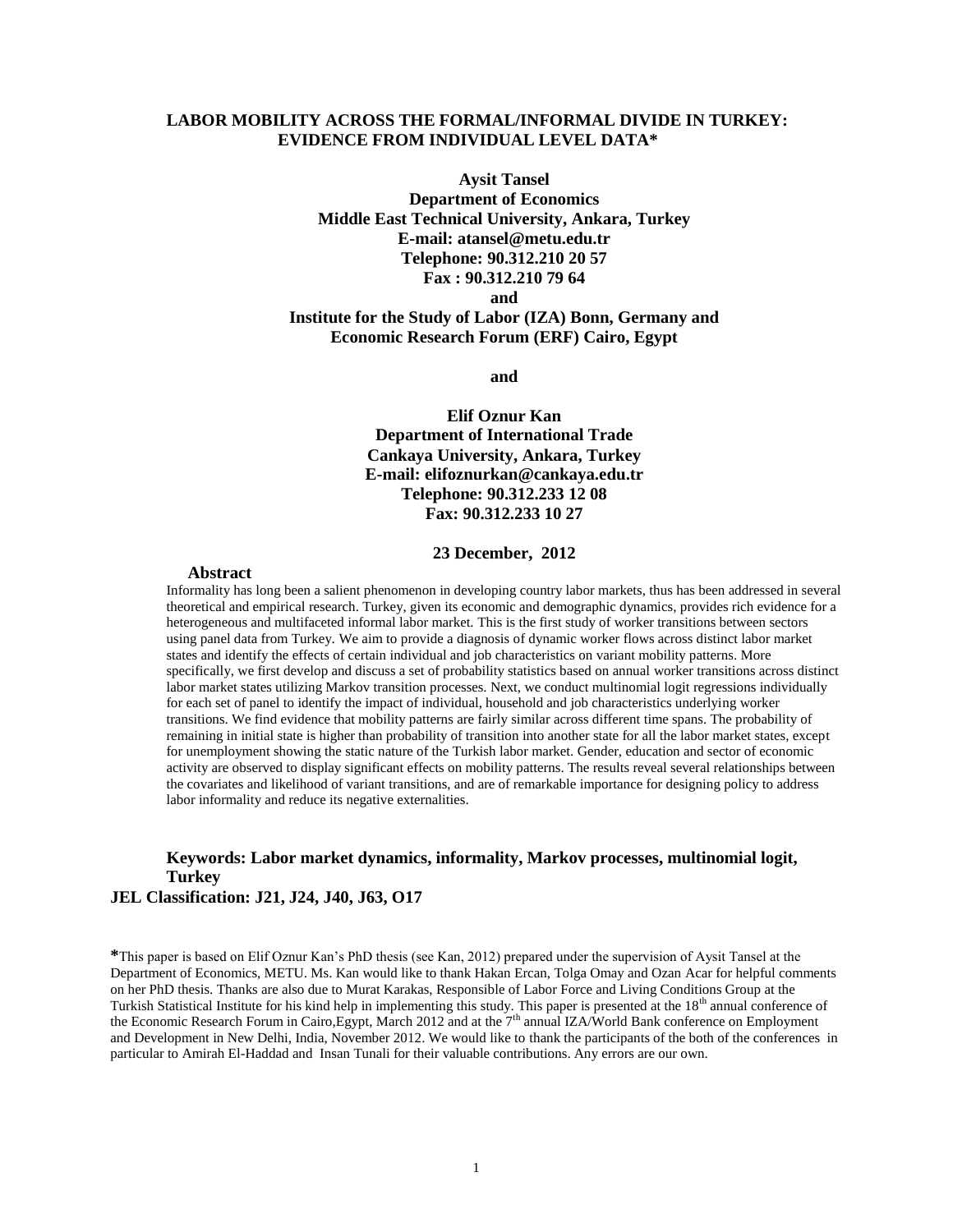# LABOR MOBILITY ACROSS THE FORMAL/INFORMAL DIVIDE IN TURKEY: EVIDENCE FROM INDIVIDUAL LEVEL DATA*

**Aysit Tansel**
**Department of Economics**
**Middle East Technical University, Ankara, Turkey**
**E-mail: atansel@metu.edu.tr**
**Telephone: 90.312.210 20 57**
**Fax : 90.312.210 79 64**
**and**
**Institute for the Study of Labor (IZA) Bonn, Germany and**
**Economic Research Forum (ERF) Cairo, Egypt**

**and**

**Elif Oznur Kan**
**Department of International Trade**
**Cankaya University, Ankara, Turkey**
**E-mail: elifoznurkan@cankaya.edu.tr**
**Telephone: 90.312.233 12 08**
**Fax: 90.312.233 10 27**

**23 December, 2012**

## Abstract

Informality has long been a salient phenomenon in developing country labor markets, thus has been addressed in several theoretical and empirical research. Turkey, given its economic and demographic dynamics, provides rich evidence for a heterogeneous and multifaceted informal labor market. This is the first study of worker transitions between sectors using panel data from Turkey. We aim to provide a diagnosis of dynamic worker flows across distinct labor market states and identify the effects of certain individual and job characteristics on variant mobility patterns. More specifically, we first develop and discuss a set of probability statistics based on annual worker transitions across distinct labor market states utilizing Markov transition processes. Next, we conduct multinomial logit regressions individually for each set of panel to identify the impact of individual, household and job characteristics underlying worker transitions. We find evidence that mobility patterns are fairly similar across different time spans. The probability of remaining in initial state is higher than probability of transition into another state for all the labor market states, except for unemployment showing the static nature of the Turkish labor market. Gender, education and sector of economic activity are observed to display significant effects on mobility patterns. The results reveal several relationships between the covariates and likelihood of variant transitions, and are of remarkable importance for designing policy to address labor informality and reduce its negative externalities.

**Keywords: Labor market dynamics, informality, Markov processes, multinomial logit, Turkey**

**JEL Classification: J21, J24, J40, J63, O17**

**\***This paper is based on Elif Oznur Kan's PhD thesis (see Kan, 2012) prepared under the supervision of Aysit Tansel at the Department of Economics, METU. Ms. Kan would like to thank Hakan Ercan, Tolga Omay and Ozan Acar for helpful comments on her PhD thesis. Thanks are also due to Murat Karakas, Responsible of Labor Force and Living Conditions Group at the Turkish Statistical Institute for his kind help in implementing this study. This paper is presented at the 18th annual conference of the Economic Research Forum in Cairo,Egypt, March 2012 and at the 7th annual IZA/World Bank conference on Employment and Development in New Delhi, India, November 2012. We would like to thank the participants of the both of the conferences in particular to Amirah El-Haddad and Insan Tunali for their valuable contributions. Any errors are our own.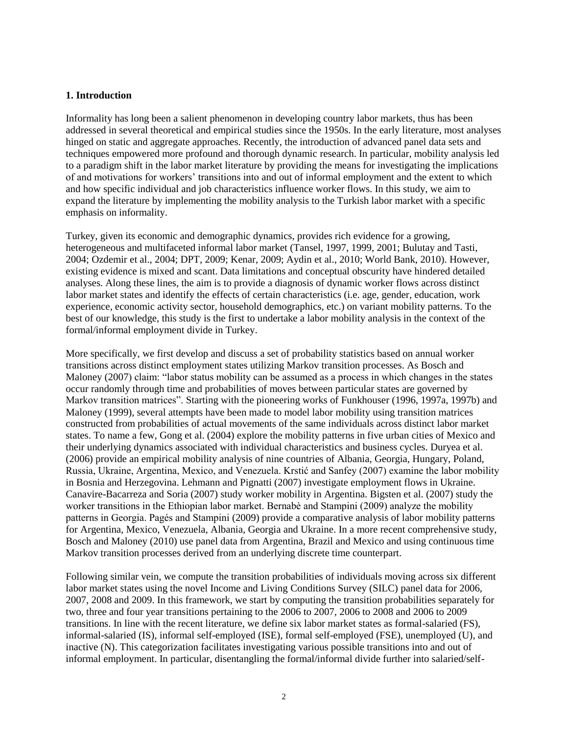## 1. Introduction

Informality has long been a salient phenomenon in developing country labor markets, thus has been addressed in several theoretical and empirical studies since the 1950s. In the early literature, most analyses hinged on static and aggregate approaches. Recently, the introduction of advanced panel data sets and techniques empowered more profound and thorough dynamic research. In particular, mobility analysis led to a paradigm shift in the labor market literature by providing the means for investigating the implications of and motivations for workers' transitions into and out of informal employment and the extent to which and how specific individual and job characteristics influence worker flows. In this study, we aim to expand the literature by implementing the mobility analysis to the Turkish labor market with a specific emphasis on informality.

Turkey, given its economic and demographic dynamics, provides rich evidence for a growing, heterogeneous and multifaceted informal labor market (Tansel, 1997, 1999, 2001; Bulutay and Tasti, 2004; Ozdemir et al., 2004; DPT, 2009; Kenar, 2009; Aydin et al., 2010; World Bank, 2010). However, existing evidence is mixed and scant. Data limitations and conceptual obscurity have hindered detailed analyses. Along these lines, the aim is to provide a diagnosis of dynamic worker flows across distinct labor market states and identify the effects of certain characteristics (i.e. age, gender, education, work experience, economic activity sector, household demographics, etc.) on variant mobility patterns. To the best of our knowledge, this study is the first to undertake a labor mobility analysis in the context of the formal/informal employment divide in Turkey.

More specifically, we first develop and discuss a set of probability statistics based on annual worker transitions across distinct employment states utilizing Markov transition processes. As Bosch and Maloney (2007) claim: "labor status mobility can be assumed as a process in which changes in the states occur randomly through time and probabilities of moves between particular states are governed by Markov transition matrices". Starting with the pioneering works of Funkhouser (1996, 1997a, 1997b) and Maloney (1999), several attempts have been made to model labor mobility using transition matrices constructed from probabilities of actual movements of the same individuals across distinct labor market states. To name a few, Gong et al. (2004) explore the mobility patterns in five urban cities of Mexico and their underlying dynamics associated with individual characteristics and business cycles. Duryea et al. (2006) provide an empirical mobility analysis of nine countries of Albania, Georgia, Hungary, Poland, Russia, Ukraine, Argentina, Mexico, and Venezuela. Krstić and Sanfey (2007) examine the labor mobility in Bosnia and Herzegovina. Lehmann and Pignatti (2007) investigate employment flows in Ukraine. Canavire-Bacarreza and Soria (2007) study worker mobility in Argentina. Bigsten et al. (2007) study the worker transitions in the Ethiopian labor market. Bernabè and Stampini (2009) analyze the mobility patterns in Georgia. Pagés and Stampini (2009) provide a comparative analysis of labor mobility patterns for Argentina, Mexico, Venezuela, Albania, Georgia and Ukraine. In a more recent comprehensive study, Bosch and Maloney (2010) use panel data from Argentina, Brazil and Mexico and using continuous time Markov transition processes derived from an underlying discrete time counterpart.

Following similar vein, we compute the transition probabilities of individuals moving across six different labor market states using the novel Income and Living Conditions Survey (SILC) panel data for 2006, 2007, 2008 and 2009. In this framework, we start by computing the transition probabilities separately for two, three and four year transitions pertaining to the 2006 to 2007, 2006 to 2008 and 2006 to 2009 transitions. In line with the recent literature, we define six labor market states as formal-salaried (FS), informal-salaried (IS), informal self-employed (ISE), formal self-employed (FSE), unemployed (U), and inactive (N). This categorization facilitates investigating various possible transitions into and out of informal employment. In particular, disentangling the formal/informal divide further into salaried/self-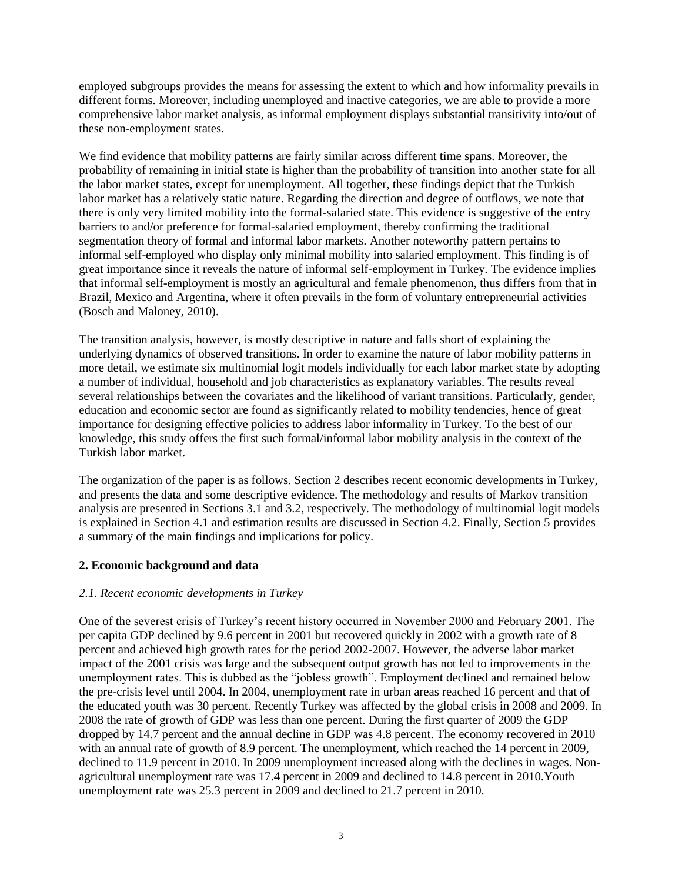employed subgroups provides the means for assessing the extent to which and how informality prevails in different forms. Moreover, including unemployed and inactive categories, we are able to provide a more comprehensive labor market analysis, as informal employment displays substantial transitivity into/out of these non-employment states.

We find evidence that mobility patterns are fairly similar across different time spans. Moreover, the probability of remaining in initial state is higher than the probability of transition into another state for all the labor market states, except for unemployment. All together, these findings depict that the Turkish labor market has a relatively static nature. Regarding the direction and degree of outflows, we note that there is only very limited mobility into the formal-salaried state. This evidence is suggestive of the entry barriers to and/or preference for formal-salaried employment, thereby confirming the traditional segmentation theory of formal and informal labor markets. Another noteworthy pattern pertains to informal self-employed who display only minimal mobility into salaried employment. This finding is of great importance since it reveals the nature of informal self-employment in Turkey. The evidence implies that informal self-employment is mostly an agricultural and female phenomenon, thus differs from that in Brazil, Mexico and Argentina, where it often prevails in the form of voluntary entrepreneurial activities (Bosch and Maloney, 2010).

The transition analysis, however, is mostly descriptive in nature and falls short of explaining the underlying dynamics of observed transitions. In order to examine the nature of labor mobility patterns in more detail, we estimate six multinomial logit models individually for each labor market state by adopting a number of individual, household and job characteristics as explanatory variables. The results reveal several relationships between the covariates and the likelihood of variant transitions. Particularly, gender, education and economic sector are found as significantly related to mobility tendencies, hence of great importance for designing effective policies to address labor informality in Turkey. To the best of our knowledge, this study offers the first such formal/informal labor mobility analysis in the context of the Turkish labor market.

The organization of the paper is as follows. Section 2 describes recent economic developments in Turkey, and presents the data and some descriptive evidence. The methodology and results of Markov transition analysis are presented in Sections 3.1 and 3.2, respectively. The methodology of multinomial logit models is explained in Section 4.1 and estimation results are discussed in Section 4.2. Finally, Section 5 provides a summary of the main findings and implications for policy.

## 2. Economic background and data

### *2.1. Recent economic developments in Turkey*

One of the severest crisis of Turkey's recent history occurred in November 2000 and February 2001. The per capita GDP declined by 9.6 percent in 2001 but recovered quickly in 2002 with a growth rate of 8 percent and achieved high growth rates for the period 2002-2007. However, the adverse labor market impact of the 2001 crisis was large and the subsequent output growth has not led to improvements in the unemployment rates. This is dubbed as the "jobless growth". Employment declined and remained below the pre-crisis level until 2004. In 2004, unemployment rate in urban areas reached 16 percent and that of the educated youth was 30 percent. Recently Turkey was affected by the global crisis in 2008 and 2009. In 2008 the rate of growth of GDP was less than one percent. During the first quarter of 2009 the GDP dropped by 14.7 percent and the annual decline in GDP was 4.8 percent. The economy recovered in 2010 with an annual rate of growth of 8.9 percent. The unemployment, which reached the 14 percent in 2009, declined to 11.9 percent in 2010. In 2009 unemployment increased along with the declines in wages. Non-agricultural unemployment rate was 17.4 percent in 2009 and declined to 14.8 percent in 2010.Youth unemployment rate was 25.3 percent in 2009 and declined to 21.7 percent in 2010.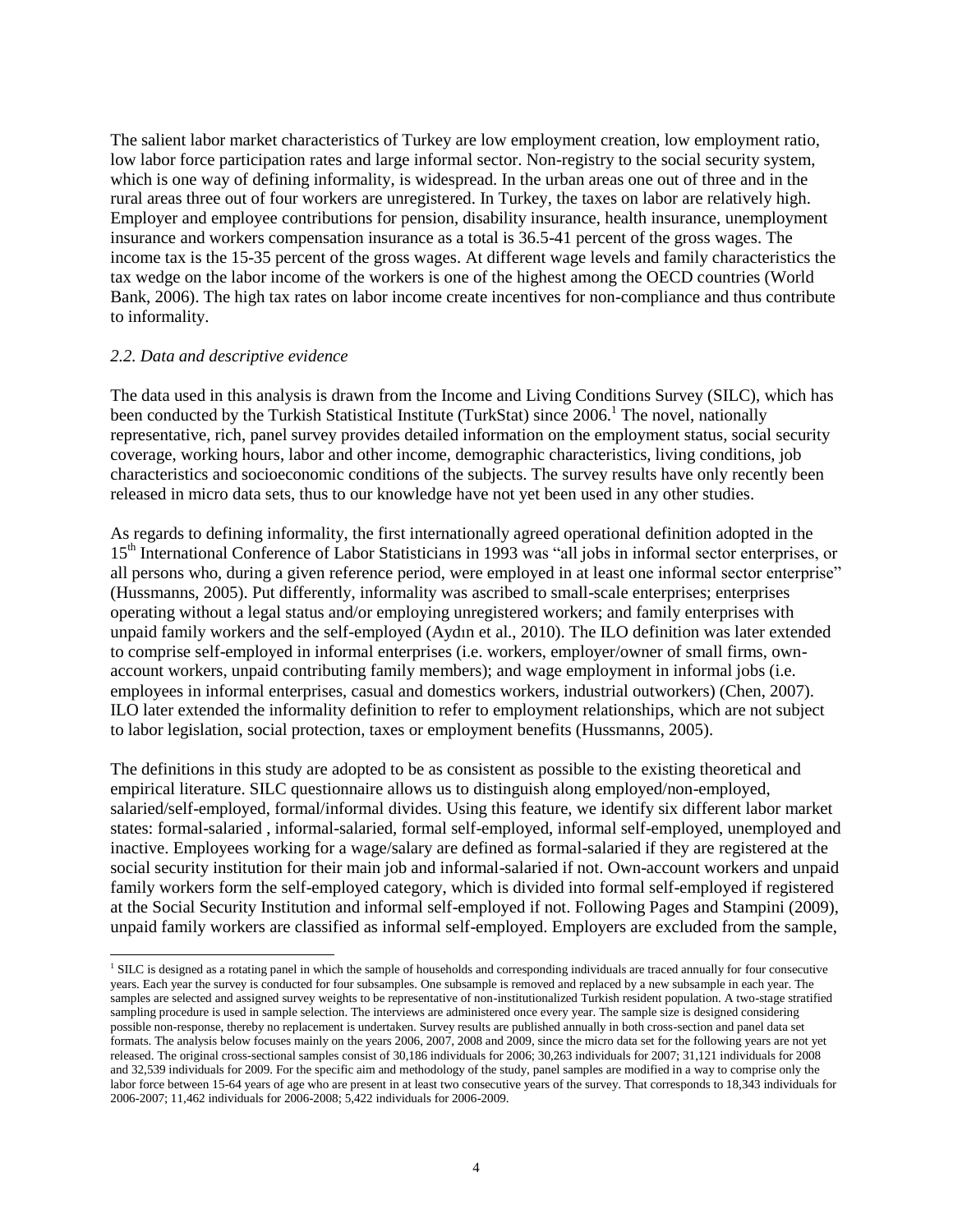The salient labor market characteristics of Turkey are low employment creation, low employment ratio, low labor force participation rates and large informal sector. Non-registry to the social security system, which is one way of defining informality, is widespread. In the urban areas one out of three and in the rural areas three out of four workers are unregistered. In Turkey, the taxes on labor are relatively high. Employer and employee contributions for pension, disability insurance, health insurance, unemployment insurance and workers compensation insurance as a total is 36.5-41 percent of the gross wages. The income tax is the 15-35 percent of the gross wages. At different wage levels and family characteristics the tax wedge on the labor income of the workers is one of the highest among the OECD countries (World Bank, 2006). The high tax rates on labor income create incentives for non-compliance and thus contribute to informality.

### *2.2. Data and descriptive evidence*

The data used in this analysis is drawn from the Income and Living Conditions Survey (SILC), which has been conducted by the Turkish Statistical Institute (TurkStat) since 2006.[1] The novel, nationally representative, rich, panel survey provides detailed information on the employment status, social security coverage, working hours, labor and other income, demographic characteristics, living conditions, job characteristics and socioeconomic conditions of the subjects. The survey results have only recently been released in micro data sets, thus to our knowledge have not yet been used in any other studies.

As regards to defining informality, the first internationally agreed operational definition adopted in the 15th International Conference of Labor Statisticians in 1993 was "all jobs in informal sector enterprises, or all persons who, during a given reference period, were employed in at least one informal sector enterprise" (Hussmanns, 2005). Put differently, informality was ascribed to small-scale enterprises; enterprises operating without a legal status and/or employing unregistered workers; and family enterprises with unpaid family workers and the self-employed (Aydın et al., 2010). The ILO definition was later extended to comprise self-employed in informal enterprises (i.e. workers, employer/owner of small firms, own-account workers, unpaid contributing family members); and wage employment in informal jobs (i.e. employees in informal enterprises, casual and domestics workers, industrial outworkers) (Chen, 2007). ILO later extended the informality definition to refer to employment relationships, which are not subject to labor legislation, social protection, taxes or employment benefits (Hussmanns, 2005).

The definitions in this study are adopted to be as consistent as possible to the existing theoretical and empirical literature. SILC questionnaire allows us to distinguish along employed/non-employed, salaried/self-employed, formal/informal divides. Using this feature, we identify six different labor market states: formal-salaried , informal-salaried, formal self-employed, informal self-employed, unemployed and inactive. Employees working for a wage/salary are defined as formal-salaried if they are registered at the social security institution for their main job and informal-salaried if not. Own-account workers and unpaid family workers form the self-employed category, which is divided into formal self-employed if registered at the Social Security Institution and informal self-employed if not. Following Pages and Stampini (2009), unpaid family workers are classified as informal self-employed. Employers are excluded from the sample,

---

[1] SILC is designed as a rotating panel in which the sample of households and corresponding individuals are traced annually for four consecutive years. Each year the survey is conducted for four subsamples. One subsample is removed and replaced by a new subsample in each year. The samples are selected and assigned survey weights to be representative of non-institutionalized Turkish resident population. A two-stage stratified sampling procedure is used in sample selection. The interviews are administered once every year. The sample size is designed considering possible non-response, thereby no replacement is undertaken. Survey results are published annually in both cross-section and panel data set formats. The analysis below focuses mainly on the years 2006, 2007, 2008 and 2009, since the micro data set for the following years are not yet released. The original cross-sectional samples consist of 30,186 individuals for 2006; 30,263 individuals for 2007; 31,121 individuals for 2008 and 32,539 individuals for 2009. For the specific aim and methodology of the study, panel samples are modified in a way to comprise only the labor force between 15-64 years of age who are present in at least two consecutive years of the survey. That corresponds to 18,343 individuals for 2006-2007; 11,462 individuals for 2006-2008; 5,422 individuals for 2006-2009.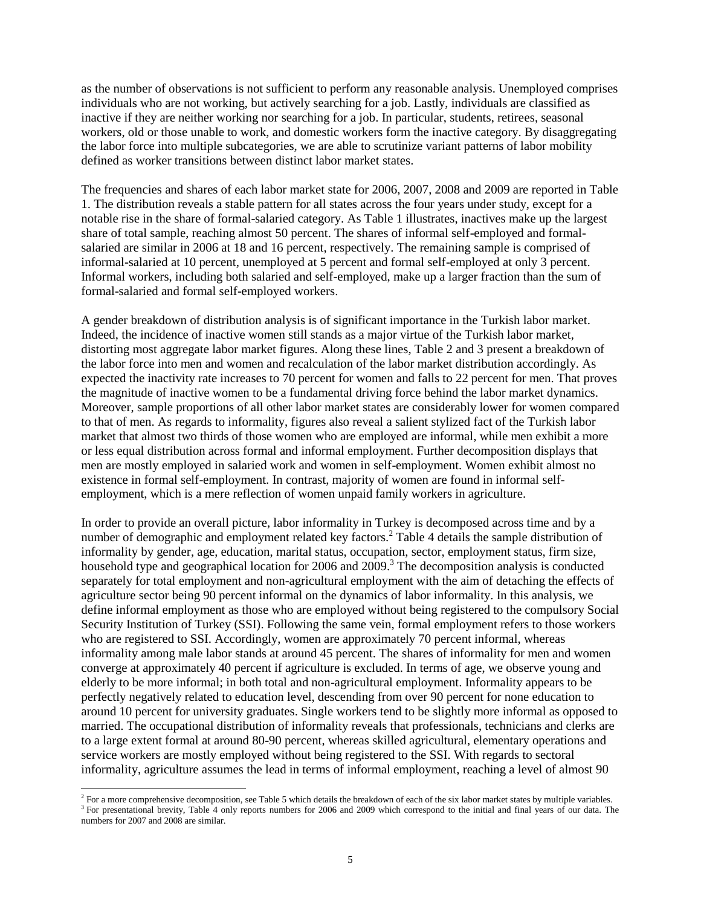as the number of observations is not sufficient to perform any reasonable analysis. Unemployed comprises individuals who are not working, but actively searching for a job. Lastly, individuals are classified as inactive if they are neither working nor searching for a job. In particular, students, retirees, seasonal workers, old or those unable to work, and domestic workers form the inactive category. By disaggregating the labor force into multiple subcategories, we are able to scrutinize variant patterns of labor mobility defined as worker transitions between distinct labor market states.

The frequencies and shares of each labor market state for 2006, 2007, 2008 and 2009 are reported in Table 1. The distribution reveals a stable pattern for all states across the four years under study, except for a notable rise in the share of formal-salaried category. As Table 1 illustrates, inactives make up the largest share of total sample, reaching almost 50 percent. The shares of informal self-employed and formal-salaried are similar in 2006 at 18 and 16 percent, respectively. The remaining sample is comprised of informal-salaried at 10 percent, unemployed at 5 percent and formal self-employed at only 3 percent. Informal workers, including both salaried and self-employed, make up a larger fraction than the sum of formal-salaried and formal self-employed workers.

A gender breakdown of distribution analysis is of significant importance in the Turkish labor market. Indeed, the incidence of inactive women still stands as a major virtue of the Turkish labor market, distorting most aggregate labor market figures. Along these lines, Table 2 and 3 present a breakdown of the labor force into men and women and recalculation of the labor market distribution accordingly. As expected the inactivity rate increases to 70 percent for women and falls to 22 percent for men. That proves the magnitude of inactive women to be a fundamental driving force behind the labor market dynamics. Moreover, sample proportions of all other labor market states are considerably lower for women compared to that of men. As regards to informality, figures also reveal a salient stylized fact of the Turkish labor market that almost two thirds of those women who are employed are informal, while men exhibit a more or less equal distribution across formal and informal employment. Further decomposition displays that men are mostly employed in salaried work and women in self-employment. Women exhibit almost no existence in formal self-employment. In contrast, majority of women are found in informal self-employment, which is a mere reflection of women unpaid family workers in agriculture.

In order to provide an overall picture, labor informality in Turkey is decomposed across time and by a number of demographic and employment related key factors.[2] Table 4 details the sample distribution of informality by gender, age, education, marital status, occupation, sector, employment status, firm size, household type and geographical location for 2006 and 2009.[3] The decomposition analysis is conducted separately for total employment and non-agricultural employment with the aim of detaching the effects of agriculture sector being 90 percent informal on the dynamics of labor informality. In this analysis, we define informal employment as those who are employed without being registered to the compulsory Social Security Institution of Turkey (SSI). Following the same vein, formal employment refers to those workers who are registered to SSI. Accordingly, women are approximately 70 percent informal, whereas informality among male labor stands at around 45 percent. The shares of informality for men and women converge at approximately 40 percent if agriculture is excluded. In terms of age, we observe young and elderly to be more informal; in both total and non-agricultural employment. Informality appears to be perfectly negatively related to education level, descending from over 90 percent for none education to around 10 percent for university graduates. Single workers tend to be slightly more informal as opposed to married. The occupational distribution of informality reveals that professionals, technicians and clerks are to a large extent formal at around 80-90 percent, whereas skilled agricultural, elementary operations and service workers are mostly employed without being registered to the SSI. With regards to sectoral informality, agriculture assumes the lead in terms of informal employment, reaching a level of almost 90

[2] For a more comprehensive decomposition, see Table 5 which details the breakdown of each of the six labor market states by multiple variables.

[3] For presentational brevity, Table 4 only reports numbers for 2006 and 2009 which correspond to the initial and final years of our data. The numbers for 2007 and 2008 are similar.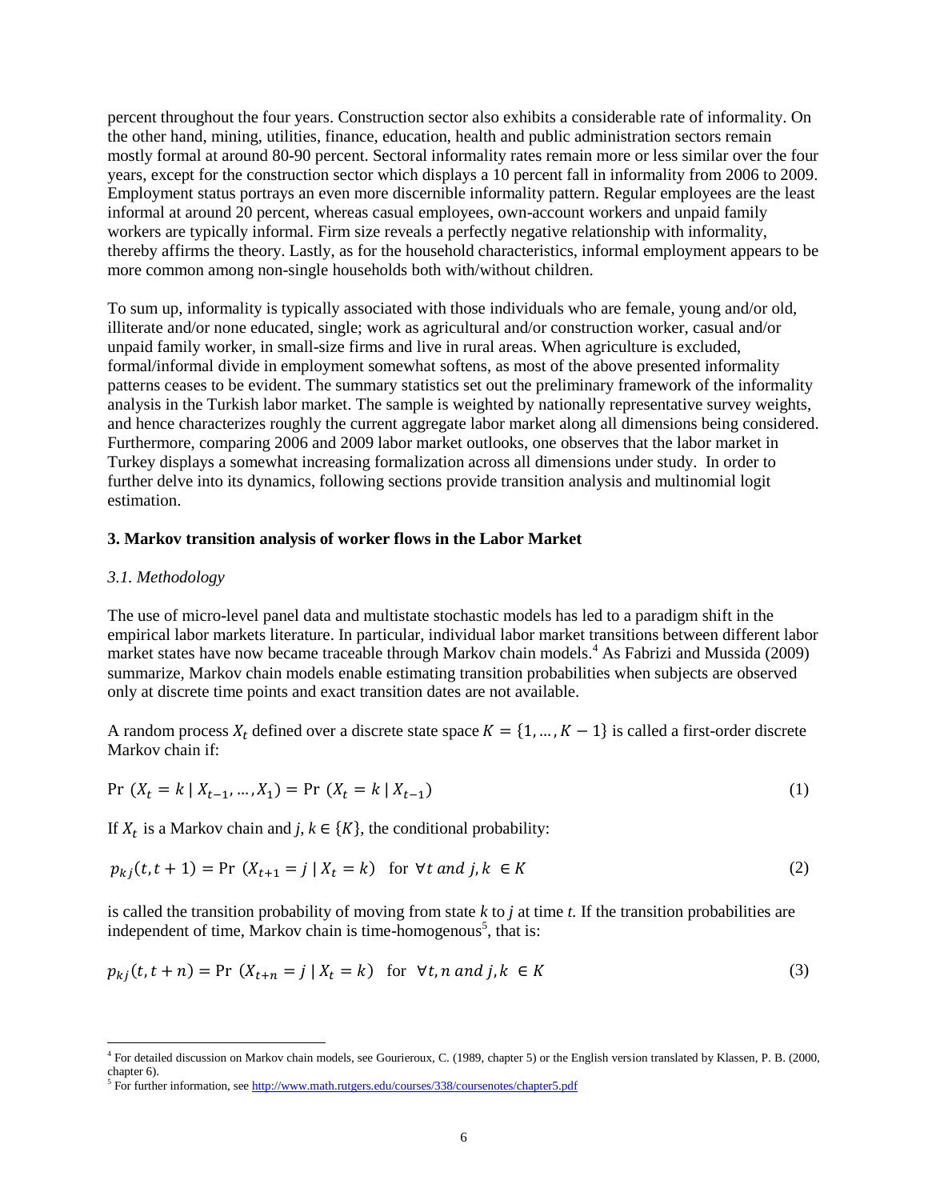percent throughout the four years. Construction sector also exhibits a considerable rate of informality. On the other hand, mining, utilities, finance, education, health and public administration sectors remain mostly formal at around 80-90 percent. Sectoral informality rates remain more or less similar over the four years, except for the construction sector which displays a 10 percent fall in informality from 2006 to 2009. Employment status portrays an even more discernible informality pattern. Regular employees are the least informal at around 20 percent, whereas casual employees, own-account workers and unpaid family workers are typically informal. Firm size reveals a perfectly negative relationship with informality, thereby affirms the theory. Lastly, as for the household characteristics, informal employment appears to be more common among non-single households both with/without children.

To sum up, informality is typically associated with those individuals who are female, young and/or old, illiterate and/or none educated, single; work as agricultural and/or construction worker, casual and/or unpaid family worker, in small-size firms and live in rural areas. When agriculture is excluded, formal/informal divide in employment somewhat softens, as most of the above presented informality patterns ceases to be evident. The summary statistics set out the preliminary framework of the informality analysis in the Turkish labor market. The sample is weighted by nationally representative survey weights, and hence characterizes roughly the current aggregate labor market along all dimensions being considered. Furthermore, comparing 2006 and 2009 labor market outlooks, one observes that the labor market in Turkey displays a somewhat increasing formalization across all dimensions under study. In order to further delve into its dynamics, following sections provide transition analysis and multinomial logit estimation.

## 3. Markov transition analysis of worker flows in the Labor Market

### *3.1. Methodology*

The use of micro-level panel data and multistate stochastic models has led to a paradigm shift in the empirical labor markets literature. In particular, individual labor market transitions between different labor market states have now became traceable through Markov chain models.[4] As Fabrizi and Mussida (2009) summarize, Markov chain models enable estimating transition probabilities when subjects are observed only at discrete time points and exact transition dates are not available.

A random process $X_t$ defined over a discrete state space $K = \{1, \ldots, K-1\}$ is called a first-order discrete Markov chain if:

$$\Pr\ (X_t = k \mid X_{t-1}, \ldots, X_1) = \Pr\ (X_t = k \mid X_{t-1}) \tag{1}$$

If $X_t$ is a Markov chain and $j, k \in \{K\}$, the conditional probability:

$$p_{kj}(t, t+1) = \Pr\ (X_{t+1} = j \mid X_t = k) \quad \text{for } \forall t \text{ and } j, k \in K \tag{2}$$

is called the transition probability of moving from state $k$ to $j$ at time $t$. If the transition probabilities are independent of time, Markov chain is time-homogenous[5], that is:

$$p_{kj}(t, t+n) = \Pr\ (X_{t+n} = j \mid X_t = k) \quad \text{for } \forall t, n \text{ and } j, k \in K \tag{3}$$

---

[4] For detailed discussion on Markov chain models, see Gourieroux, C. (1989, chapter 5) or the English version translated by Klassen, P. B. (2000, chapter 6).

[5] For further information, see http://www.math.rutgers.edu/courses/338/coursenotes/chapter5.pdf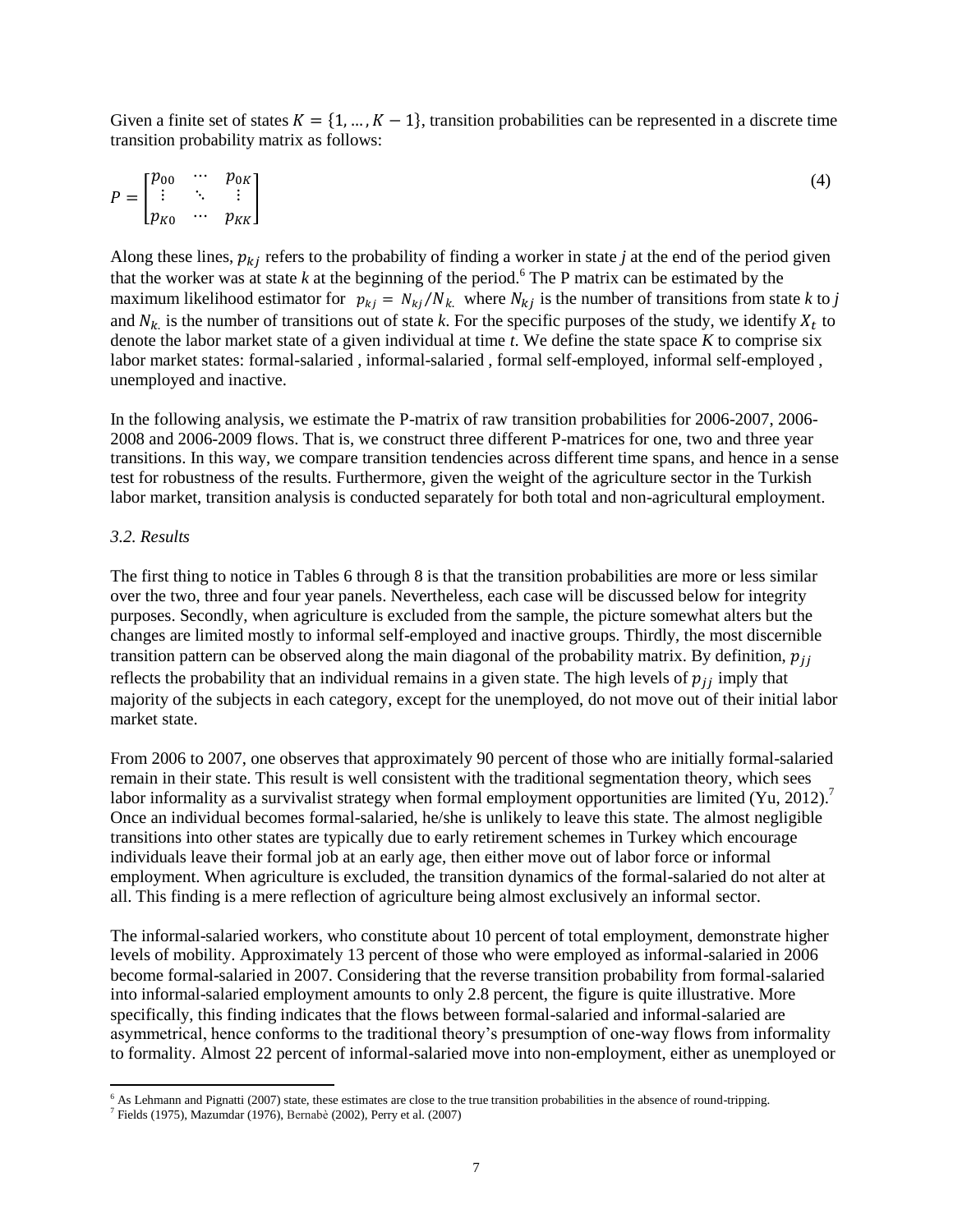Given a finite set of states $K = \{1, \ldots, K-1\}$, transition probabilities can be represented in a discrete time transition probability matrix as follows:

$$P = \begin{bmatrix} p_{00} & \cdots & p_{0K} \\ \vdots & \ddots & \vdots \\ p_{K0} & \cdots & p_{KK} \end{bmatrix} \tag{4}$$

Along these lines, $p_{kj}$ refers to the probability of finding a worker in state *j* at the end of the period given that the worker was at state *k* at the beginning of the period.[6] The P matrix can be estimated by the maximum likelihood estimator for $p_{kj} = N_{kj}/N_{k.}$ where $N_{kj}$ is the number of transitions from state *k* to *j* and $N_{k.}$ is the number of transitions out of state *k*. For the specific purposes of the study, we identify $X_t$ to denote the labor market state of a given individual at time *t*. We define the state space *K* to comprise six labor market states: formal-salaried , informal-salaried , formal self-employed, informal self-employed , unemployed and inactive.

In the following analysis, we estimate the P-matrix of raw transition probabilities for 2006-2007, 2006-2008 and 2006-2009 flows. That is, we construct three different P-matrices for one, two and three year transitions. In this way, we compare transition tendencies across different time spans, and hence in a sense test for robustness of the results. Furthermore, given the weight of the agriculture sector in the Turkish labor market, transition analysis is conducted separately for both total and non-agricultural employment.

*3.2. Results*

The first thing to notice in Tables 6 through 8 is that the transition probabilities are more or less similar over the two, three and four year panels. Nevertheless, each case will be discussed below for integrity purposes. Secondly, when agriculture is excluded from the sample, the picture somewhat alters but the changes are limited mostly to informal self-employed and inactive groups. Thirdly, the most discernible transition pattern can be observed along the main diagonal of the probability matrix. By definition, $p_{jj}$ reflects the probability that an individual remains in a given state. The high levels of $p_{jj}$ imply that majority of the subjects in each category, except for the unemployed, do not move out of their initial labor market state.

From 2006 to 2007, one observes that approximately 90 percent of those who are initially formal-salaried remain in their state. This result is well consistent with the traditional segmentation theory, which sees labor informality as a survivalist strategy when formal employment opportunities are limited (Yu, 2012).[7] Once an individual becomes formal-salaried, he/she is unlikely to leave this state. The almost negligible transitions into other states are typically due to early retirement schemes in Turkey which encourage individuals leave their formal job at an early age, then either move out of labor force or informal employment. When agriculture is excluded, the transition dynamics of the formal-salaried do not alter at all. This finding is a mere reflection of agriculture being almost exclusively an informal sector.

The informal-salaried workers, who constitute about 10 percent of total employment, demonstrate higher levels of mobility. Approximately 13 percent of those who were employed as informal-salaried in 2006 become formal-salaried in 2007. Considering that the reverse transition probability from formal-salaried into informal-salaried employment amounts to only 2.8 percent, the figure is quite illustrative. More specifically, this finding indicates that the flows between formal-salaried and informal-salaried are asymmetrical, hence conforms to the traditional theory's presumption of one-way flows from informality to formality. Almost 22 percent of informal-salaried move into non-employment, either as unemployed or

[6] As Lehmann and Pignatti (2007) state, these estimates are close to the true transition probabilities in the absence of round-tripping.

[7] Fields (1975), Mazumdar (1976), Bernabè (2002), Perry et al. (2007)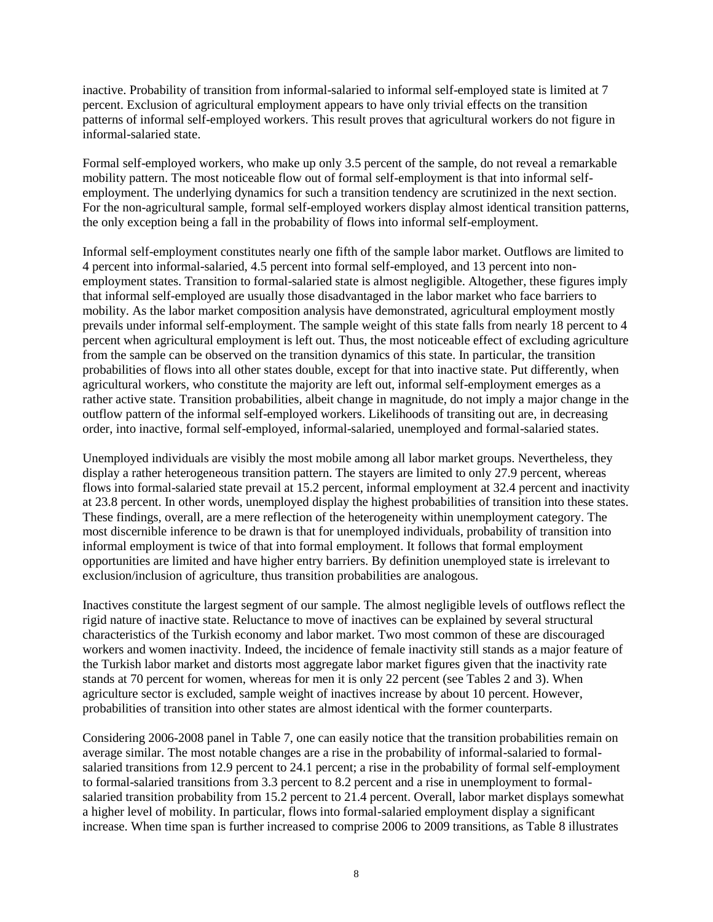inactive. Probability of transition from informal-salaried to informal self-employed state is limited at 7 percent. Exclusion of agricultural employment appears to have only trivial effects on the transition patterns of informal self-employed workers. This result proves that agricultural workers do not figure in informal-salaried state.

Formal self-employed workers, who make up only 3.5 percent of the sample, do not reveal a remarkable mobility pattern. The most noticeable flow out of formal self-employment is that into informal self-employment. The underlying dynamics for such a transition tendency are scrutinized in the next section. For the non-agricultural sample, formal self-employed workers display almost identical transition patterns, the only exception being a fall in the probability of flows into informal self-employment.

Informal self-employment constitutes nearly one fifth of the sample labor market. Outflows are limited to 4 percent into informal-salaried, 4.5 percent into formal self-employed, and 13 percent into non-employment states. Transition to formal-salaried state is almost negligible. Altogether, these figures imply that informal self-employed are usually those disadvantaged in the labor market who face barriers to mobility. As the labor market composition analysis have demonstrated, agricultural employment mostly prevails under informal self-employment. The sample weight of this state falls from nearly 18 percent to 4 percent when agricultural employment is left out. Thus, the most noticeable effect of excluding agriculture from the sample can be observed on the transition dynamics of this state. In particular, the transition probabilities of flows into all other states double, except for that into inactive state. Put differently, when agricultural workers, who constitute the majority are left out, informal self-employment emerges as a rather active state. Transition probabilities, albeit change in magnitude, do not imply a major change in the outflow pattern of the informal self-employed workers. Likelihoods of transiting out are, in decreasing order, into inactive, formal self-employed, informal-salaried, unemployed and formal-salaried states.

Unemployed individuals are visibly the most mobile among all labor market groups. Nevertheless, they display a rather heterogeneous transition pattern. The stayers are limited to only 27.9 percent, whereas flows into formal-salaried state prevail at 15.2 percent, informal employment at 32.4 percent and inactivity at 23.8 percent. In other words, unemployed display the highest probabilities of transition into these states. These findings, overall, are a mere reflection of the heterogeneity within unemployment category. The most discernible inference to be drawn is that for unemployed individuals, probability of transition into informal employment is twice of that into formal employment. It follows that formal employment opportunities are limited and have higher entry barriers. By definition unemployed state is irrelevant to exclusion/inclusion of agriculture, thus transition probabilities are analogous.

Inactives constitute the largest segment of our sample. The almost negligible levels of outflows reflect the rigid nature of inactive state. Reluctance to move of inactives can be explained by several structural characteristics of the Turkish economy and labor market. Two most common of these are discouraged workers and women inactivity. Indeed, the incidence of female inactivity still stands as a major feature of the Turkish labor market and distorts most aggregate labor market figures given that the inactivity rate stands at 70 percent for women, whereas for men it is only 22 percent (see Tables 2 and 3). When agriculture sector is excluded, sample weight of inactives increase by about 10 percent. However, probabilities of transition into other states are almost identical with the former counterparts.

Considering 2006-2008 panel in Table 7, one can easily notice that the transition probabilities remain on average similar. The most notable changes are a rise in the probability of informal-salaried to formal-salaried transitions from 12.9 percent to 24.1 percent; a rise in the probability of formal self-employment to formal-salaried transitions from 3.3 percent to 8.2 percent and a rise in unemployment to formal-salaried transition probability from 15.2 percent to 21.4 percent. Overall, labor market displays somewhat a higher level of mobility. In particular, flows into formal-salaried employment display a significant increase. When time span is further increased to comprise 2006 to 2009 transitions, as Table 8 illustrates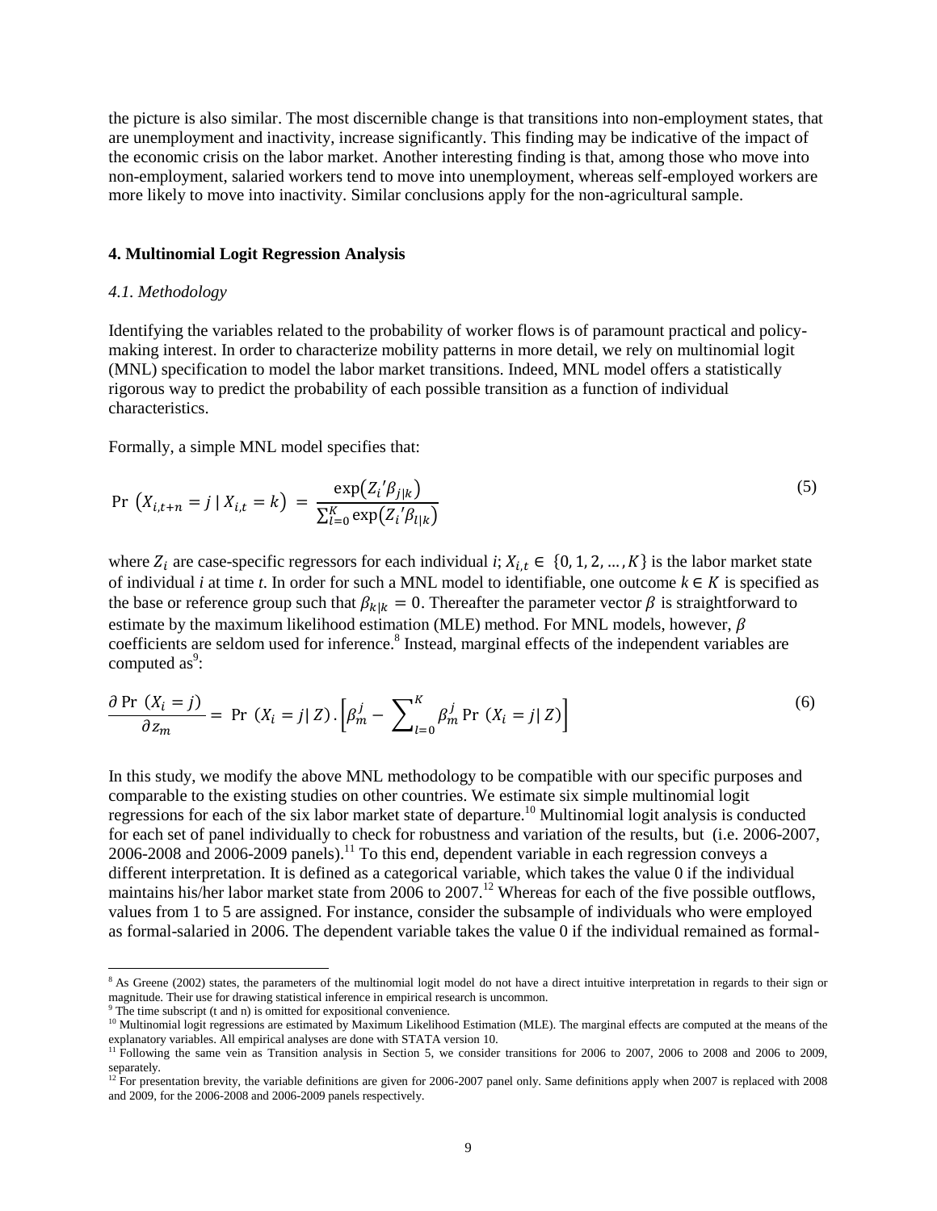the picture is also similar. The most discernible change is that transitions into non-employment states, that are unemployment and inactivity, increase significantly. This finding may be indicative of the impact of the economic crisis on the labor market. Another interesting finding is that, among those who move into non-employment, salaried workers tend to move into unemployment, whereas self-employed workers are more likely to move into inactivity. Similar conclusions apply for the non-agricultural sample.

## 4. Multinomial Logit Regression Analysis

### *4.1. Methodology*

Identifying the variables related to the probability of worker flows is of paramount practical and policy-making interest. In order to characterize mobility patterns in more detail, we rely on multinomial logit (MNL) specification to model the labor market transitions. Indeed, MNL model offers a statistically rigorous way to predict the probability of each possible transition as a function of individual characteristics.

Formally, a simple MNL model specifies that:

$$\Pr\left(X_{i,t+n} = j \mid X_{i,t} = k\right) = \frac{\exp\left(Z_i{}'\beta_{j|k}\right)}{\sum_{l=0}^{K}\exp\left(Z_i{}'\beta_{l|k}\right)} \tag{5}$$

where $Z_i$ are case-specific regressors for each individual *i*; $X_{i,t} \in \{0, 1, 2, \ldots, K\}$ is the labor market state of individual *i* at time *t*. In order for such a MNL model to identifiable, one outcome $k \in K$ is specified as the base or reference group such that $\beta_{k|k} = 0$. Thereafter the parameter vector $\beta$ is straightforward to estimate by the maximum likelihood estimation (MLE) method. For MNL models, however, $\beta$ coefficients are seldom used for inference.[8] Instead, marginal effects of the independent variables are computed as[9]:

$$\frac{\partial \Pr\left(X_i = j\right)}{\partial z_m} = \Pr\left(X_i = j \mid Z\right).\left[\beta_m^j - \sum_{l=0}^{K} \beta_m^j \Pr\left(X_i = j \mid Z\right)\right] \tag{6}$$

In this study, we modify the above MNL methodology to be compatible with our specific purposes and comparable to the existing studies on other countries. We estimate six simple multinomial logit regressions for each of the six labor market state of departure.[10] Multinomial logit analysis is conducted for each set of panel individually to check for robustness and variation of the results, but (i.e. 2006-2007, 2006-2008 and 2006-2009 panels).[11] To this end, dependent variable in each regression conveys a different interpretation. It is defined as a categorical variable, which takes the value 0 if the individual maintains his/her labor market state from 2006 to 2007.[12] Whereas for each of the five possible outflows, values from 1 to 5 are assigned. For instance, consider the subsample of individuals who were employed as formal-salaried in 2006. The dependent variable takes the value 0 if the individual remained as formal-

---

[8] As Greene (2002) states, the parameters of the multinomial logit model do not have a direct intuitive interpretation in regards to their sign or magnitude. Their use for drawing statistical inference in empirical research is uncommon.

[9] The time subscript (t and n) is omitted for expositional convenience.

[10] Multinomial logit regressions are estimated by Maximum Likelihood Estimation (MLE). The marginal effects are computed at the means of the explanatory variables. All empirical analyses are done with STATA version 10.

[11] Following the same vein as Transition analysis in Section 5, we consider transitions for 2006 to 2007, 2006 to 2008 and 2006 to 2009, separately.

[12] For presentation brevity, the variable definitions are given for 2006-2007 panel only. Same definitions apply when 2007 is replaced with 2008 and 2009, for the 2006-2008 and 2006-2009 panels respectively.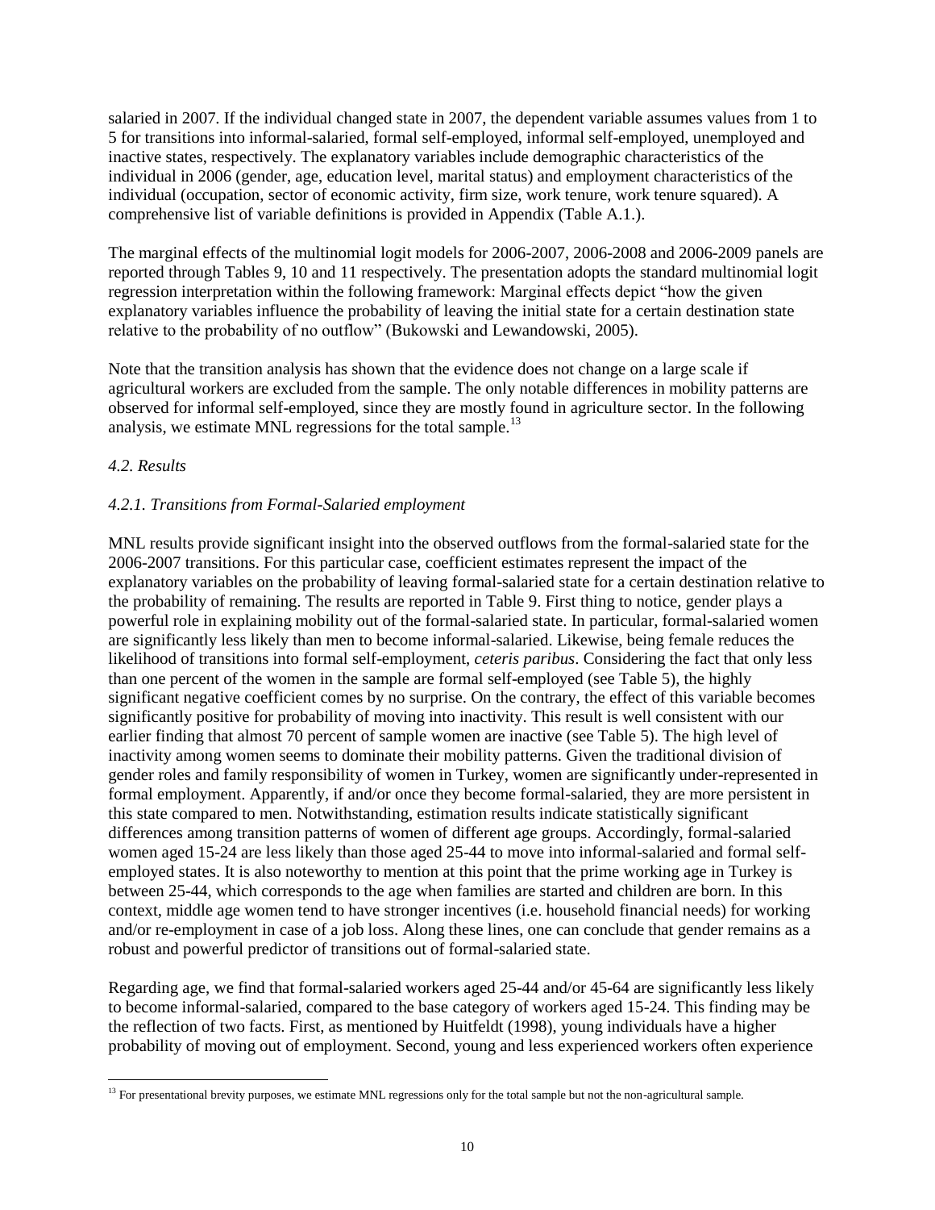salaried in 2007. If the individual changed state in 2007, the dependent variable assumes values from 1 to 5 for transitions into informal-salaried, formal self-employed, informal self-employed, unemployed and inactive states, respectively. The explanatory variables include demographic characteristics of the individual in 2006 (gender, age, education level, marital status) and employment characteristics of the individual (occupation, sector of economic activity, firm size, work tenure, work tenure squared). A comprehensive list of variable definitions is provided in Appendix (Table A.1.).

The marginal effects of the multinomial logit models for 2006-2007, 2006-2008 and 2006-2009 panels are reported through Tables 9, 10 and 11 respectively. The presentation adopts the standard multinomial logit regression interpretation within the following framework: Marginal effects depict "how the given explanatory variables influence the probability of leaving the initial state for a certain destination state relative to the probability of no outflow" (Bukowski and Lewandowski, 2005).

Note that the transition analysis has shown that the evidence does not change on a large scale if agricultural workers are excluded from the sample. The only notable differences in mobility patterns are observed for informal self-employed, since they are mostly found in agriculture sector. In the following analysis, we estimate MNL regressions for the total sample.[13]

### *4.2. Results*

#### *4.2.1. Transitions from Formal-Salaried employment*

MNL results provide significant insight into the observed outflows from the formal-salaried state for the 2006-2007 transitions. For this particular case, coefficient estimates represent the impact of the explanatory variables on the probability of leaving formal-salaried state for a certain destination relative to the probability of remaining. The results are reported in Table 9. First thing to notice, gender plays a powerful role in explaining mobility out of the formal-salaried state. In particular, formal-salaried women are significantly less likely than men to become informal-salaried. Likewise, being female reduces the likelihood of transitions into formal self-employment, *ceteris paribus*. Considering the fact that only less than one percent of the women in the sample are formal self-employed (see Table 5), the highly significant negative coefficient comes by no surprise. On the contrary, the effect of this variable becomes significantly positive for probability of moving into inactivity. This result is well consistent with our earlier finding that almost 70 percent of sample women are inactive (see Table 5). The high level of inactivity among women seems to dominate their mobility patterns. Given the traditional division of gender roles and family responsibility of women in Turkey, women are significantly under-represented in formal employment. Apparently, if and/or once they become formal-salaried, they are more persistent in this state compared to men. Notwithstanding, estimation results indicate statistically significant differences among transition patterns of women of different age groups. Accordingly, formal-salaried women aged 15-24 are less likely than those aged 25-44 to move into informal-salaried and formal self-employed states. It is also noteworthy to mention at this point that the prime working age in Turkey is between 25-44, which corresponds to the age when families are started and children are born. In this context, middle age women tend to have stronger incentives (i.e. household financial needs) for working and/or re-employment in case of a job loss. Along these lines, one can conclude that gender remains as a robust and powerful predictor of transitions out of formal-salaried state.

Regarding age, we find that formal-salaried workers aged 25-44 and/or 45-64 are significantly less likely to become informal-salaried, compared to the base category of workers aged 15-24. This finding may be the reflection of two facts. First, as mentioned by Huitfeldt (1998), young individuals have a higher probability of moving out of employment. Second, young and less experienced workers often experience

[13] For presentational brevity purposes, we estimate MNL regressions only for the total sample but not the non-agricultural sample.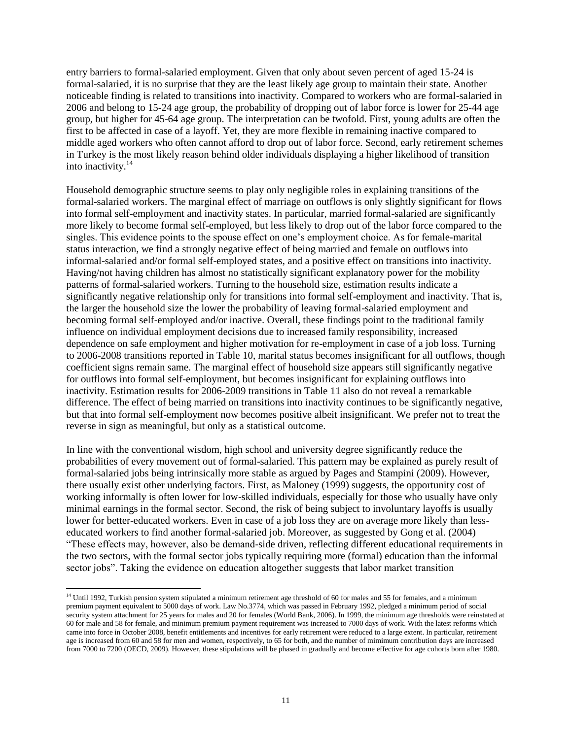entry barriers to formal-salaried employment. Given that only about seven percent of aged 15-24 is formal-salaried, it is no surprise that they are the least likely age group to maintain their state. Another noticeable finding is related to transitions into inactivity. Compared to workers who are formal-salaried in 2006 and belong to 15-24 age group, the probability of dropping out of labor force is lower for 25-44 age group, but higher for 45-64 age group. The interpretation can be twofold. First, young adults are often the first to be affected in case of a layoff. Yet, they are more flexible in remaining inactive compared to middle aged workers who often cannot afford to drop out of labor force. Second, early retirement schemes in Turkey is the most likely reason behind older individuals displaying a higher likelihood of transition into inactivity.[14]

Household demographic structure seems to play only negligible roles in explaining transitions of the formal-salaried workers. The marginal effect of marriage on outflows is only slightly significant for flows into formal self-employment and inactivity states. In particular, married formal-salaried are significantly more likely to become formal self-employed, but less likely to drop out of the labor force compared to the singles. This evidence points to the spouse effect on one's employment choice. As for female-marital status interaction, we find a strongly negative effect of being married and female on outflows into informal-salaried and/or formal self-employed states, and a positive effect on transitions into inactivity. Having/not having children has almost no statistically significant explanatory power for the mobility patterns of formal-salaried workers. Turning to the household size, estimation results indicate a significantly negative relationship only for transitions into formal self-employment and inactivity. That is, the larger the household size the lower the probability of leaving formal-salaried employment and becoming formal self-employed and/or inactive. Overall, these findings point to the traditional family influence on individual employment decisions due to increased family responsibility, increased dependence on safe employment and higher motivation for re-employment in case of a job loss. Turning to 2006-2008 transitions reported in Table 10, marital status becomes insignificant for all outflows, though coefficient signs remain same. The marginal effect of household size appears still significantly negative for outflows into formal self-employment, but becomes insignificant for explaining outflows into inactivity. Estimation results for 2006-2009 transitions in Table 11 also do not reveal a remarkable difference. The effect of being married on transitions into inactivity continues to be significantly negative, but that into formal self-employment now becomes positive albeit insignificant. We prefer not to treat the reverse in sign as meaningful, but only as a statistical outcome.

In line with the conventional wisdom, high school and university degree significantly reduce the probabilities of every movement out of formal-salaried. This pattern may be explained as purely result of formal-salaried jobs being intrinsically more stable as argued by Pages and Stampini (2009). However, there usually exist other underlying factors. First, as Maloney (1999) suggests, the opportunity cost of working informally is often lower for low-skilled individuals, especially for those who usually have only minimal earnings in the formal sector. Second, the risk of being subject to involuntary layoffs is usually lower for better-educated workers. Even in case of a job loss they are on average more likely than less-educated workers to find another formal-salaried job. Moreover, as suggested by Gong et al. (2004) "These effects may, however, also be demand-side driven, reflecting different educational requirements in the two sectors, with the formal sector jobs typically requiring more (formal) education than the informal sector jobs". Taking the evidence on education altogether suggests that labor market transition

[14] Until 1992, Turkish pension system stipulated a minimum retirement age threshold of 60 for males and 55 for females, and a minimum premium payment equivalent to 5000 days of work. Law No.3774, which was passed in February 1992, pledged a minimum period of social security system attachment for 25 years for males and 20 for females (World Bank, 2006). In 1999, the minimum age thresholds were reinstated at 60 for male and 58 for female, and minimum premium payment requirement was increased to 7000 days of work. With the latest reforms which came into force in October 2008, benefit entitlements and incentives for early retirement were reduced to a large extent. In particular, retirement age is increased from 60 and 58 for men and women, respectively, to 65 for both, and the number of mimimum contribution days are increased from 7000 to 7200 (OECD, 2009). However, these stipulations will be phased in gradually and become effective for age cohorts born after 1980.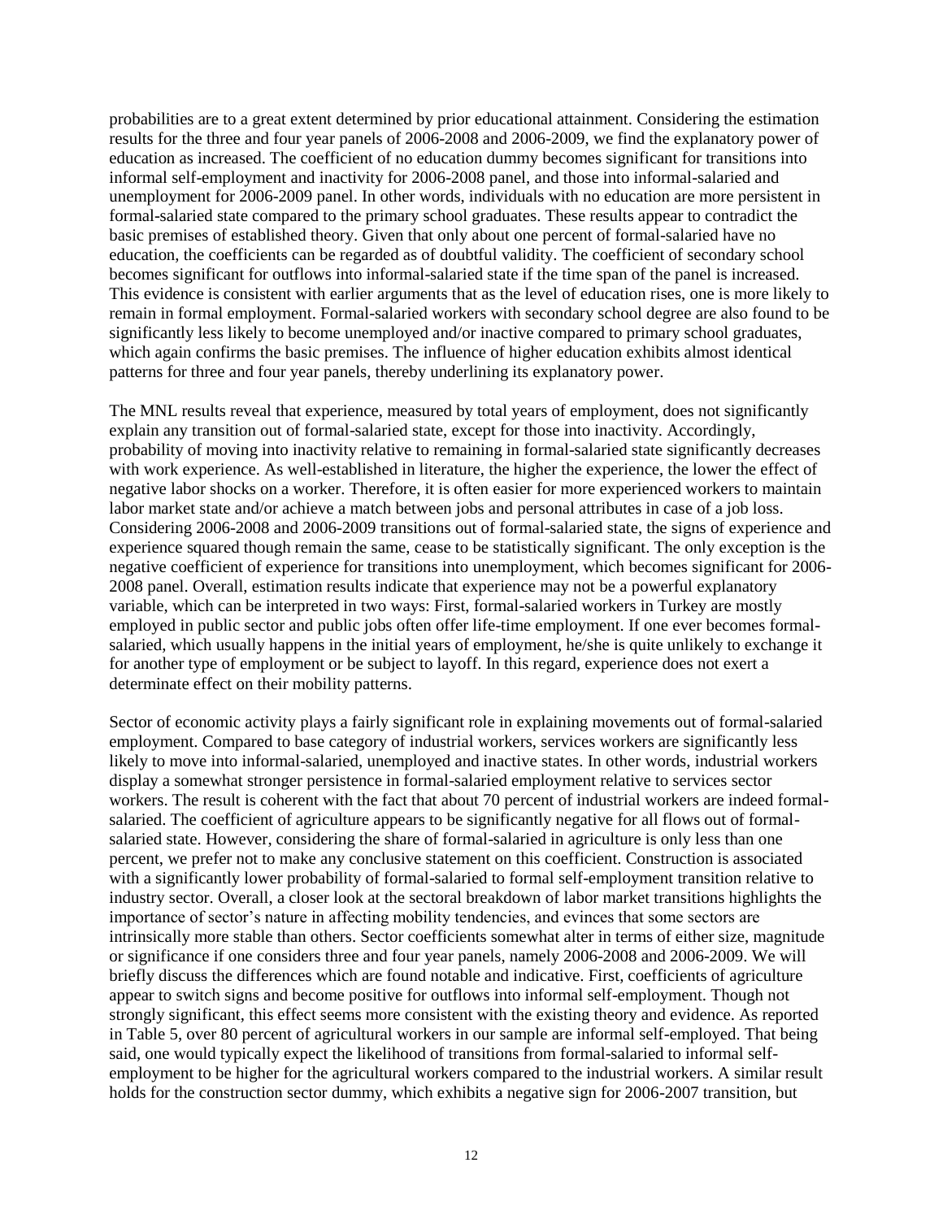probabilities are to a great extent determined by prior educational attainment. Considering the estimation results for the three and four year panels of 2006-2008 and 2006-2009, we find the explanatory power of education as increased. The coefficient of no education dummy becomes significant for transitions into informal self-employment and inactivity for 2006-2008 panel, and those into informal-salaried and unemployment for 2006-2009 panel. In other words, individuals with no education are more persistent in formal-salaried state compared to the primary school graduates. These results appear to contradict the basic premises of established theory. Given that only about one percent of formal-salaried have no education, the coefficients can be regarded as of doubtful validity. The coefficient of secondary school becomes significant for outflows into informal-salaried state if the time span of the panel is increased. This evidence is consistent with earlier arguments that as the level of education rises, one is more likely to remain in formal employment. Formal-salaried workers with secondary school degree are also found to be significantly less likely to become unemployed and/or inactive compared to primary school graduates, which again confirms the basic premises. The influence of higher education exhibits almost identical patterns for three and four year panels, thereby underlining its explanatory power.

The MNL results reveal that experience, measured by total years of employment, does not significantly explain any transition out of formal-salaried state, except for those into inactivity. Accordingly, probability of moving into inactivity relative to remaining in formal-salaried state significantly decreases with work experience. As well-established in literature, the higher the experience, the lower the effect of negative labor shocks on a worker. Therefore, it is often easier for more experienced workers to maintain labor market state and/or achieve a match between jobs and personal attributes in case of a job loss. Considering 2006-2008 and 2006-2009 transitions out of formal-salaried state, the signs of experience and experience squared though remain the same, cease to be statistically significant. The only exception is the negative coefficient of experience for transitions into unemployment, which becomes significant for 2006-2008 panel. Overall, estimation results indicate that experience may not be a powerful explanatory variable, which can be interpreted in two ways: First, formal-salaried workers in Turkey are mostly employed in public sector and public jobs often offer life-time employment. If one ever becomes formal-salaried, which usually happens in the initial years of employment, he/she is quite unlikely to exchange it for another type of employment or be subject to layoff. In this regard, experience does not exert a determinate effect on their mobility patterns.

Sector of economic activity plays a fairly significant role in explaining movements out of formal-salaried employment. Compared to base category of industrial workers, services workers are significantly less likely to move into informal-salaried, unemployed and inactive states. In other words, industrial workers display a somewhat stronger persistence in formal-salaried employment relative to services sector workers. The result is coherent with the fact that about 70 percent of industrial workers are indeed formal-salaried. The coefficient of agriculture appears to be significantly negative for all flows out of formal-salaried state. However, considering the share of formal-salaried in agriculture is only less than one percent, we prefer not to make any conclusive statement on this coefficient. Construction is associated with a significantly lower probability of formal-salaried to formal self-employment transition relative to industry sector. Overall, a closer look at the sectoral breakdown of labor market transitions highlights the importance of sector's nature in affecting mobility tendencies, and evinces that some sectors are intrinsically more stable than others. Sector coefficients somewhat alter in terms of either size, magnitude or significance if one considers three and four year panels, namely 2006-2008 and 2006-2009. We will briefly discuss the differences which are found notable and indicative. First, coefficients of agriculture appear to switch signs and become positive for outflows into informal self-employment. Though not strongly significant, this effect seems more consistent with the existing theory and evidence. As reported in Table 5, over 80 percent of agricultural workers in our sample are informal self-employed. That being said, one would typically expect the likelihood of transitions from formal-salaried to informal self-employment to be higher for the agricultural workers compared to the industrial workers. A similar result holds for the construction sector dummy, which exhibits a negative sign for 2006-2007 transition, but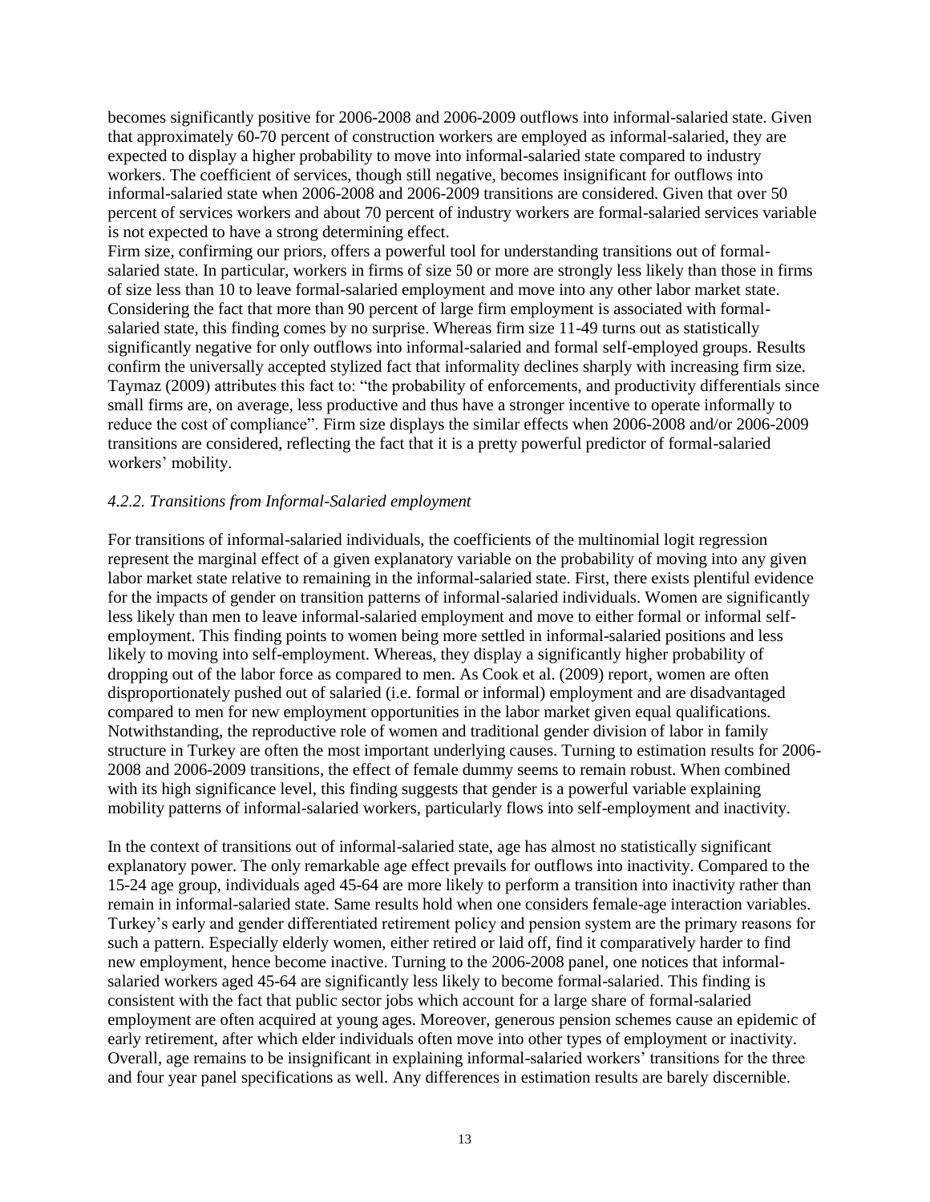becomes significantly positive for 2006-2008 and 2006-2009 outflows into informal-salaried state. Given that approximately 60-70 percent of construction workers are employed as informal-salaried, they are expected to display a higher probability to move into informal-salaried state compared to industry workers. The coefficient of services, though still negative, becomes insignificant for outflows into informal-salaried state when 2006-2008 and 2006-2009 transitions are considered. Given that over 50 percent of services workers and about 70 percent of industry workers are formal-salaried services variable is not expected to have a strong determining effect.

Firm size, confirming our priors, offers a powerful tool for understanding transitions out of formal-salaried state. In particular, workers in firms of size 50 or more are strongly less likely than those in firms of size less than 10 to leave formal-salaried employment and move into any other labor market state. Considering the fact that more than 90 percent of large firm employment is associated with formal-salaried state, this finding comes by no surprise. Whereas firm size 11-49 turns out as statistically significantly negative for only outflows into informal-salaried and formal self-employed groups. Results confirm the universally accepted stylized fact that informality declines sharply with increasing firm size. Taymaz (2009) attributes this fact to: "the probability of enforcements, and productivity differentials since small firms are, on average, less productive and thus have a stronger incentive to operate informally to reduce the cost of compliance". Firm size displays the similar effects when 2006-2008 and/or 2006-2009 transitions are considered, reflecting the fact that it is a pretty powerful predictor of formal-salaried workers' mobility.

#### *4.2.2. Transitions from Informal-Salaried employment*

For transitions of informal-salaried individuals, the coefficients of the multinomial logit regression represent the marginal effect of a given explanatory variable on the probability of moving into any given labor market state relative to remaining in the informal-salaried state. First, there exists plentiful evidence for the impacts of gender on transition patterns of informal-salaried individuals. Women are significantly less likely than men to leave informal-salaried employment and move to either formal or informal self-employment. This finding points to women being more settled in informal-salaried positions and less likely to moving into self-employment. Whereas, they display a significantly higher probability of dropping out of the labor force as compared to men. As Cook et al. (2009) report, women are often disproportionately pushed out of salaried (i.e. formal or informal) employment and are disadvantaged compared to men for new employment opportunities in the labor market given equal qualifications. Notwithstanding, the reproductive role of women and traditional gender division of labor in family structure in Turkey are often the most important underlying causes. Turning to estimation results for 2006-2008 and 2006-2009 transitions, the effect of female dummy seems to remain robust. When combined with its high significance level, this finding suggests that gender is a powerful variable explaining mobility patterns of informal-salaried workers, particularly flows into self-employment and inactivity.

In the context of transitions out of informal-salaried state, age has almost no statistically significant explanatory power. The only remarkable age effect prevails for outflows into inactivity. Compared to the 15-24 age group, individuals aged 45-64 are more likely to perform a transition into inactivity rather than remain in informal-salaried state. Same results hold when one considers female-age interaction variables. Turkey's early and gender differentiated retirement policy and pension system are the primary reasons for such a pattern. Especially elderly women, either retired or laid off, find it comparatively harder to find new employment, hence become inactive. Turning to the 2006-2008 panel, one notices that informal-salaried workers aged 45-64 are significantly less likely to become formal-salaried. This finding is consistent with the fact that public sector jobs which account for a large share of formal-salaried employment are often acquired at young ages. Moreover, generous pension schemes cause an epidemic of early retirement, after which elder individuals often move into other types of employment or inactivity. Overall, age remains to be insignificant in explaining informal-salaried workers' transitions for the three and four year panel specifications as well. Any differences in estimation results are barely discernible.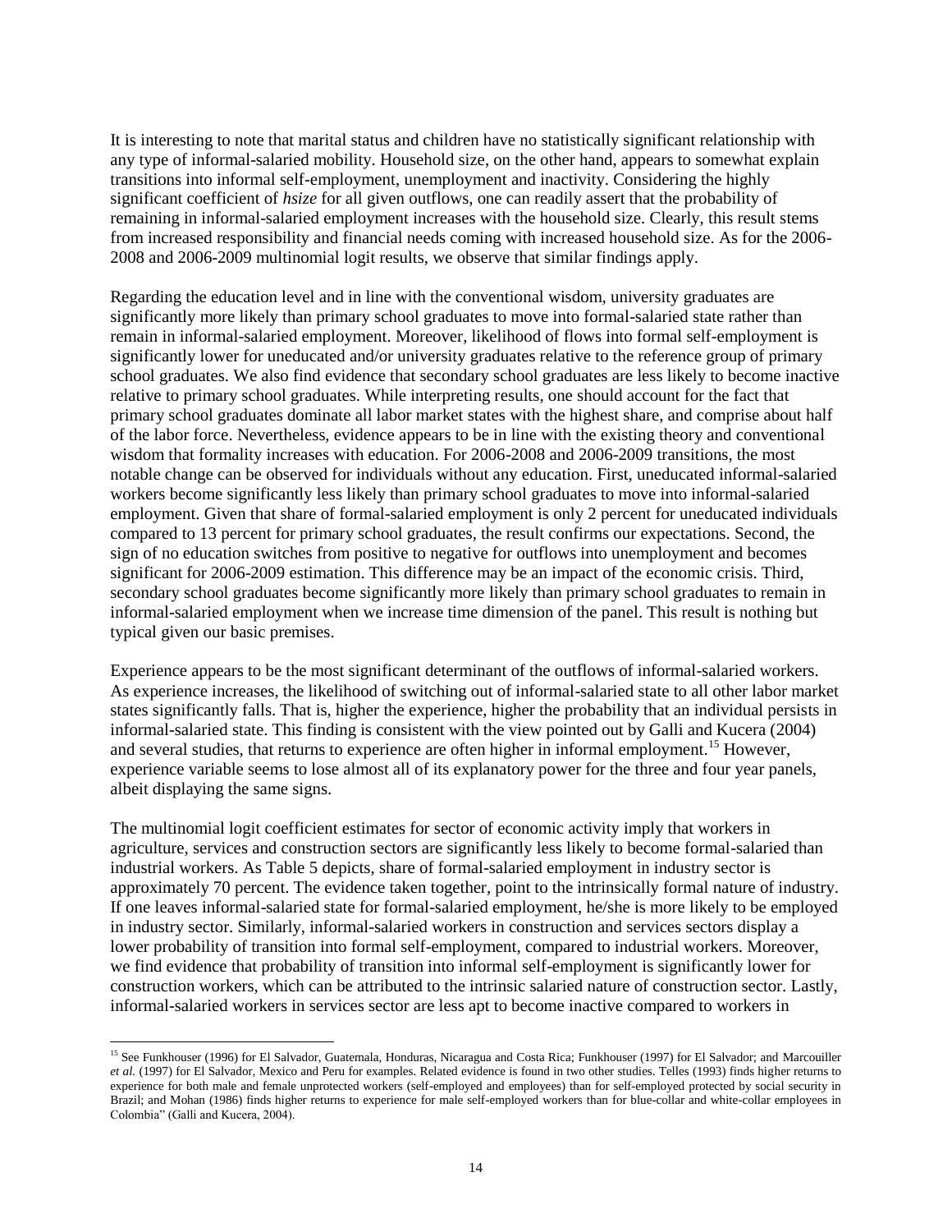It is interesting to note that marital status and children have no statistically significant relationship with any type of informal-salaried mobility. Household size, on the other hand, appears to somewhat explain transitions into informal self-employment, unemployment and inactivity. Considering the highly significant coefficient of *hsize* for all given outflows, one can readily assert that the probability of remaining in informal-salaried employment increases with the household size. Clearly, this result stems from increased responsibility and financial needs coming with increased household size. As for the 2006-2008 and 2006-2009 multinomial logit results, we observe that similar findings apply.

Regarding the education level and in line with the conventional wisdom, university graduates are significantly more likely than primary school graduates to move into formal-salaried state rather than remain in informal-salaried employment. Moreover, likelihood of flows into formal self-employment is significantly lower for uneducated and/or university graduates relative to the reference group of primary school graduates. We also find evidence that secondary school graduates are less likely to become inactive relative to primary school graduates. While interpreting results, one should account for the fact that primary school graduates dominate all labor market states with the highest share, and comprise about half of the labor force. Nevertheless, evidence appears to be in line with the existing theory and conventional wisdom that formality increases with education. For 2006-2008 and 2006-2009 transitions, the most notable change can be observed for individuals without any education. First, uneducated informal-salaried workers become significantly less likely than primary school graduates to move into informal-salaried employment. Given that share of formal-salaried employment is only 2 percent for uneducated individuals compared to 13 percent for primary school graduates, the result confirms our expectations. Second, the sign of no education switches from positive to negative for outflows into unemployment and becomes significant for 2006-2009 estimation. This difference may be an impact of the economic crisis. Third, secondary school graduates become significantly more likely than primary school graduates to remain in informal-salaried employment when we increase time dimension of the panel. This result is nothing but typical given our basic premises.

Experience appears to be the most significant determinant of the outflows of informal-salaried workers. As experience increases, the likelihood of switching out of informal-salaried state to all other labor market states significantly falls. That is, higher the experience, higher the probability that an individual persists in informal-salaried state. This finding is consistent with the view pointed out by Galli and Kucera (2004) and several studies, that returns to experience are often higher in informal employment.[15] However, experience variable seems to lose almost all of its explanatory power for the three and four year panels, albeit displaying the same signs.

The multinomial logit coefficient estimates for sector of economic activity imply that workers in agriculture, services and construction sectors are significantly less likely to become formal-salaried than industrial workers. As Table 5 depicts, share of formal-salaried employment in industry sector is approximately 70 percent. The evidence taken together, point to the intrinsically formal nature of industry. If one leaves informal-salaried state for formal-salaried employment, he/she is more likely to be employed in industry sector. Similarly, informal-salaried workers in construction and services sectors display a lower probability of transition into formal self-employment, compared to industrial workers. Moreover, we find evidence that probability of transition into informal self-employment is significantly lower for construction workers, which can be attributed to the intrinsic salaried nature of construction sector. Lastly, informal-salaried workers in services sector are less apt to become inactive compared to workers in

---

[15] See Funkhouser (1996) for El Salvador, Guatemala, Honduras, Nicaragua and Costa Rica; Funkhouser (1997) for El Salvador; and Marcouiller *et al.* (1997) for El Salvador, Mexico and Peru for examples. Related evidence is found in two other studies. Telles (1993) finds higher returns to experience for both male and female unprotected workers (self-employed and employees) than for self-employed protected by social security in Brazil; and Mohan (1986) finds higher returns to experience for male self-employed workers than for blue-collar and white-collar employees in Colombia" (Galli and Kucera, 2004).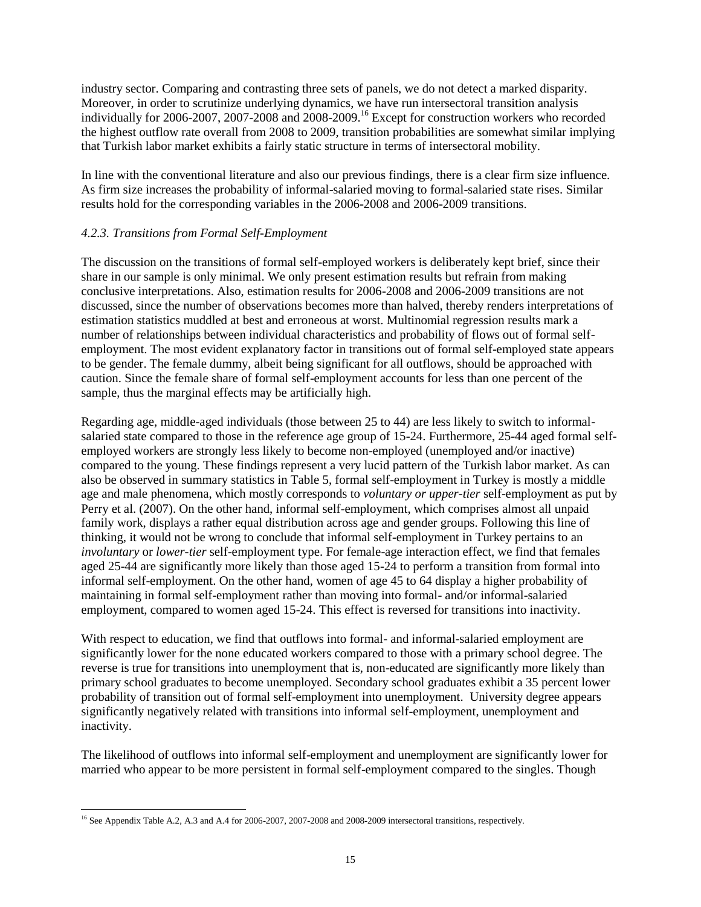industry sector. Comparing and contrasting three sets of panels, we do not detect a marked disparity. Moreover, in order to scrutinize underlying dynamics, we have run intersectoral transition analysis individually for 2006-2007, 2007-2008 and 2008-2009.[16] Except for construction workers who recorded the highest outflow rate overall from 2008 to 2009, transition probabilities are somewhat similar implying that Turkish labor market exhibits a fairly static structure in terms of intersectoral mobility.

In line with the conventional literature and also our previous findings, there is a clear firm size influence. As firm size increases the probability of informal-salaried moving to formal-salaried state rises. Similar results hold for the corresponding variables in the 2006-2008 and 2006-2009 transitions.

### *4.2.3. Transitions from Formal Self-Employment*

The discussion on the transitions of formal self-employed workers is deliberately kept brief, since their share in our sample is only minimal. We only present estimation results but refrain from making conclusive interpretations. Also, estimation results for 2006-2008 and 2006-2009 transitions are not discussed, since the number of observations becomes more than halved, thereby renders interpretations of estimation statistics muddled at best and erroneous at worst. Multinomial regression results mark a number of relationships between individual characteristics and probability of flows out of formal self-employment. The most evident explanatory factor in transitions out of formal self-employed state appears to be gender. The female dummy, albeit being significant for all outflows, should be approached with caution. Since the female share of formal self-employment accounts for less than one percent of the sample, thus the marginal effects may be artificially high.

Regarding age, middle-aged individuals (those between 25 to 44) are less likely to switch to informal-salaried state compared to those in the reference age group of 15-24. Furthermore, 25-44 aged formal self-employed workers are strongly less likely to become non-employed (unemployed and/or inactive) compared to the young. These findings represent a very lucid pattern of the Turkish labor market. As can also be observed in summary statistics in Table 5, formal self-employment in Turkey is mostly a middle age and male phenomena, which mostly corresponds to *voluntary or upper-tier* self-employment as put by Perry et al. (2007). On the other hand, informal self-employment, which comprises almost all unpaid family work, displays a rather equal distribution across age and gender groups. Following this line of thinking, it would not be wrong to conclude that informal self-employment in Turkey pertains to an *involuntary* or *lower-tier* self-employment type. For female-age interaction effect, we find that females aged 25-44 are significantly more likely than those aged 15-24 to perform a transition from formal into informal self-employment. On the other hand, women of age 45 to 64 display a higher probability of maintaining in formal self-employment rather than moving into formal- and/or informal-salaried employment, compared to women aged 15-24. This effect is reversed for transitions into inactivity.

With respect to education, we find that outflows into formal- and informal-salaried employment are significantly lower for the none educated workers compared to those with a primary school degree. The reverse is true for transitions into unemployment that is, non-educated are significantly more likely than primary school graduates to become unemployed. Secondary school graduates exhibit a 35 percent lower probability of transition out of formal self-employment into unemployment. University degree appears significantly negatively related with transitions into informal self-employment, unemployment and inactivity.

The likelihood of outflows into informal self-employment and unemployment are significantly lower for married who appear to be more persistent in formal self-employment compared to the singles. Though

---

[16] See Appendix Table A.2, A.3 and A.4 for 2006-2007, 2007-2008 and 2008-2009 intersectoral transitions, respectively.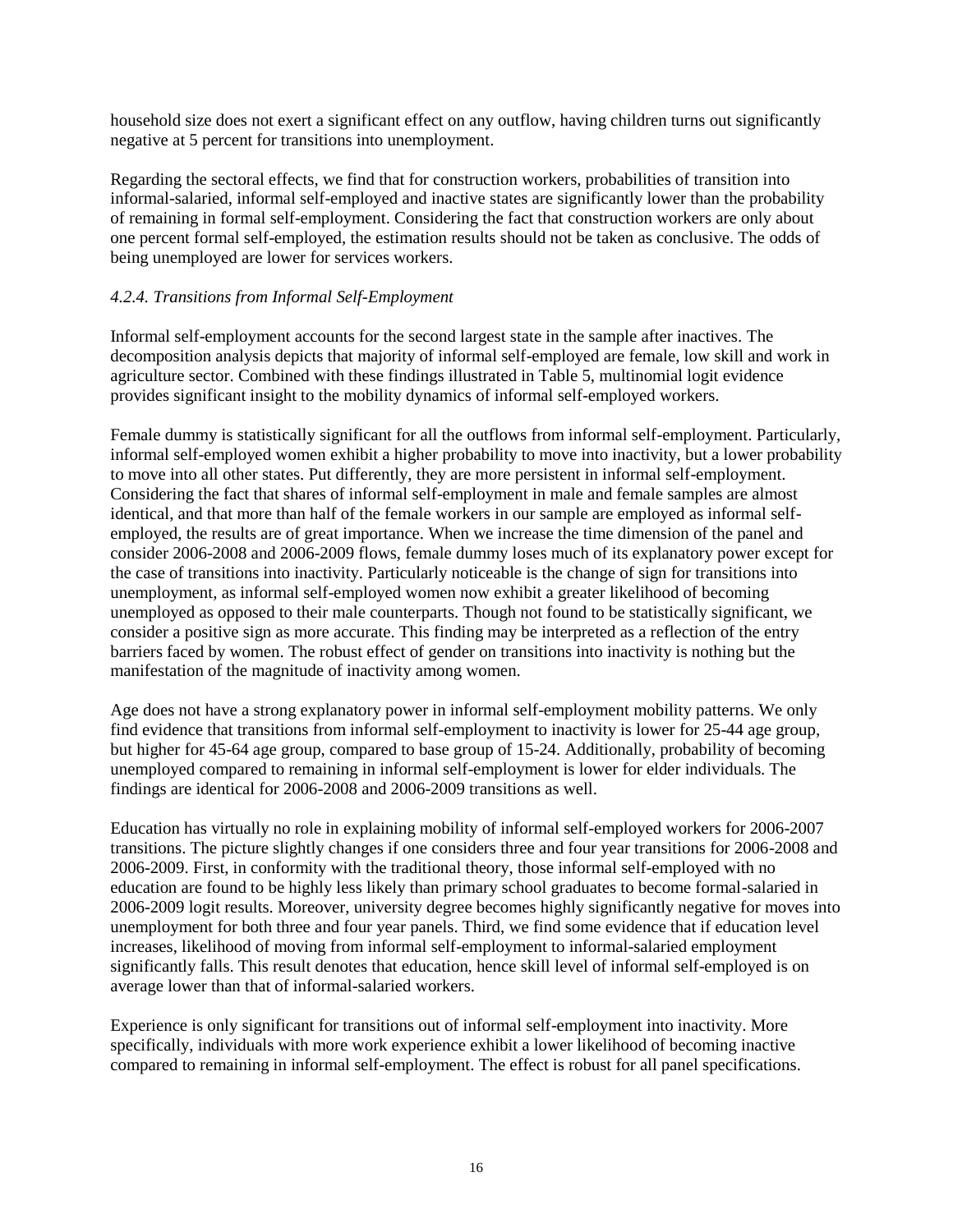household size does not exert a significant effect on any outflow, having children turns out significantly negative at 5 percent for transitions into unemployment.

Regarding the sectoral effects, we find that for construction workers, probabilities of transition into informal-salaried, informal self-employed and inactive states are significantly lower than the probability of remaining in formal self-employment. Considering the fact that construction workers are only about one percent formal self-employed, the estimation results should not be taken as conclusive. The odds of being unemployed are lower for services workers.

#### *4.2.4. Transitions from Informal Self-Employment*

Informal self-employment accounts for the second largest state in the sample after inactives. The decomposition analysis depicts that majority of informal self-employed are female, low skill and work in agriculture sector. Combined with these findings illustrated in Table 5, multinomial logit evidence provides significant insight to the mobility dynamics of informal self-employed workers.

Female dummy is statistically significant for all the outflows from informal self-employment. Particularly, informal self-employed women exhibit a higher probability to move into inactivity, but a lower probability to move into all other states. Put differently, they are more persistent in informal self-employment. Considering the fact that shares of informal self-employment in male and female samples are almost identical, and that more than half of the female workers in our sample are employed as informal self-employed, the results are of great importance. When we increase the time dimension of the panel and consider 2006-2008 and 2006-2009 flows, female dummy loses much of its explanatory power except for the case of transitions into inactivity. Particularly noticeable is the change of sign for transitions into unemployment, as informal self-employed women now exhibit a greater likelihood of becoming unemployed as opposed to their male counterparts. Though not found to be statistically significant, we consider a positive sign as more accurate. This finding may be interpreted as a reflection of the entry barriers faced by women. The robust effect of gender on transitions into inactivity is nothing but the manifestation of the magnitude of inactivity among women.

Age does not have a strong explanatory power in informal self-employment mobility patterns. We only find evidence that transitions from informal self-employment to inactivity is lower for 25-44 age group, but higher for 45-64 age group, compared to base group of 15-24. Additionally, probability of becoming unemployed compared to remaining in informal self-employment is lower for elder individuals. The findings are identical for 2006-2008 and 2006-2009 transitions as well.

Education has virtually no role in explaining mobility of informal self-employed workers for 2006-2007 transitions. The picture slightly changes if one considers three and four year transitions for 2006-2008 and 2006-2009. First, in conformity with the traditional theory, those informal self-employed with no education are found to be highly less likely than primary school graduates to become formal-salaried in 2006-2009 logit results. Moreover, university degree becomes highly significantly negative for moves into unemployment for both three and four year panels. Third, we find some evidence that if education level increases, likelihood of moving from informal self-employment to informal-salaried employment significantly falls. This result denotes that education, hence skill level of informal self-employed is on average lower than that of informal-salaried workers.

Experience is only significant for transitions out of informal self-employment into inactivity. More specifically, individuals with more work experience exhibit a lower likelihood of becoming inactive compared to remaining in informal self-employment. The effect is robust for all panel specifications.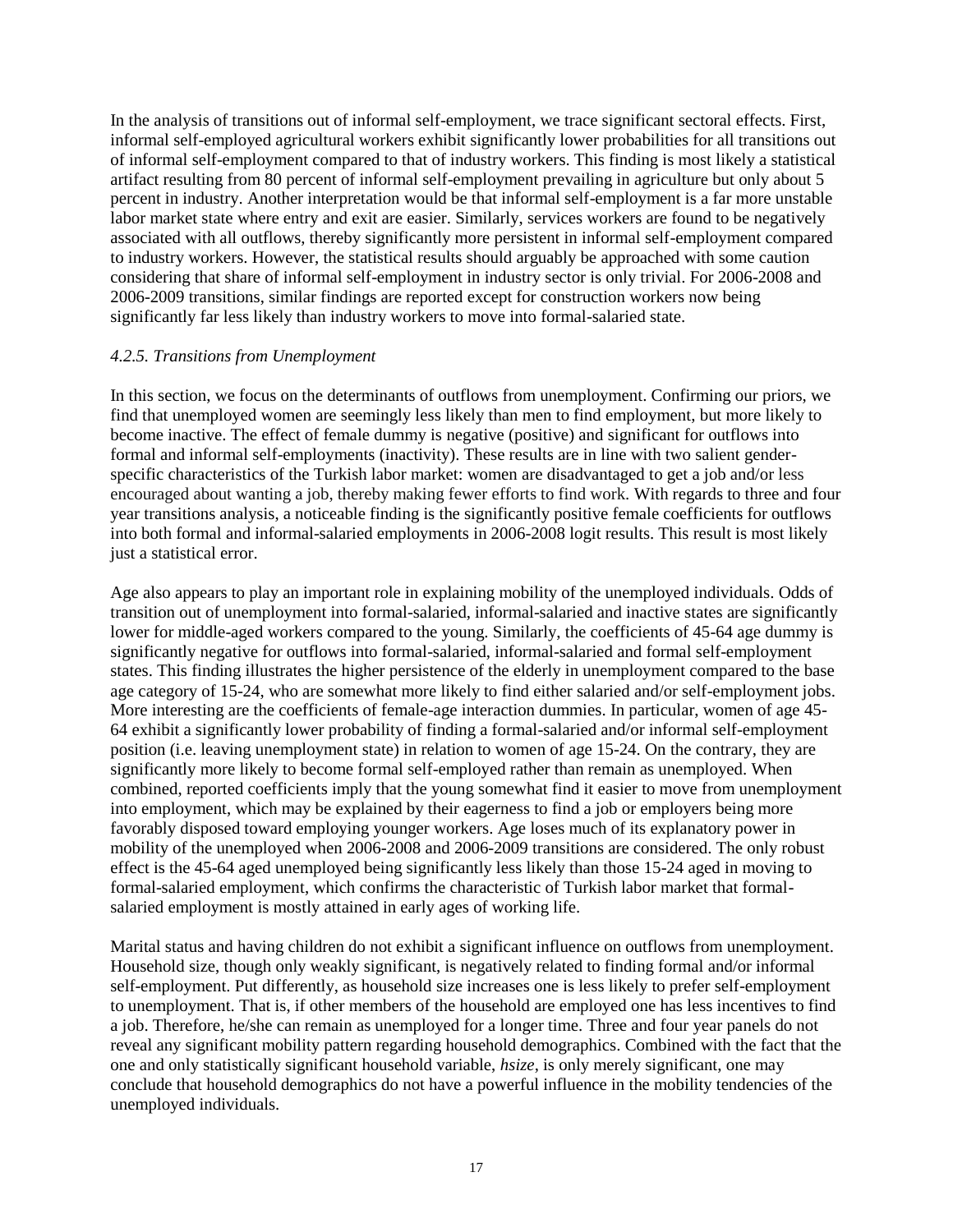In the analysis of transitions out of informal self-employment, we trace significant sectoral effects. First, informal self-employed agricultural workers exhibit significantly lower probabilities for all transitions out of informal self-employment compared to that of industry workers. This finding is most likely a statistical artifact resulting from 80 percent of informal self-employment prevailing in agriculture but only about 5 percent in industry. Another interpretation would be that informal self-employment is a far more unstable labor market state where entry and exit are easier. Similarly, services workers are found to be negatively associated with all outflows, thereby significantly more persistent in informal self-employment compared to industry workers. However, the statistical results should arguably be approached with some caution considering that share of informal self-employment in industry sector is only trivial. For 2006-2008 and 2006-2009 transitions, similar findings are reported except for construction workers now being significantly far less likely than industry workers to move into formal-salaried state.

### *4.2.5. Transitions from Unemployment*

In this section, we focus on the determinants of outflows from unemployment. Confirming our priors, we find that unemployed women are seemingly less likely than men to find employment, but more likely to become inactive. The effect of female dummy is negative (positive) and significant for outflows into formal and informal self-employments (inactivity). These results are in line with two salient gender-specific characteristics of the Turkish labor market: women are disadvantaged to get a job and/or less encouraged about wanting a job, thereby making fewer efforts to find work. With regards to three and four year transitions analysis, a noticeable finding is the significantly positive female coefficients for outflows into both formal and informal-salaried employments in 2006-2008 logit results. This result is most likely just a statistical error.

Age also appears to play an important role in explaining mobility of the unemployed individuals. Odds of transition out of unemployment into formal-salaried, informal-salaried and inactive states are significantly lower for middle-aged workers compared to the young. Similarly, the coefficients of 45-64 age dummy is significantly negative for outflows into formal-salaried, informal-salaried and formal self-employment states. This finding illustrates the higher persistence of the elderly in unemployment compared to the base age category of 15-24, who are somewhat more likely to find either salaried and/or self-employment jobs. More interesting are the coefficients of female-age interaction dummies. In particular, women of age 45-64 exhibit a significantly lower probability of finding a formal-salaried and/or informal self-employment position (i.e. leaving unemployment state) in relation to women of age 15-24. On the contrary, they are significantly more likely to become formal self-employed rather than remain as unemployed. When combined, reported coefficients imply that the young somewhat find it easier to move from unemployment into employment, which may be explained by their eagerness to find a job or employers being more favorably disposed toward employing younger workers. Age loses much of its explanatory power in mobility of the unemployed when 2006-2008 and 2006-2009 transitions are considered. The only robust effect is the 45-64 aged unemployed being significantly less likely than those 15-24 aged in moving to formal-salaried employment, which confirms the characteristic of Turkish labor market that formal-salaried employment is mostly attained in early ages of working life.

Marital status and having children do not exhibit a significant influence on outflows from unemployment. Household size, though only weakly significant, is negatively related to finding formal and/or informal self-employment. Put differently, as household size increases one is less likely to prefer self-employment to unemployment. That is, if other members of the household are employed one has less incentives to find a job. Therefore, he/she can remain as unemployed for a longer time. Three and four year panels do not reveal any significant mobility pattern regarding household demographics. Combined with the fact that the one and only statistically significant household variable, *hsize*, is only merely significant, one may conclude that household demographics do not have a powerful influence in the mobility tendencies of the unemployed individuals.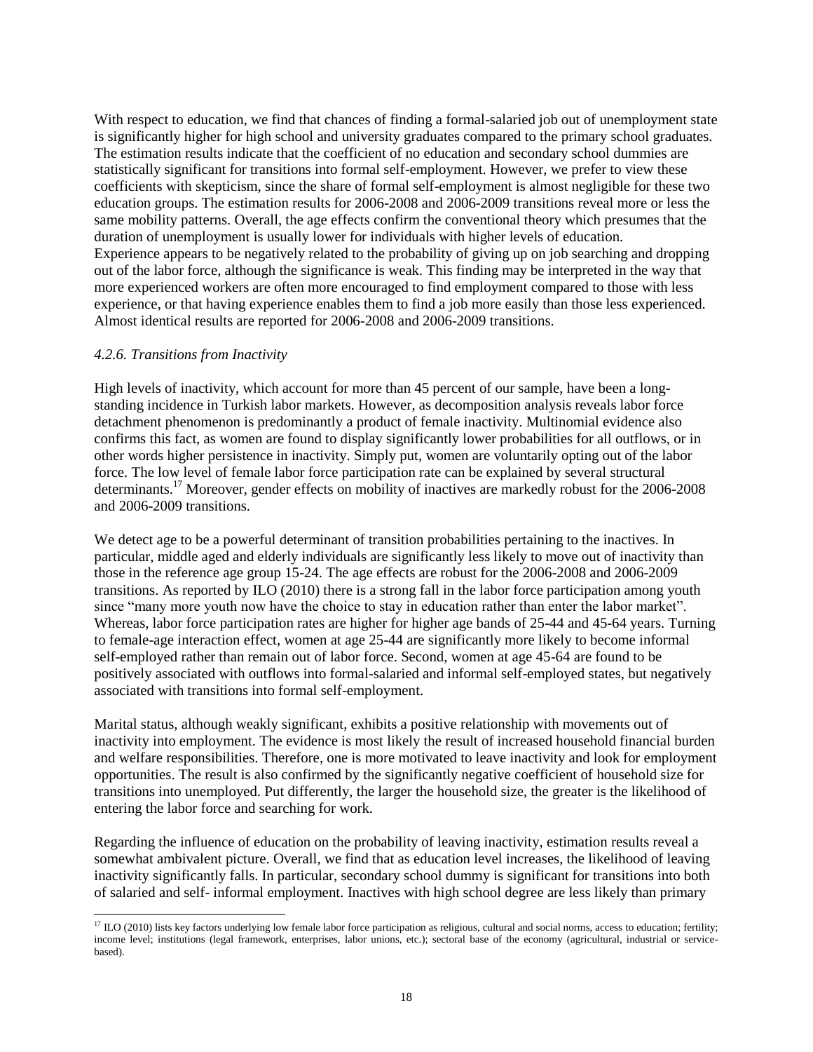With respect to education, we find that chances of finding a formal-salaried job out of unemployment state is significantly higher for high school and university graduates compared to the primary school graduates. The estimation results indicate that the coefficient of no education and secondary school dummies are statistically significant for transitions into formal self-employment. However, we prefer to view these coefficients with skepticism, since the share of formal self-employment is almost negligible for these two education groups. The estimation results for 2006-2008 and 2006-2009 transitions reveal more or less the same mobility patterns. Overall, the age effects confirm the conventional theory which presumes that the duration of unemployment is usually lower for individuals with higher levels of education.

Experience appears to be negatively related to the probability of giving up on job searching and dropping out of the labor force, although the significance is weak. This finding may be interpreted in the way that more experienced workers are often more encouraged to find employment compared to those with less experience, or that having experience enables them to find a job more easily than those less experienced. Almost identical results are reported for 2006-2008 and 2006-2009 transitions.

#### *4.2.6. Transitions from Inactivity*

High levels of inactivity, which account for more than 45 percent of our sample, have been a long-standing incidence in Turkish labor markets. However, as decomposition analysis reveals labor force detachment phenomenon is predominantly a product of female inactivity. Multinomial evidence also confirms this fact, as women are found to display significantly lower probabilities for all outflows, or in other words higher persistence in inactivity. Simply put, women are voluntarily opting out of the labor force. The low level of female labor force participation rate can be explained by several structural determinants.[17] Moreover, gender effects on mobility of inactives are markedly robust for the 2006-2008 and 2006-2009 transitions.

We detect age to be a powerful determinant of transition probabilities pertaining to the inactives. In particular, middle aged and elderly individuals are significantly less likely to move out of inactivity than those in the reference age group 15-24. The age effects are robust for the 2006-2008 and 2006-2009 transitions. As reported by ILO (2010) there is a strong fall in the labor force participation among youth since "many more youth now have the choice to stay in education rather than enter the labor market". Whereas, labor force participation rates are higher for higher age bands of 25-44 and 45-64 years. Turning to female-age interaction effect, women at age 25-44 are significantly more likely to become informal self-employed rather than remain out of labor force. Second, women at age 45-64 are found to be positively associated with outflows into formal-salaried and informal self-employed states, but negatively associated with transitions into formal self-employment.

Marital status, although weakly significant, exhibits a positive relationship with movements out of inactivity into employment. The evidence is most likely the result of increased household financial burden and welfare responsibilities. Therefore, one is more motivated to leave inactivity and look for employment opportunities. The result is also confirmed by the significantly negative coefficient of household size for transitions into unemployed. Put differently, the larger the household size, the greater is the likelihood of entering the labor force and searching for work.

Regarding the influence of education on the probability of leaving inactivity, estimation results reveal a somewhat ambivalent picture. Overall, we find that as education level increases, the likelihood of leaving inactivity significantly falls. In particular, secondary school dummy is significant for transitions into both of salaried and self- informal employment. Inactives with high school degree are less likely than primary

---

[17] ILO (2010) lists key factors underlying low female labor force participation as religious, cultural and social norms, access to education; fertility; income level; institutions (legal framework, enterprises, labor unions, etc.); sectoral base of the economy (agricultural, industrial or service-based).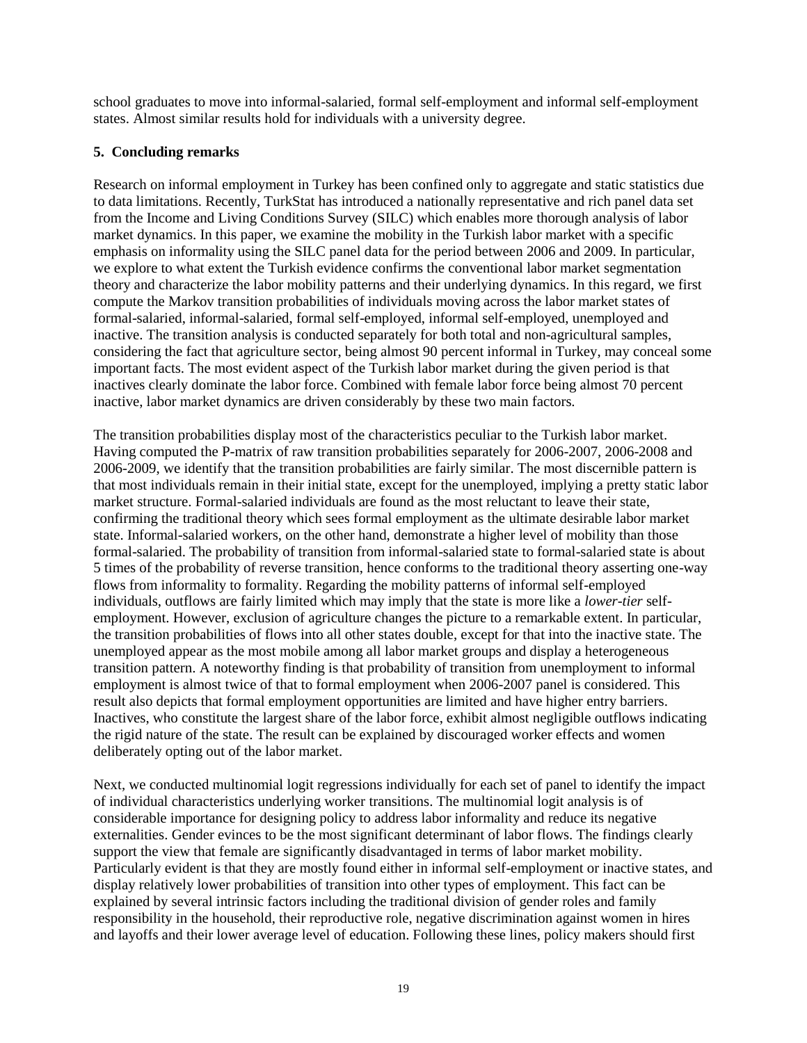school graduates to move into informal-salaried, formal self-employment and informal self-employment states. Almost similar results hold for individuals with a university degree.

## 5. Concluding remarks

Research on informal employment in Turkey has been confined only to aggregate and static statistics due to data limitations. Recently, TurkStat has introduced a nationally representative and rich panel data set from the Income and Living Conditions Survey (SILC) which enables more thorough analysis of labor market dynamics. In this paper, we examine the mobility in the Turkish labor market with a specific emphasis on informality using the SILC panel data for the period between 2006 and 2009. In particular, we explore to what extent the Turkish evidence confirms the conventional labor market segmentation theory and characterize the labor mobility patterns and their underlying dynamics. In this regard, we first compute the Markov transition probabilities of individuals moving across the labor market states of formal-salaried, informal-salaried, formal self-employed, informal self-employed, unemployed and inactive. The transition analysis is conducted separately for both total and non-agricultural samples, considering the fact that agriculture sector, being almost 90 percent informal in Turkey, may conceal some important facts. The most evident aspect of the Turkish labor market during the given period is that inactives clearly dominate the labor force. Combined with female labor force being almost 70 percent inactive, labor market dynamics are driven considerably by these two main factors.

The transition probabilities display most of the characteristics peculiar to the Turkish labor market. Having computed the P-matrix of raw transition probabilities separately for 2006-2007, 2006-2008 and 2006-2009, we identify that the transition probabilities are fairly similar. The most discernible pattern is that most individuals remain in their initial state, except for the unemployed, implying a pretty static labor market structure. Formal-salaried individuals are found as the most reluctant to leave their state, confirming the traditional theory which sees formal employment as the ultimate desirable labor market state. Informal-salaried workers, on the other hand, demonstrate a higher level of mobility than those formal-salaried. The probability of transition from informal-salaried state to formal-salaried state is about 5 times of the probability of reverse transition, hence conforms to the traditional theory asserting one-way flows from informality to formality. Regarding the mobility patterns of informal self-employed individuals, outflows are fairly limited which may imply that the state is more like a *lower-tier* self-employment. However, exclusion of agriculture changes the picture to a remarkable extent. In particular, the transition probabilities of flows into all other states double, except for that into the inactive state. The unemployed appear as the most mobile among all labor market groups and display a heterogeneous transition pattern. A noteworthy finding is that probability of transition from unemployment to informal employment is almost twice of that to formal employment when 2006-2007 panel is considered. This result also depicts that formal employment opportunities are limited and have higher entry barriers. Inactives, who constitute the largest share of the labor force, exhibit almost negligible outflows indicating the rigid nature of the state. The result can be explained by discouraged worker effects and women deliberately opting out of the labor market.

Next, we conducted multinomial logit regressions individually for each set of panel to identify the impact of individual characteristics underlying worker transitions. The multinomial logit analysis is of considerable importance for designing policy to address labor informality and reduce its negative externalities. Gender evinces to be the most significant determinant of labor flows. The findings clearly support the view that female are significantly disadvantaged in terms of labor market mobility. Particularly evident is that they are mostly found either in informal self-employment or inactive states, and display relatively lower probabilities of transition into other types of employment. This fact can be explained by several intrinsic factors including the traditional division of gender roles and family responsibility in the household, their reproductive role, negative discrimination against women in hires and layoffs and their lower average level of education. Following these lines, policy makers should first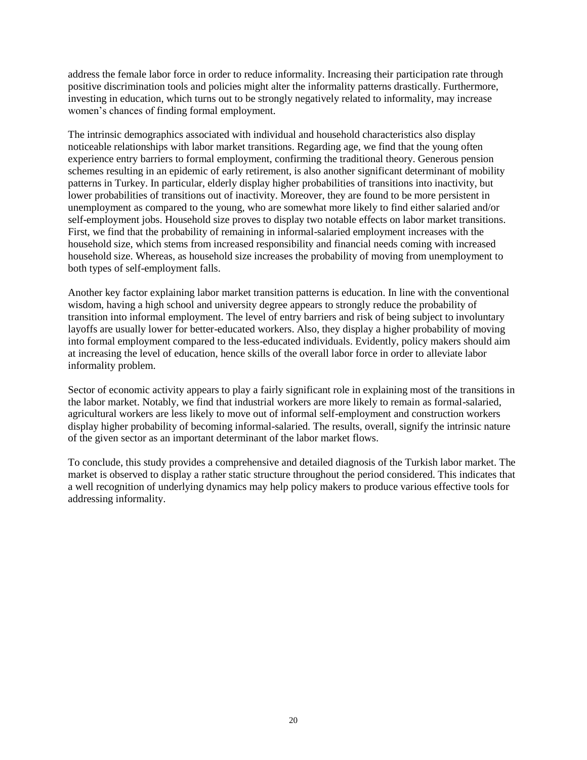address the female labor force in order to reduce informality. Increasing their participation rate through positive discrimination tools and policies might alter the informality patterns drastically. Furthermore, investing in education, which turns out to be strongly negatively related to informality, may increase women's chances of finding formal employment.

The intrinsic demographics associated with individual and household characteristics also display noticeable relationships with labor market transitions. Regarding age, we find that the young often experience entry barriers to formal employment, confirming the traditional theory. Generous pension schemes resulting in an epidemic of early retirement, is also another significant determinant of mobility patterns in Turkey. In particular, elderly display higher probabilities of transitions into inactivity, but lower probabilities of transitions out of inactivity. Moreover, they are found to be more persistent in unemployment as compared to the young, who are somewhat more likely to find either salaried and/or self-employment jobs. Household size proves to display two notable effects on labor market transitions. First, we find that the probability of remaining in informal-salaried employment increases with the household size, which stems from increased responsibility and financial needs coming with increased household size. Whereas, as household size increases the probability of moving from unemployment to both types of self-employment falls.

Another key factor explaining labor market transition patterns is education. In line with the conventional wisdom, having a high school and university degree appears to strongly reduce the probability of transition into informal employment. The level of entry barriers and risk of being subject to involuntary layoffs are usually lower for better-educated workers. Also, they display a higher probability of moving into formal employment compared to the less-educated individuals. Evidently, policy makers should aim at increasing the level of education, hence skills of the overall labor force in order to alleviate labor informality problem.

Sector of economic activity appears to play a fairly significant role in explaining most of the transitions in the labor market. Notably, we find that industrial workers are more likely to remain as formal-salaried, agricultural workers are less likely to move out of informal self-employment and construction workers display higher probability of becoming informal-salaried. The results, overall, signify the intrinsic nature of the given sector as an important determinant of the labor market flows.

To conclude, this study provides a comprehensive and detailed diagnosis of the Turkish labor market. The market is observed to display a rather static structure throughout the period considered. This indicates that a well recognition of underlying dynamics may help policy makers to produce various effective tools for addressing informality.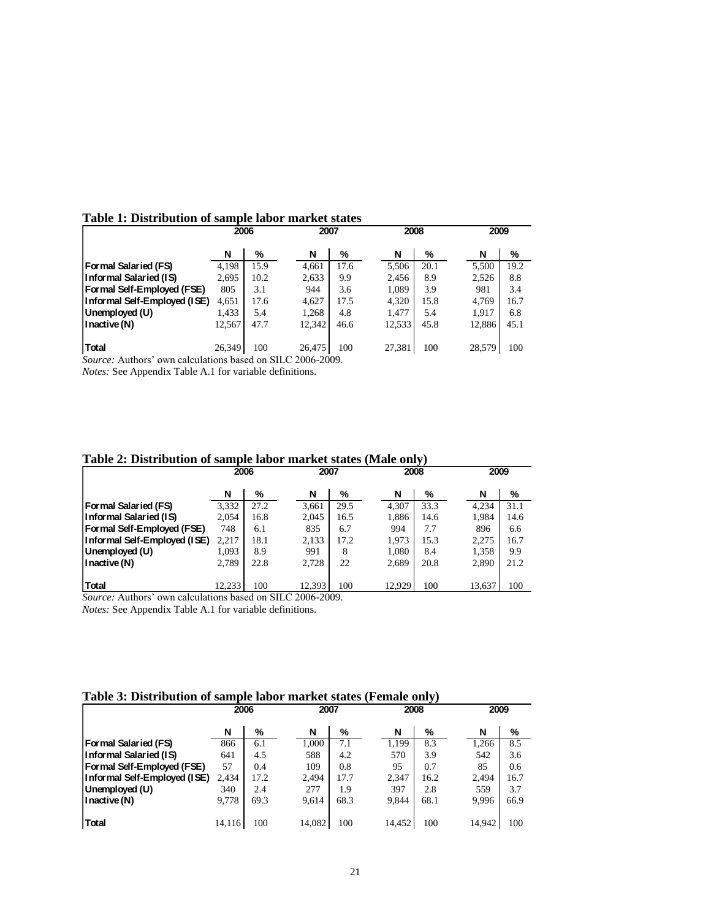**Table 1: Distribution of sample labor market states**

| | 2006 | | 2007 | | 2008 | | 2009 | |
|---|---|---|---|---|---|---|---|---|
| | N | % | N | % | N | % | N | % |
| **Formal Salaried (FS)** | 4,198 | 15.9 | 4,661 | 17.6 | 5,506 | 20.1 | 5,500 | 19.2 |
| **Informal Salaried (IS)** | 2,695 | 10.2 | 2,633 | 9.9 | 2,456 | 8.9 | 2,526 | 8.8 |
| **Formal Self-Employed (FSE)** | 805 | 3.1 | 944 | 3.6 | 1,089 | 3.9 | 981 | 3.4 |
| **Informal Self-Employed (ISE)** | 4,651 | 17.6 | 4,627 | 17.5 | 4,320 | 15.8 | 4,769 | 16.7 |
| **Unemployed (U)** | 1,433 | 5.4 | 1,268 | 4.8 | 1,477 | 5.4 | 1,917 | 6.8 |
| **Inactive (N)** | 12,567 | 47.7 | 12,342 | 46.6 | 12,533 | 45.8 | 12,886 | 45.1 |
| **Total** | 26,349 | 100 | 26,475 | 100 | 27,381 | 100 | 28,579 | 100 |

*Source:* Authors' own calculations based on SILC 2006-2009.
*Notes:* See Appendix Table A.1 for variable definitions.

**Table 2: Distribution of sample labor market states (Male only)**

| | 2006 | | 2007 | | 2008 | | 2009 | |
|---|---|---|---|---|---|---|---|---|
| | N | % | N | % | N | % | N | % |
| **Formal Salaried (FS)** | 3,332 | 27.2 | 3,661 | 29.5 | 4,307 | 33.3 | 4,234 | 31.1 |
| **Informal Salaried (IS)** | 2,054 | 16.8 | 2,045 | 16.5 | 1,886 | 14.6 | 1,984 | 14.6 |
| **Formal Self-Employed (FSE)** | 748 | 6.1 | 835 | 6.7 | 994 | 7.7 | 896 | 6.6 |
| **Informal Self-Employed (ISE)** | 2,217 | 18.1 | 2,133 | 17.2 | 1,973 | 15.3 | 2,275 | 16.7 |
| **Unemployed (U)** | 1,093 | 8.9 | 991 | 8 | 1,080 | 8.4 | 1,358 | 9.9 |
| **Inactive (N)** | 2,789 | 22.8 | 2,728 | 22 | 2,689 | 20.8 | 2,890 | 21.2 |
| **Total** | 12,233 | 100 | 12,393 | 100 | 12,929 | 100 | 13,637 | 100 |

*Source:* Authors' own calculations based on SILC 2006-2009.
*Notes:* See Appendix Table A.1 for variable definitions.

**Table 3: Distribution of sample labor market states (Female only)**

| | 2006 | | 2007 | | 2008 | | 2009 | |
|---|---|---|---|---|---|---|---|---|
| | N | % | N | % | N | % | N | % |
| **Formal Salaried (FS)** | 866 | 6.1 | 1,000 | 7.1 | 1,199 | 8.3 | 1,266 | 8.5 |
| **Informal Salaried (IS)** | 641 | 4.5 | 588 | 4.2 | 570 | 3.9 | 542 | 3.6 |
| **Formal Self-Employed (FSE)** | 57 | 0.4 | 109 | 0.8 | 95 | 0.7 | 85 | 0.6 |
| **Informal Self-Employed (ISE)** | 2,434 | 17.2 | 2,494 | 17.7 | 2,347 | 16.2 | 2,494 | 16.7 |
| **Unemployed (U)** | 340 | 2.4 | 277 | 1.9 | 397 | 2.8 | 559 | 3.7 |
| **Inactive (N)** | 9,778 | 69.3 | 9,614 | 68.3 | 9,844 | 68.1 | 9,996 | 66.9 |
| **Total** | 14,116 | 100 | 14,082 | 100 | 14,452 | 100 | 14,942 | 100 |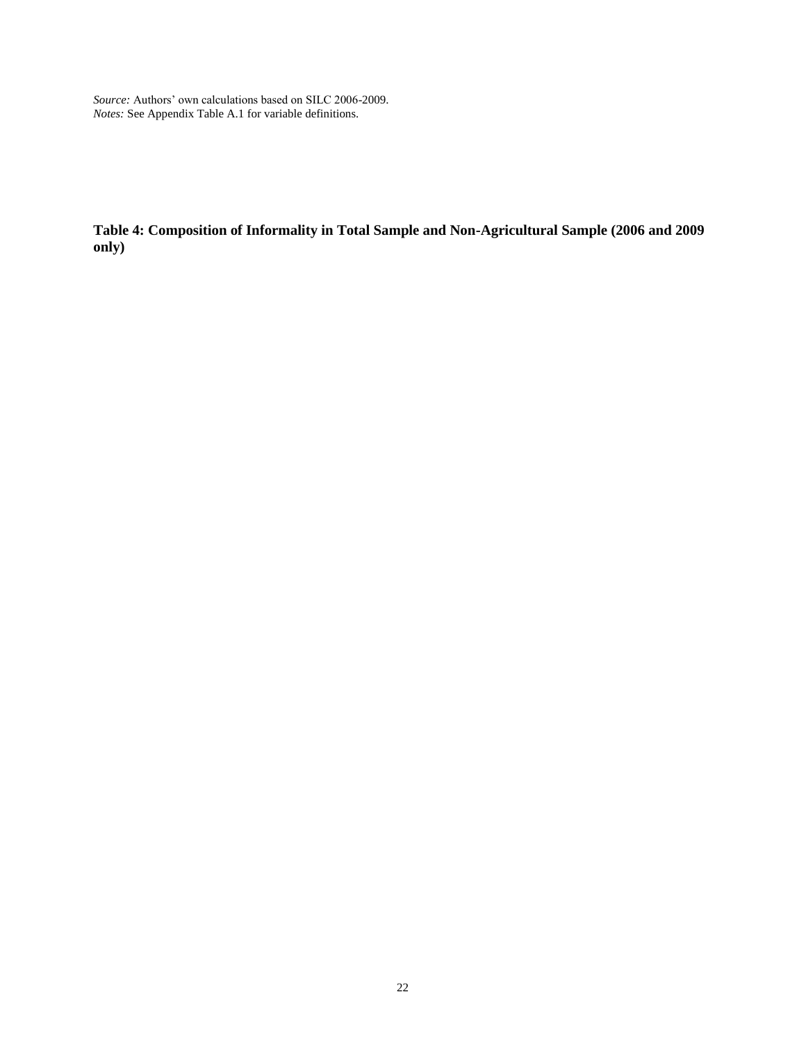*Source:* Authors' own calculations based on SILC 2006-2009.
*Notes:* See Appendix Table A.1 for variable definitions.

**Table 4: Composition of Informality in Total Sample and Non-Agricultural Sample (2006 and 2009 only)**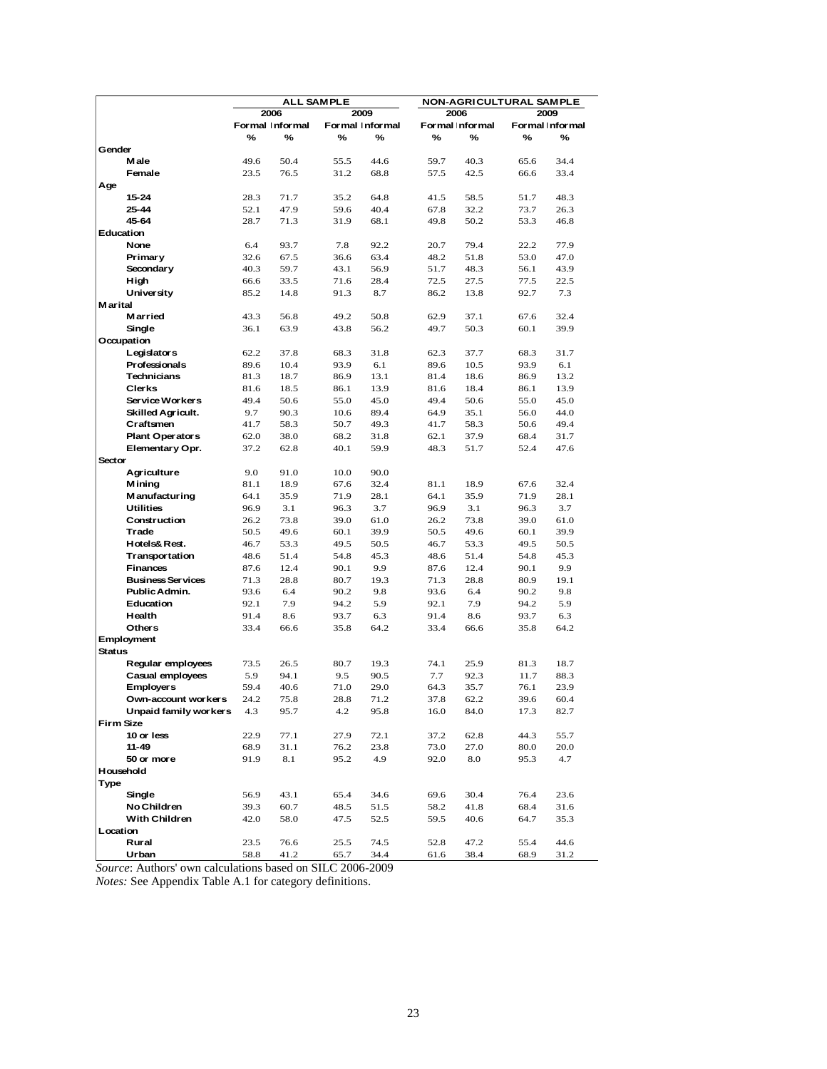| | ALL SAMPLE | | | | NON-AGRICULTURAL SAMPLE | | | |
|---|---|---|---|---|---|---|---|---|
| | 2006 | | 2009 | | 2006 | | 2009 | |
| | Formal | Informal | Formal | Informal | Formal | Informal | Formal | Informal |
| | % | % | % | % | % | % | % | % |
| **Gender** | | | | | | | | |
| **Male** | 49.6 | 50.4 | 55.5 | 44.6 | 59.7 | 40.3 | 65.6 | 34.4 |
| **Female** | 23.5 | 76.5 | 31.2 | 68.8 | 57.5 | 42.5 | 66.6 | 33.4 |
| **Age** | | | | | | | | |
| **15-24** | 28.3 | 71.7 | 35.2 | 64.8 | 41.5 | 58.5 | 51.7 | 48.3 |
| **25-44** | 52.1 | 47.9 | 59.6 | 40.4 | 67.8 | 32.2 | 73.7 | 26.3 |
| **45-64** | 28.7 | 71.3 | 31.9 | 68.1 | 49.8 | 50.2 | 53.3 | 46.8 |
| **Education** | | | | | | | | |
| **None** | 6.4 | 93.7 | 7.8 | 92.2 | 20.7 | 79.4 | 22.2 | 77.9 |
| **Primary** | 32.6 | 67.5 | 36.6 | 63.4 | 48.2 | 51.8 | 53.0 | 47.0 |
| **Secondary** | 40.3 | 59.7 | 43.1 | 56.9 | 51.7 | 48.3 | 56.1 | 43.9 |
| **High** | 66.6 | 33.5 | 71.6 | 28.4 | 72.5 | 27.5 | 77.5 | 22.5 |
| **University** | 85.2 | 14.8 | 91.3 | 8.7 | 86.2 | 13.8 | 92.7 | 7.3 |
| **Marital** | | | | | | | | |
| **Married** | 43.3 | 56.8 | 49.2 | 50.8 | 62.9 | 37.1 | 67.6 | 32.4 |
| **Single** | 36.1 | 63.9 | 43.8 | 56.2 | 49.7 | 50.3 | 60.1 | 39.9 |
| **Occupation** | | | | | | | | |
| **Legislators** | 62.2 | 37.8 | 68.3 | 31.8 | 62.3 | 37.7 | 68.3 | 31.7 |
| **Professionals** | 89.6 | 10.4 | 93.9 | 6.1 | 89.6 | 10.5 | 93.9 | 6.1 |
| **Technicians** | 81.3 | 18.7 | 86.9 | 13.1 | 81.4 | 18.6 | 86.9 | 13.2 |
| **Clerks** | 81.6 | 18.5 | 86.1 | 13.9 | 81.6 | 18.4 | 86.1 | 13.9 |
| **Service Workers** | 49.4 | 50.6 | 55.0 | 45.0 | 49.4 | 50.6 | 55.0 | 45.0 |
| **Skilled Agricult.** | 9.7 | 90.3 | 10.6 | 89.4 | 64.9 | 35.1 | 56.0 | 44.0 |
| **Craftsmen** | 41.7 | 58.3 | 50.7 | 49.3 | 41.7 | 58.3 | 50.6 | 49.4 |
| **Plant Operators** | 62.0 | 38.0 | 68.2 | 31.8 | 62.1 | 37.9 | 68.4 | 31.7 |
| **Elementary Opr.** | 37.2 | 62.8 | 40.1 | 59.9 | 48.3 | 51.7 | 52.4 | 47.6 |
| **Sector** | | | | | | | | |
| **Agriculture** | 9.0 | 91.0 | 10.0 | 90.0 | | | | |
| **Mining** | 81.1 | 18.9 | 67.6 | 32.4 | 81.1 | 18.9 | 67.6 | 32.4 |
| **Manufacturing** | 64.1 | 35.9 | 71.9 | 28.1 | 64.1 | 35.9 | 71.9 | 28.1 |
| **Utilities** | 96.9 | 3.1 | 96.3 | 3.7 | 96.9 | 3.1 | 96.3 | 3.7 |
| **Construction** | 26.2 | 73.8 | 39.0 | 61.0 | 26.2 | 73.8 | 39.0 | 61.0 |
| **Trade** | 50.5 | 49.6 | 60.1 | 39.9 | 50.5 | 49.6 | 60.1 | 39.9 |
| **Hotels& Rest.** | 46.7 | 53.3 | 49.5 | 50.5 | 46.7 | 53.3 | 49.5 | 50.5 |
| **Transportation** | 48.6 | 51.4 | 54.8 | 45.3 | 48.6 | 51.4 | 54.8 | 45.3 |
| **Finances** | 87.6 | 12.4 | 90.1 | 9.9 | 87.6 | 12.4 | 90.1 | 9.9 |
| **Business Services** | 71.3 | 28.8 | 80.7 | 19.3 | 71.3 | 28.8 | 80.9 | 19.1 |
| **Public Admin.** | 93.6 | 6.4 | 90.2 | 9.8 | 93.6 | 6.4 | 90.2 | 9.8 |
| **Education** | 92.1 | 7.9 | 94.2 | 5.9 | 92.1 | 7.9 | 94.2 | 5.9 |
| **Health** | 91.4 | 8.6 | 93.7 | 6.3 | 91.4 | 8.6 | 93.7 | 6.3 |
| **Others** | 33.4 | 66.6 | 35.8 | 64.2 | 33.4 | 66.6 | 35.8 | 64.2 |
| **Employment Status** | | | | | | | | |
| **Regular employees** | 73.5 | 26.5 | 80.7 | 19.3 | 74.1 | 25.9 | 81.3 | 18.7 |
| **Casual employees** | 5.9 | 94.1 | 9.5 | 90.5 | 7.7 | 92.3 | 11.7 | 88.3 |
| **Employers** | 59.4 | 40.6 | 71.0 | 29.0 | 64.3 | 35.7 | 76.1 | 23.9 |
| **Own-account workers** | 24.2 | 75.8 | 28.8 | 71.2 | 37.8 | 62.2 | 39.6 | 60.4 |
| **Unpaid family workers** | 4.3 | 95.7 | 4.2 | 95.8 | 16.0 | 84.0 | 17.3 | 82.7 |
| **Firm Size** | | | | | | | | |
| **10 or less** | 22.9 | 77.1 | 27.9 | 72.1 | 37.2 | 62.8 | 44.3 | 55.7 |
| **11-49** | 68.9 | 31.1 | 76.2 | 23.8 | 73.0 | 27.0 | 80.0 | 20.0 |
| **50 or more** | 91.9 | 8.1 | 95.2 | 4.9 | 92.0 | 8.0 | 95.3 | 4.7 |
| **Household Type** | | | | | | | | |
| **Single** | 56.9 | 43.1 | 65.4 | 34.6 | 69.6 | 30.4 | 76.4 | 23.6 |
| **No Children** | 39.3 | 60.7 | 48.5 | 51.5 | 58.2 | 41.8 | 68.4 | 31.6 |
| **With Children** | 42.0 | 58.0 | 47.5 | 52.5 | 59.5 | 40.6 | 64.7 | 35.3 |
| **Location** | | | | | | | | |
| **Rural** | 23.5 | 76.6 | 25.5 | 74.5 | 52.8 | 47.2 | 55.4 | 44.6 |
| **Urban** | 58.8 | 41.2 | 65.7 | 34.4 | 61.6 | 38.4 | 68.9 | 31.2 |

*Source*: Authors' own calculations based on SILC 2006-2009

*Notes:* See Appendix Table A.1 for category definitions.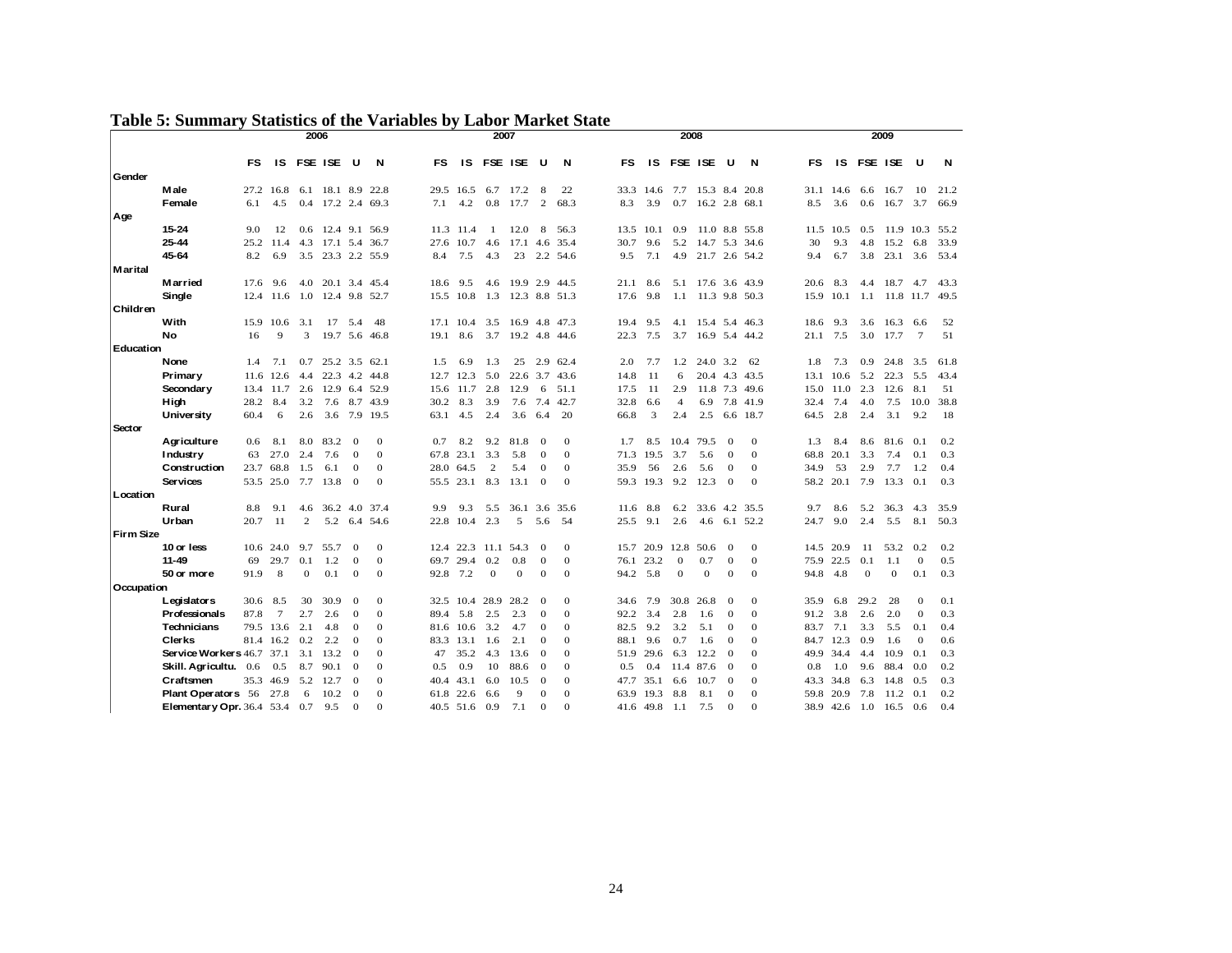**Table 5: Summary Statistics of the Variables by Labor Market State**

| | | 2006 | | | | | | 2007 | | | | | | 2008 | | | | | | 2009 | | | | | |
|---|---|---|---|---|---|---|---|---|---|---|---|---|---|---|---|---|---|---|---|---|---|---|---|---|---|
| | | FS | IS | FSE | ISE | U | N | FS | IS | FSE | ISE | U | N | FS | IS | FSE | ISE | U | N | FS | IS | FSE | ISE | U | N |
| Gender | | | | | | | | | | | | | | | | | | | | | | | | | |
| | Male | 27.2 | 16.8 | 6.1 | 18.1 | 8.9 | 22.8 | 29.5 | 16.5 | 6.7 | 17.2 | 8 | 22 | 33.3 | 14.6 | 7.7 | 15.3 | 8.4 | 20.8 | 31.1 | 14.6 | 6.6 | 16.7 | 10 | 21.2 |
| | Female | 6.1 | 4.5 | 0.4 | 17.2 | 2.4 | 69.3 | 7.1 | 4.2 | 0.8 | 17.7 | 2 | 68.3 | 8.3 | 3.9 | 0.7 | 16.2 | 2.8 | 68.1 | 8.5 | 3.6 | 0.6 | 16.7 | 3.7 | 66.9 |
| Age | | | | | | | | | | | | | | | | | | | | | | | | | |
| | 15-24 | 9.0 | 12 | 0.6 | 12.4 | 9.1 | 56.9 | 11.3 | 11.4 | 1 | 12.0 | 8 | 56.3 | 13.5 | 10.1 | 0.9 | 11.0 | 8.8 | 55.8 | 11.5 | 10.5 | 0.5 | 11.9 | 10.3 | 55.2 |
| | 25-44 | 25.2 | 11.4 | 4.3 | 17.1 | 5.4 | 36.7 | 27.6 | 10.7 | 4.6 | 17.1 | 4.6 | 35.4 | 30.7 | 9.6 | 5.2 | 14.7 | 5.3 | 34.6 | 30 | 9.3 | 4.8 | 15.2 | 6.8 | 33.9 |
| | 45-64 | 8.2 | 6.9 | 3.5 | 23.3 | 2.2 | 55.9 | 8.4 | 7.5 | 4.3 | 23 | 2.2 | 54.6 | 9.5 | 7.1 | 4.9 | 21.7 | 2.6 | 54.2 | 9.4 | 6.7 | 3.8 | 23.1 | 3.6 | 53.4 |
| Marital | | | | | | | | | | | | | | | | | | | | | | | | | |
| | Married | 17.6 | 9.6 | 4.0 | 20.1 | 3.4 | 45.4 | 18.6 | 9.5 | 4.6 | 19.9 | 2.9 | 44.5 | 21.1 | 8.6 | 5.1 | 17.6 | 3.6 | 43.9 | 20.6 | 8.3 | 4.4 | 18.7 | 4.7 | 43.3 |
| | Single | 12.4 | 11.6 | 1.0 | 12.4 | 9.8 | 52.7 | 15.5 | 10.8 | 1.3 | 12.3 | 8.8 | 51.3 | 17.6 | 9.8 | 1.1 | 11.3 | 9.8 | 50.3 | 15.9 | 10.1 | 1.1 | 11.8 | 11.7 | 49.5 |
| Children | | | | | | | | | | | | | | | | | | | | | | | | | |
| | With | 15.9 | 10.6 | 3.1 | 17 | 5.4 | 48 | 17.1 | 10.4 | 3.5 | 16.9 | 4.8 | 47.3 | 19.4 | 9.5 | 4.1 | 15.4 | 5.4 | 46.3 | 18.6 | 9.3 | 3.6 | 16.3 | 6.6 | 52 |
| | No | 16 | 9 | 3 | 19.7 | 5.6 | 46.8 | 19.1 | 8.6 | 3.7 | 19.2 | 4.8 | 44.6 | 22.3 | 7.5 | 3.7 | 16.9 | 5.4 | 44.2 | 21.1 | 7.5 | 3.0 | 17.7 | 7 | 51 |
| Education | | | | | | | | | | | | | | | | | | | | | | | | | |
| | None | 1.4 | 7.1 | 0.7 | 25.2 | 3.5 | 62.1 | 1.5 | 6.9 | 1.3 | 25 | 2.9 | 62.4 | 2.0 | 7.7 | 1.2 | 24.0 | 3.2 | 62 | 1.8 | 7.3 | 0.9 | 24.8 | 3.5 | 61.8 |
| | Primary | 11.6 | 12.6 | 4.4 | 22.3 | 4.2 | 44.8 | 12.7 | 12.3 | 5.0 | 22.6 | 3.7 | 43.6 | 14.8 | 11 | 6 | 20.4 | 4.3 | 43.5 | 13.1 | 10.6 | 5.2 | 22.3 | 5.5 | 43.4 |
| | Secondary | 13.4 | 11.7 | 2.6 | 12.9 | 6.4 | 52.9 | 15.6 | 11.7 | 2.8 | 12.9 | 6 | 51.1 | 17.5 | 11 | 2.9 | 11.8 | 7.3 | 49.6 | 15.0 | 11.0 | 2.3 | 12.6 | 8.1 | 51 |
| | High | 28.2 | 8.4 | 3.2 | 7.6 | 8.7 | 43.9 | 30.2 | 8.3 | 3.9 | 7.6 | 7.4 | 42.7 | 32.8 | 6.6 | 4 | 6.9 | 7.8 | 41.9 | 32.4 | 7.4 | 4.0 | 7.5 | 10.0 | 38.8 |
| | University | 60.4 | 6 | 2.6 | 3.6 | 7.9 | 19.5 | 63.1 | 4.5 | 2.4 | 3.6 | 6.4 | 20 | 66.8 | 3 | 2.4 | 2.5 | 6.6 | 18.7 | 64.5 | 2.8 | 2.4 | 3.1 | 9.2 | 18 |
| Sector | | | | | | | | | | | | | | | | | | | | | | | | | |
| | Agriculture | 0.6 | 8.1 | 8.0 | 83.2 | 0 | 0 | 0.7 | 8.2 | 9.2 | 81.8 | 0 | 0 | 1.7 | 8.5 | 10.4 | 79.5 | 0 | 0 | 1.3 | 8.4 | 8.6 | 81.6 | 0.1 | 0.2 |
| | Industry | 63 | 27.0 | 2.4 | 7.6 | 0 | 0 | 67.8 | 23.1 | 3.3 | 5.8 | 0 | 0 | 71.3 | 19.5 | 3.7 | 5.6 | 0 | 0 | 68.8 | 20.1 | 3.3 | 7.4 | 0.1 | 0.3 |
| | Construction | 23.7 | 68.8 | 1.5 | 6.1 | 0 | 0 | 28.0 | 64.5 | 2 | 5.4 | 0 | 0 | 35.9 | 56 | 2.6 | 5.6 | 0 | 0 | 34.9 | 53 | 2.9 | 7.7 | 1.2 | 0.4 |
| | Services | 53.5 | 25.0 | 7.7 | 13.8 | 0 | 0 | 55.5 | 23.1 | 8.3 | 13.1 | 0 | 0 | 59.3 | 19.3 | 9.2 | 12.3 | 0 | 0 | 58.2 | 20.1 | 7.9 | 13.3 | 0.1 | 0.3 |
| Location | | | | | | | | | | | | | | | | | | | | | | | | | |
| | Rural | 8.8 | 9.1 | 4.6 | 36.2 | 4.0 | 37.4 | 9.9 | 9.3 | 5.5 | 36.1 | 3.6 | 35.6 | 11.6 | 8.8 | 6.2 | 33.6 | 4.2 | 35.5 | 9.7 | 8.6 | 5.2 | 36.3 | 4.3 | 35.9 |
| | Urban | 20.7 | 11 | 2 | 5.2 | 6.4 | 54.6 | 22.8 | 10.4 | 2.3 | 5 | 5.6 | 54 | 25.5 | 9.1 | 2.6 | 4.6 | 6.1 | 52.2 | 24.7 | 9.0 | 2.4 | 5.5 | 8.1 | 50.3 |
| Firm Size | | | | | | | | | | | | | | | | | | | | | | | | | |
| | 10 or less | 10.6 | 24.0 | 9.7 | 55.7 | 0 | 0 | 12.4 | 22.3 | 11.1 | 54.3 | 0 | 0 | 15.7 | 20.9 | 12.8 | 50.6 | 0 | 0 | 14.5 | 20.9 | 11 | 53.2 | 0.2 | 0.2 |
| | 11-49 | 69 | 29.7 | 0.1 | 1.2 | 0 | 0 | 69.7 | 29.4 | 0.2 | 0.8 | 0 | 0 | 76.1 | 23.2 | 0 | 0.7 | 0 | 0 | 75.9 | 22.5 | 0.1 | 1.1 | 0 | 0.5 |
| | 50 or more | 91.9 | 8 | 0 | 0.1 | 0 | 0 | 92.8 | 7.2 | 0 | 0 | 0 | 0 | 94.2 | 5.8 | 0 | 0 | 0 | 0 | 94.8 | 4.8 | 0 | 0 | 0.1 | 0.3 |
| Occupation | | | | | | | | | | | | | | | | | | | | | | | | | |
| | Legislators | 30.6 | 8.5 | 30 | 30.9 | 0 | 0 | 32.5 | 10.4 | 28.9 | 28.2 | 0 | 0 | 34.6 | 7.9 | 30.8 | 26.8 | 0 | 0 | 35.9 | 6.8 | 29.2 | 28 | 0 | 0.1 |
| | Professionals | 87.8 | 7 | 2.7 | 2.6 | 0 | 0 | 89.4 | 5.8 | 2.5 | 2.3 | 0 | 0 | 92.2 | 3.4 | 2.8 | 1.6 | 0 | 0 | 91.2 | 3.8 | 2.6 | 2.0 | 0 | 0.3 |
| | Technicians | 79.5 | 13.6 | 2.1 | 4.8 | 0 | 0 | 81.6 | 10.6 | 3.2 | 4.7 | 0 | 0 | 82.5 | 9.2 | 3.2 | 5.1 | 0 | 0 | 83.7 | 7.1 | 3.3 | 5.5 | 0.1 | 0.4 |
| | Clerks | 81.4 | 16.2 | 0.2 | 2.2 | 0 | 0 | 83.3 | 13.1 | 1.6 | 2.1 | 0 | 0 | 88.1 | 9.6 | 0.7 | 1.6 | 0 | 0 | 84.7 | 12.3 | 0.9 | 1.6 | 0 | 0.6 |
| | Service Workers | 46.7 | 37.1 | 3.1 | 13.2 | 0 | 0 | 47 | 35.2 | 4.3 | 13.6 | 0 | 0 | 51.9 | 29.6 | 6.3 | 12.2 | 0 | 0 | 49.9 | 34.4 | 4.4 | 10.9 | 0.1 | 0.3 |
| | Skill. Agricultu. | 0.6 | 0.5 | 8.7 | 90.1 | 0 | 0 | 0.5 | 0.9 | 10 | 88.6 | 0 | 0 | 0.5 | 0.4 | 11.4 | 87.6 | 0 | 0 | 0.8 | 1.0 | 9.6 | 88.4 | 0.0 | 0.2 |
| | Craftsmen | 35.3 | 46.9 | 5.2 | 12.7 | 0 | 0 | 40.4 | 43.1 | 6.0 | 10.5 | 0 | 0 | 47.7 | 35.1 | 6.6 | 10.7 | 0 | 0 | 43.3 | 34.8 | 6.3 | 14.8 | 0.5 | 0.3 |
| | Plant Operators | 56 | 27.8 | 6 | 10.2 | 0 | 0 | 61.8 | 22.6 | 6.6 | 9 | 0 | 0 | 63.9 | 19.3 | 8.8 | 8.1 | 0 | 0 | 59.8 | 20.9 | 7.8 | 11.2 | 0.1 | 0.2 |
| | Elementary Opr. | 36.4 | 53.4 | 0.7 | 9.5 | 0 | 0 | 40.5 | 51.6 | 0.9 | 7.1 | 0 | 0 | 41.6 | 49.8 | 1.1 | 7.5 | 0 | 0 | 38.9 | 42.6 | 1.0 | 16.5 | 0.6 | 0.4 |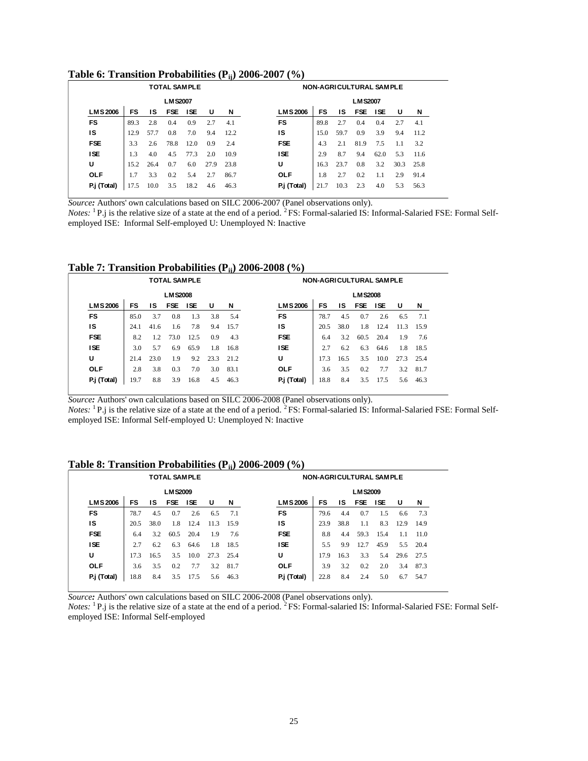**Table 6: Transition Probabilities ($P_{ij}$) 2006-2007 (%)**

| TOTAL SAMPLE | | | | | | | | NON-AGRICULTURAL SAMPLE | | | | | | |
|---|---|---|---|---|---|---|---|---|---|---|---|---|---|---|
| | LMS2007 | | | | | | | | LMS2007 | | | | | |
| LMS2006 | FS | IS | FSE | ISE | U | N | | LMS2006 | FS | IS | FSE | ISE | U | N |
| FS | 89.3 | 2.8 | 0.4 | 0.9 | 2.7 | 4.1 | | FS | 89.8 | 2.7 | 0.4 | 0.4 | 2.7 | 4.1 |
| IS | 12.9 | 57.7 | 0.8 | 7.0 | 9.4 | 12.2 | | IS | 15.0 | 59.7 | 0.9 | 3.9 | 9.4 | 11.2 |
| FSE | 3.3 | 2.6 | 78.8 | 12.0 | 0.9 | 2.4 | | FSE | 4.3 | 2.1 | 81.9 | 7.5 | 1.1 | 3.2 |
| ISE | 1.3 | 4.0 | 4.5 | 77.3 | 2.0 | 10.9 | | ISE | 2.9 | 8.7 | 9.4 | 62.0 | 5.3 | 11.6 |
| U | 15.2 | 26.4 | 0.7 | 6.0 | 27.9 | 23.8 | | U | 16.3 | 23.7 | 0.8 | 3.2 | 30.3 | 25.8 |
| OLF | 1.7 | 3.3 | 0.2 | 5.4 | 2.7 | 86.7 | | OLF | 1.8 | 2.7 | 0.2 | 1.1 | 2.9 | 91.4 |
| P.j (Total) | 17.5 | 10.0 | 3.5 | 18.2 | 4.6 | 46.3 | | P.j (Total) | 21.7 | 10.3 | 2.3 | 4.0 | 5.3 | 56.3 |

*Source:* Authors' own calculations based on SILC 2006-2007 (Panel observations only).
*Notes:* [1] P.j is the relative size of a state at the end of a period. [2] FS: Formal-salaried IS: Informal-Salaried FSE: Formal Self-employed ISE: Informal Self-employed U: Unemployed N: Inactive

**Table 7: Transition Probabilities ($P_{ij}$) 2006-2008 (%)**

| TOTAL SAMPLE | | | | | | | | NON-AGRICULTURAL SAMPLE | | | | | | |
|---|---|---|---|---|---|---|---|---|---|---|---|---|---|---|
| | LMS2008 | | | | | | | | LMS2008 | | | | | |
| LMS2006 | FS | IS | FSE | ISE | U | N | | LMS2006 | FS | IS | FSE | ISE | U | N |
| FS | 85.0 | 3.7 | 0.8 | 1.3 | 3.8 | 5.4 | | FS | 78.7 | 4.5 | 0.7 | 2.6 | 6.5 | 7.1 |
| IS | 24.1 | 41.6 | 1.6 | 7.8 | 9.4 | 15.7 | | IS | 20.5 | 38.0 | 1.8 | 12.4 | 11.3 | 15.9 |
| FSE | 8.2 | 1.2 | 73.0 | 12.5 | 0.9 | 4.3 | | FSE | 6.4 | 3.2 | 60.5 | 20.4 | 1.9 | 7.6 |
| ISE | 3.0 | 5.7 | 6.9 | 65.9 | 1.8 | 16.8 | | ISE | 2.7 | 6.2 | 6.3 | 64.6 | 1.8 | 18.5 |
| U | 21.4 | 23.0 | 1.9 | 9.2 | 23.3 | 21.2 | | U | 17.3 | 16.5 | 3.5 | 10.0 | 27.3 | 25.4 |
| OLF | 2.8 | 3.8 | 0.3 | 7.0 | 3.0 | 83.1 | | OLF | 3.6 | 3.5 | 0.2 | 7.7 | 3.2 | 81.7 |
| P.j (Total) | 19.7 | 8.8 | 3.9 | 16.8 | 4.5 | 46.3 | | P.j (Total) | 18.8 | 8.4 | 3.5 | 17.5 | 5.6 | 46.3 |

*Source:* Authors' own calculations based on SILC 2006-2008 (Panel observations only).
*Notes:* [1] P.j is the relative size of a state at the end of a period. [2] FS: Formal-salaried IS: Informal-Salaried FSE: Formal Self-employed ISE: Informal Self-employed U: Unemployed N: Inactive

**Table 8: Transition Probabilities ($P_{ij}$) 2006-2009 (%)**

| TOTAL SAMPLE | | | | | | | | NON-AGRICULTURAL SAMPLE | | | | | | |
|---|---|---|---|---|---|---|---|---|---|---|---|---|---|---|
| | LMS2009 | | | | | | | | LMS2009 | | | | | |
| LMS2006 | FS | IS | FSE | ISE | U | N | | LMS2006 | FS | IS | FSE | ISE | U | N |
| FS | 78.7 | 4.5 | 0.7 | 2.6 | 6.5 | 7.1 | | FS | 79.6 | 4.4 | 0.7 | 1.5 | 6.6 | 7.3 |
| IS | 20.5 | 38.0 | 1.8 | 12.4 | 11.3 | 15.9 | | IS | 23.9 | 38.8 | 1.1 | 8.3 | 12.9 | 14.9 |
| FSE | 6.4 | 3.2 | 60.5 | 20.4 | 1.9 | 7.6 | | FSE | 8.8 | 4.4 | 59.3 | 15.4 | 1.1 | 11.0 |
| ISE | 2.7 | 6.2 | 6.3 | 64.6 | 1.8 | 18.5 | | ISE | 5.5 | 9.9 | 12.7 | 45.9 | 5.5 | 20.4 |
| U | 17.3 | 16.5 | 3.5 | 10.0 | 27.3 | 25.4 | | U | 17.9 | 16.3 | 3.3 | 5.4 | 29.6 | 27.5 |
| OLF | 3.6 | 3.5 | 0.2 | 7.7 | 3.2 | 81.7 | | OLF | 3.9 | 3.2 | 0.2 | 2.0 | 3.4 | 87.3 |
| P.j (Total) | 18.8 | 8.4 | 3.5 | 17.5 | 5.6 | 46.3 | | P.j (Total) | 22.8 | 8.4 | 2.4 | 5.0 | 6.7 | 54.7 |

*Source:* Authors' own calculations based on SILC 2006-2008 (Panel observations only).
*Notes:* [1] P.j is the relative size of a state at the end of a period. [2] FS: Formal-salaried IS: Informal-Salaried FSE: Formal Self-employed ISE: Informal Self-employed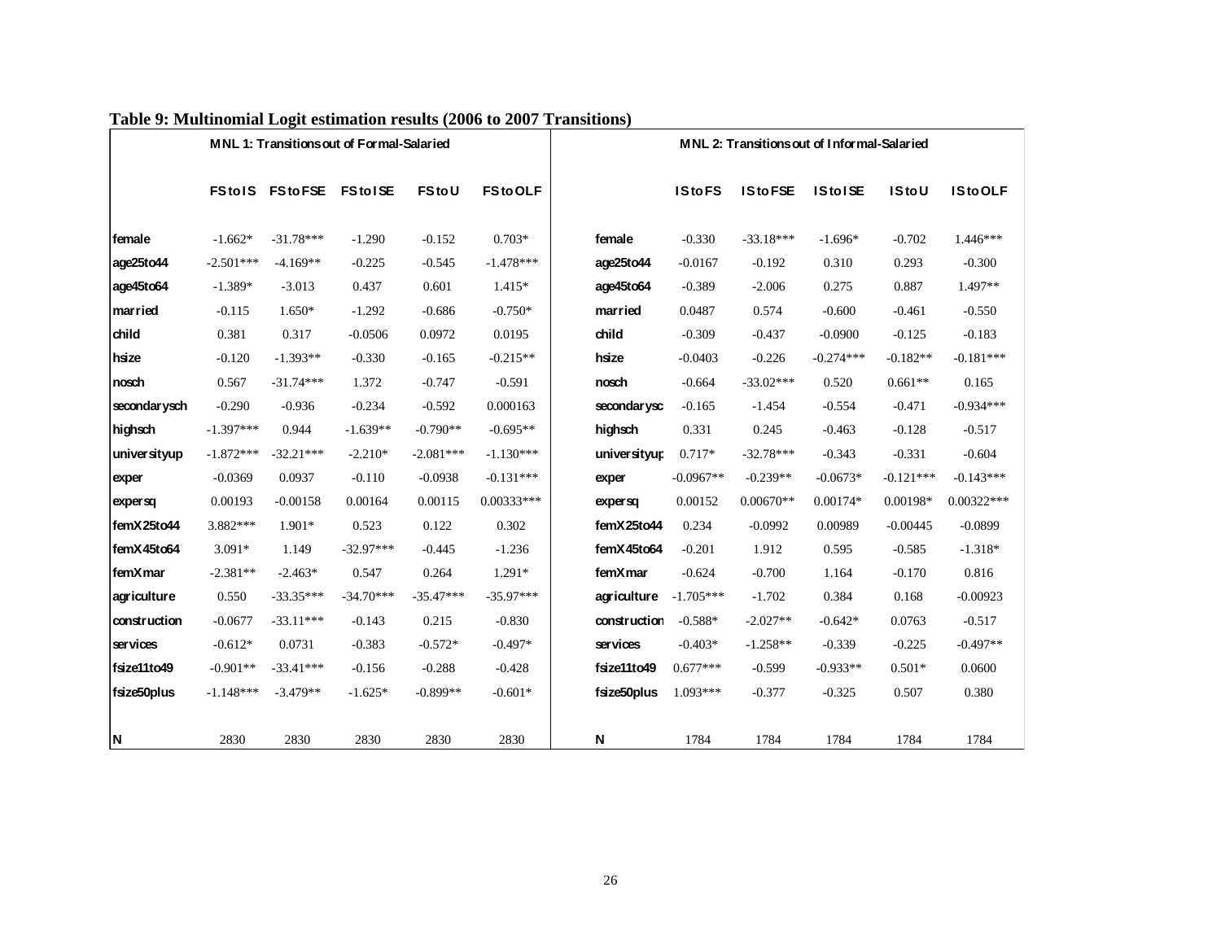**Table 9: Multinomial Logit estimation results (2006 to 2007 Transitions)**

| MNL 1: Transitions out of Formal-Salaried | | | | | | MNL 2: Transitions out of Informal-Salaried | | | | | |
|---|---|---|---|---|---|---|---|---|---|---|---|
| | FS to IS | FS to FSE | FS to ISE | FS to U | FS to OLF | | IS to FS | IS to FSE | IS to ISE | IS to U | IS to OLF |
| female | -1.662* | -31.78*** | -1.290 | -0.152 | 0.703* | female | -0.330 | -33.18*** | -1.696* | -0.702 | 1.446*** |
| age25to44 | -2.501*** | -4.169** | -0.225 | -0.545 | -1.478*** | age25to44 | -0.0167 | -0.192 | 0.310 | 0.293 | -0.300 |
| age45to64 | -1.389* | -3.013 | 0.437 | 0.601 | 1.415* | age45to64 | -0.389 | -2.006 | 0.275 | 0.887 | 1.497** |
| married | -0.115 | 1.650* | -1.292 | -0.686 | -0.750* | married | 0.0487 | 0.574 | -0.600 | -0.461 | -0.550 |
| child | 0.381 | 0.317 | -0.0506 | 0.0972 | 0.0195 | child | -0.309 | -0.437 | -0.0900 | -0.125 | -0.183 |
| hsize | -0.120 | -1.393** | -0.330 | -0.165 | -0.215** | hsize | -0.0403 | -0.226 | -0.274*** | -0.182** | -0.181*** |
| nosch | 0.567 | -31.74*** | 1.372 | -0.747 | -0.591 | nosch | -0.664 | -33.02*** | 0.520 | 0.661** | 0.165 |
| secondarysch | -0.290 | -0.936 | -0.234 | -0.592 | 0.000163 | secondarysc | -0.165 | -1.454 | -0.554 | -0.471 | -0.934*** |
| highsch | -1.397*** | 0.944 | -1.639** | -0.790** | -0.695** | highsch | 0.331 | 0.245 | -0.463 | -0.128 | -0.517 |
| universityup | -1.872*** | -32.21*** | -2.210* | -2.081*** | -1.130*** | universityup | 0.717* | -32.78*** | -0.343 | -0.331 | -0.604 |
| exper | -0.0369 | 0.0937 | -0.110 | -0.0938 | -0.131*** | exper | -0.0967** | -0.239** | -0.0673* | -0.121*** | -0.143*** |
| expersq | 0.00193 | -0.00158 | 0.00164 | 0.00115 | 0.00333*** | expersq | 0.00152 | 0.00670** | 0.00174* | 0.00198* | 0.00322*** |
| femX25to44 | 3.882*** | 1.901* | 0.523 | 0.122 | 0.302 | femX25to44 | 0.234 | -0.0992 | 0.00989 | -0.00445 | -0.0899 |
| femX45to64 | 3.091* | 1.149 | -32.97*** | -0.445 | -1.236 | femX45to64 | -0.201 | 1.912 | 0.595 | -0.585 | -1.318* |
| femXmar | -2.381** | -2.463* | 0.547 | 0.264 | 1.291* | femXmar | -0.624 | -0.700 | 1.164 | -0.170 | 0.816 |
| agriculture | 0.550 | -33.35*** | -34.70*** | -35.47*** | -35.97*** | agriculture | -1.705*** | -1.702 | 0.384 | 0.168 | -0.00923 |
| construction | -0.0677 | -33.11*** | -0.143 | 0.215 | -0.830 | construction | -0.588* | -2.027** | -0.642* | 0.0763 | -0.517 |
| services | -0.612* | 0.0731 | -0.383 | -0.572* | -0.497* | services | -0.403* | -1.258** | -0.339 | -0.225 | -0.497** |
| fsize11to49 | -0.901** | -33.41*** | -0.156 | -0.288 | -0.428 | fsize11to49 | 0.677*** | -0.599 | -0.933** | 0.501* | 0.0600 |
| fsize50plus | -1.148*** | -3.479** | -1.625* | -0.899** | -0.601* | fsize50plus | 1.093*** | -0.377 | -0.325 | 0.507 | 0.380 |
| N | 2830 | 2830 | 2830 | 2830 | 2830 | N | 1784 | 1784 | 1784 | 1784 | 1784 |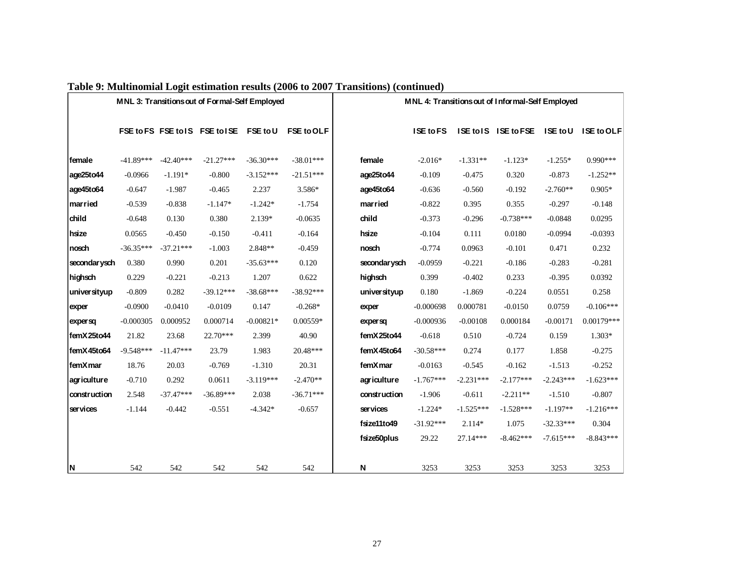**Table 9: Multinomial Logit estimation results (2006 to 2007 Transitions) (continued)**

| MNL 3: Transitions out of Formal-Self Employed | | | | | | MNL 4: Transitions out of Informal-Self Employed | | | | | |
|---|---|---|---|---|---|---|---|---|---|---|---|
| | FSE to FS | FSE to IS | FSE to ISE | FSE to U | FSE to OLF | | ISE to FS | ISE to IS | ISE to FSE | ISE to U | ISE to OLF |
| female | -41.89*** | -42.40*** | -21.27*** | -36.30*** | -38.01*** | female | -2.016* | -1.331** | -1.123* | -1.255* | 0.990*** |
| age25to44 | -0.0966 | -1.191* | -0.800 | -3.152*** | -21.51*** | age25to44 | -0.109 | -0.475 | 0.320 | -0.873 | -1.252** |
| age45to64 | -0.647 | -1.987 | -0.465 | 2.237 | 3.586* | age45to64 | -0.636 | -0.560 | -0.192 | -2.760** | 0.905* |
| married | -0.539 | -0.838 | -1.147* | -1.242* | -1.754 | married | -0.822 | 0.395 | 0.355 | -0.297 | -0.148 |
| child | -0.648 | 0.130 | 0.380 | 2.139* | -0.0635 | child | -0.373 | -0.296 | -0.738*** | -0.0848 | 0.0295 |
| hsize | 0.0565 | -0.450 | -0.150 | -0.411 | -0.164 | hsize | -0.104 | 0.111 | 0.0180 | -0.0994 | -0.0393 |
| nosch | -36.35*** | -37.21*** | -1.003 | 2.848** | -0.459 | nosch | -0.774 | 0.0963 | -0.101 | 0.471 | 0.232 |
| secondarysch | 0.380 | 0.990 | 0.201 | -35.63*** | 0.120 | secondarysch | -0.0959 | -0.221 | -0.186 | -0.283 | -0.281 |
| highsch | 0.229 | -0.221 | -0.213 | 1.207 | 0.622 | highsch | 0.399 | -0.402 | 0.233 | -0.395 | 0.0392 |
| universityup | -0.809 | 0.282 | -39.12*** | -38.68*** | -38.92*** | universityup | 0.180 | -1.869 | -0.224 | 0.0551 | 0.258 |
| exper | -0.0900 | -0.0410 | -0.0109 | 0.147 | -0.268* | exper | -0.000698 | 0.000781 | -0.0150 | 0.0759 | -0.106*** |
| expersq | -0.000305 | 0.000952 | 0.000714 | -0.00821* | 0.00559* | expersq | -0.000936 | -0.00108 | 0.000184 | -0.00171 | 0.00179*** |
| femX25to44 | 21.82 | 23.68 | 22.70*** | 2.399 | 40.90 | femX25to44 | -0.618 | 0.510 | -0.724 | 0.159 | 1.303* |
| femX45to64 | -9.548*** | -11.47*** | 23.79 | 1.983 | 20.48*** | femX45to64 | -30.58*** | 0.274 | 0.177 | 1.858 | -0.275 |
| femXmar | 18.76 | 20.03 | -0.769 | -1.310 | 20.31 | femXmar | -0.0163 | -0.545 | -0.162 | -1.513 | -0.252 |
| agriculture | -0.710 | 0.292 | 0.0611 | -3.119*** | -2.470** | agriculture | -1.767*** | -2.231*** | -2.177*** | -2.243*** | -1.623*** |
| construction | 2.548 | -37.47*** | -36.89*** | 2.038 | -36.71*** | construction | -1.906 | -0.611 | -2.211** | -1.510 | -0.807 |
| services | -1.144 | -0.442 | -0.551 | -4.342* | -0.657 | services | -1.224* | -1.525*** | -1.528*** | -1.197** | -1.216*** |
| | | | | | | fsize11to49 | -31.92*** | 2.114* | 1.075 | -32.33*** | 0.304 |
| | | | | | | fsize50plus | 29.22 | 27.14*** | -8.462*** | -7.615*** | -8.843*** |
| N | 542 | 542 | 542 | 542 | 542 | N | 3253 | 3253 | 3253 | 3253 | 3253 |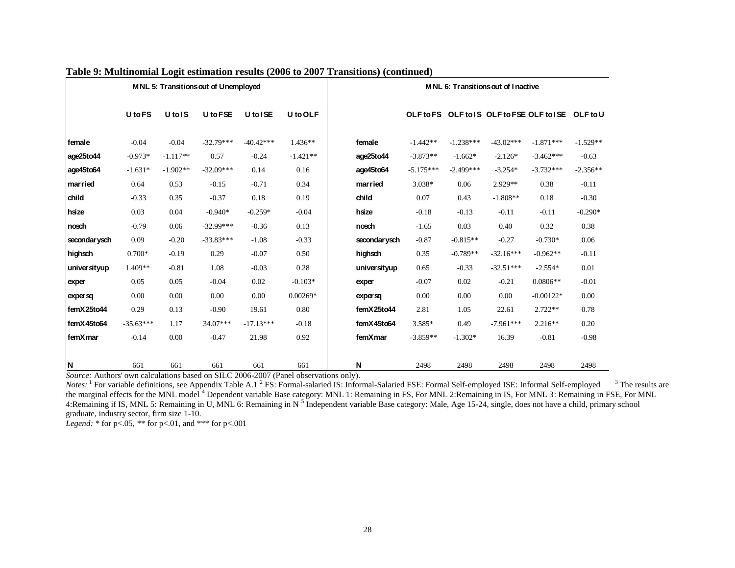**Table 9: Multinomial Logit estimation results (2006 to 2007 Transitions) (continued)**

| MNL 5: Transitions out of Unemployed | | | | | | MNL 6: Transitions out of Inactive | | | | | |
|---|---|---|---|---|---|---|---|---|---|---|---|
| | U to FS | U to IS | U to FSE | U to ISE | U to OLF | | OLF to FS | OLF to IS | OLF to FSE | OLF to ISE | OLF to U |
| female | -0.04 | -0.04 | -32.79*** | -40.42*** | 1.436** | female | -1.442** | -1.238*** | -43.02*** | -1.871*** | -1.529** |
| age25to44 | -0.973* | -1.117** | 0.57 | -0.24 | -1.421** | age25to44 | -3.873** | -1.662* | -2.126* | -3.462*** | -0.63 |
| age45to64 | -1.631* | -1.902** | -32.09*** | 0.14 | 0.16 | age45to64 | -5.175*** | -2.499*** | -3.254* | -3.732*** | -2.356** |
| married | 0.64 | 0.53 | -0.15 | -0.71 | 0.34 | married | 3.038* | 0.06 | 2.929** | 0.38 | -0.11 |
| child | -0.33 | 0.35 | -0.37 | 0.18 | 0.19 | child | 0.07 | 0.43 | -1.808** | 0.18 | -0.30 |
| hsize | 0.03 | 0.04 | -0.940* | -0.259* | -0.04 | hsize | -0.18 | -0.13 | -0.11 | -0.11 | -0.290* |
| nosch | -0.79 | 0.06 | -32.99*** | -0.36 | 0.13 | nosch | -1.65 | 0.03 | 0.40 | 0.32 | 0.38 |
| secondarysch | 0.09 | -0.20 | -33.83*** | -1.08 | -0.33 | secondarysch | -0.87 | -0.815** | -0.27 | -0.730* | 0.06 |
| highsch | 0.700* | -0.19 | 0.29 | -0.07 | 0.50 | highsch | 0.35 | -0.789** | -32.16*** | -0.962** | -0.11 |
| universityup | 1.409** | -0.81 | 1.08 | -0.03 | 0.28 | universityup | 0.65 | -0.33 | -32.51*** | -2.554* | 0.01 |
| exper | 0.05 | 0.05 | -0.04 | 0.02 | -0.103* | exper | -0.07 | 0.02 | -0.21 | 0.0806** | -0.01 |
| expersq | 0.00 | 0.00 | 0.00 | 0.00 | 0.00269* | expersq | 0.00 | 0.00 | 0.00 | -0.00122* | 0.00 |
| femX25to44 | 0.29 | 0.13 | -0.90 | 19.61 | 0.80 | femX25to44 | 2.81 | 1.05 | 22.61 | 2.722** | 0.78 |
| femX45to64 | -35.63*** | 1.17 | 34.07*** | -17.13*** | -0.18 | femX45to64 | 3.585* | 0.49 | -7.961*** | 2.216** | 0.20 |
| femXmar | -0.14 | 0.00 | -0.47 | 21.98 | 0.92 | femXmar | -3.859** | -1.302* | 16.39 | -0.81 | -0.98 |
| N | 661 | 661 | 661 | 661 | 661 | N | 2498 | 2498 | 2498 | 2498 | 2498 |

*Source:* Authors' own calculations based on SILC 2006-2007 (Panel observations only).

*Notes:* [1] For variable definitions, see Appendix Table A.1 [2] FS: Formal-salaried IS: Informal-Salaried FSE: Formal Self-employed ISE: Informal Self-employed [3] The results are the marginal effects for the MNL model [4] Dependent variable Base category: MNL 1: Remaining in FS, For MNL 2:Remaining in IS, For MNL 3: Remaining in FSE, For MNL 4:Remaining if IS, MNL 5: Remaining in U, MNL 6: Remaining in N [5] Independent variable Base category: Male, Age 15-24, single, does not have a child, primary school graduate, industry sector, firm size 1-10.

*Legend:* * for p<.05, ** for p<.01, and *** for p<.001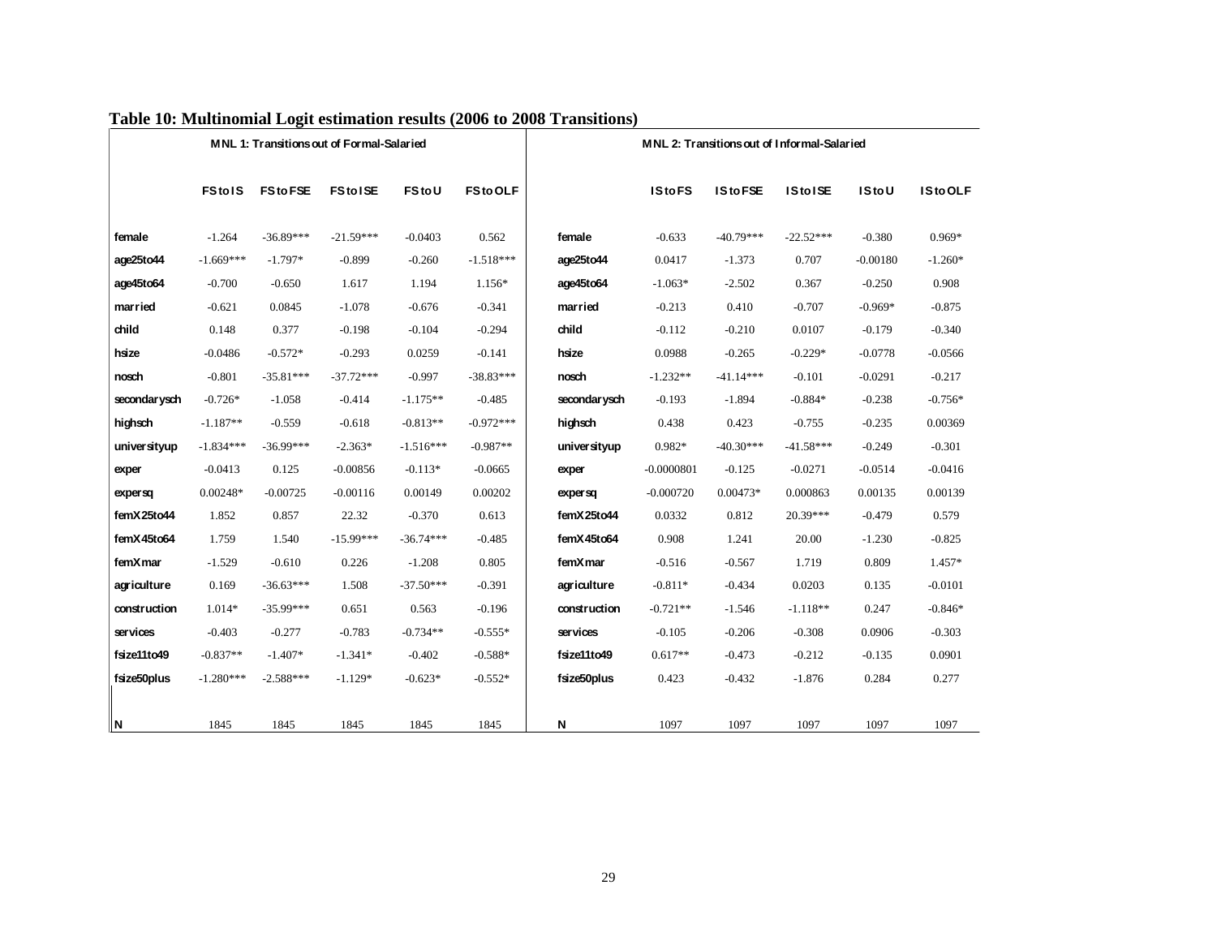**Table 10: Multinomial Logit estimation results (2006 to 2008 Transitions)**

| MNL 1: Transitions out of Formal-Salaried | | | | | | MNL 2: Transitions out of Informal-Salaried | | | | | |
|---|---|---|---|---|---|---|---|---|---|---|---|
| | FS to IS | FS to FSE | FS to ISE | FS to U | FS to OLF | | IS to FS | IS to FSE | IS to ISE | IS to U | IS to OLF |
| female | -1.264 | -36.89*** | -21.59*** | -0.0403 | 0.562 | female | -0.633 | -40.79*** | -22.52*** | -0.380 | 0.969* |
| age25to44 | -1.669*** | -1.797* | -0.899 | -0.260 | -1.518*** | age25to44 | 0.0417 | -1.373 | 0.707 | -0.00180 | -1.260* |
| age45to64 | -0.700 | -0.650 | 1.617 | 1.194 | 1.156* | age45to64 | -1.063* | -2.502 | 0.367 | -0.250 | 0.908 |
| married | -0.621 | 0.0845 | -1.078 | -0.676 | -0.341 | married | -0.213 | 0.410 | -0.707 | -0.969* | -0.875 |
| child | 0.148 | 0.377 | -0.198 | -0.104 | -0.294 | child | -0.112 | -0.210 | 0.0107 | -0.179 | -0.340 |
| hsize | -0.0486 | -0.572* | -0.293 | 0.0259 | -0.141 | hsize | 0.0988 | -0.265 | -0.229* | -0.0778 | -0.0566 |
| nosch | -0.801 | -35.81*** | -37.72*** | -0.997 | -38.83*** | nosch | -1.232** | -41.14*** | -0.101 | -0.0291 | -0.217 |
| secondarysch | -0.726* | -1.058 | -0.414 | -1.175** | -0.485 | secondarysch | -0.193 | -1.894 | -0.884* | -0.238 | -0.756* |
| highsch | -1.187** | -0.559 | -0.618 | -0.813** | -0.972*** | highsch | 0.438 | 0.423 | -0.755 | -0.235 | 0.00369 |
| universityup | -1.834*** | -36.99*** | -2.363* | -1.516*** | -0.987** | universityup | 0.982* | -40.30*** | -41.58*** | -0.249 | -0.301 |
| exper | -0.0413 | 0.125 | -0.00856 | -0.113* | -0.0665 | exper | -0.0000801 | -0.125 | -0.0271 | -0.0514 | -0.0416 |
| expersq | 0.00248* | -0.00725 | -0.00116 | 0.00149 | 0.00202 | expersq | -0.000720 | 0.00473* | 0.000863 | 0.00135 | 0.00139 |
| femX25to44 | 1.852 | 0.857 | 22.32 | -0.370 | 0.613 | femX25to44 | 0.0332 | 0.812 | 20.39*** | -0.479 | 0.579 |
| femX45to64 | 1.759 | 1.540 | -15.99*** | -36.74*** | -0.485 | femX45to64 | 0.908 | 1.241 | 20.00 | -1.230 | -0.825 |
| femXmar | -1.529 | -0.610 | 0.226 | -1.208 | 0.805 | femXmar | -0.516 | -0.567 | 1.719 | 0.809 | 1.457* |
| agriculture | 0.169 | -36.63*** | 1.508 | -37.50*** | -0.391 | agriculture | -0.811* | -0.434 | 0.0203 | 0.135 | -0.0101 |
| construction | 1.014* | -35.99*** | 0.651 | 0.563 | -0.196 | construction | -0.721** | -1.546 | -1.118** | 0.247 | -0.846* |
| services | -0.403 | -0.277 | -0.783 | -0.734** | -0.555* | services | -0.105 | -0.206 | -0.308 | 0.0906 | -0.303 |
| fsize11to49 | -0.837** | -1.407* | -1.341* | -0.402 | -0.588* | fsize11to49 | 0.617** | -0.473 | -0.212 | -0.135 | 0.0901 |
| fsize50plus | -1.280*** | -2.588*** | -1.129* | -0.623* | -0.552* | fsize50plus | 0.423 | -0.432 | -1.876 | 0.284 | 0.277 |
| N | 1845 | 1845 | 1845 | 1845 | 1845 | N | 1097 | 1097 | 1097 | 1097 | 1097 |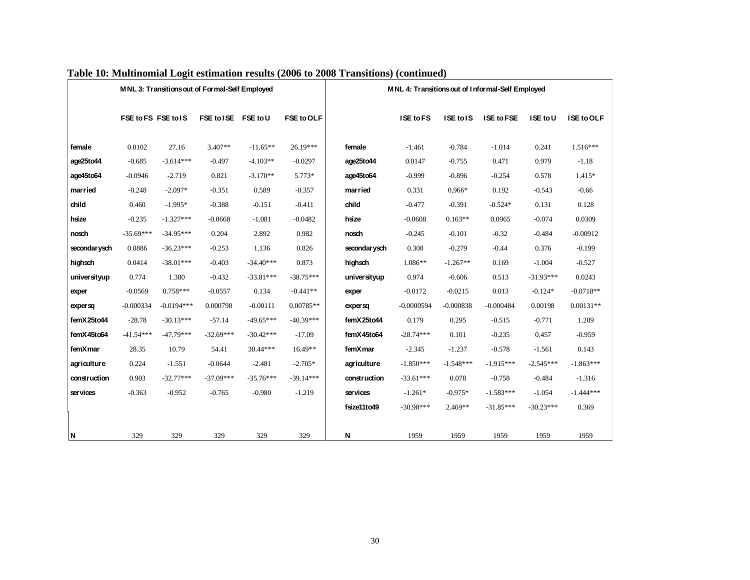**Table 10: Multinomial Logit estimation results (2006 to 2008 Transitions) (continued)**

| MNL 3: Transitions out of Formal-Self Employed | | | | | | MNL 4: Transitions out of Informal-Self Employed | | | | | |
|---|---|---|---|---|---|---|---|---|---|---|---|
| | FSE to FS | FSE to IS | FSE to ISE | FSE to U | FSE to OLF | | ISE to FS | ISE to IS | ISE to FSE | ISE to U | ISE to OLF |
| female | 0.0102 | 27.16 | 3.407** | -11.65** | 26.19*** | female | -1.461 | -0.784 | -1.014 | 0.241 | 1.516*** |
| age25to44 | -0.685 | -3.614*** | -0.497 | -4.103** | -0.0297 | age25to44 | 0.0147 | -0.755 | 0.471 | 0.979 | -1.18 |
| age45to64 | -0.0946 | -2.719 | 0.821 | -3.170** | 5.773* | age45to64 | -0.999 | -0.896 | -0.254 | 0.578 | 1.415* |
| married | -0.248 | -2.097* | -0.351 | 0.589 | -0.357 | married | 0.331 | 0.966* | 0.192 | -0.543 | -0.66 |
| child | 0.460 | -1.995* | -0.388 | -0.151 | -0.411 | child | -0.477 | -0.391 | -0.524* | 0.131 | 0.128 |
| hsize | -0.235 | -1.327*** | -0.0668 | -1.081 | -0.0482 | hsize | -0.0608 | 0.163** | 0.0965 | -0.074 | 0.0309 |
| nosch | -35.69*** | -34.95*** | 0.204 | 2.892 | 0.982 | nosch | -0.245 | -0.101 | -0.32 | -0.484 | -0.00912 |
| secondarysch | 0.0886 | -36.23*** | -0.253 | 1.136 | 0.826 | secondarysch | 0.308 | -0.279 | -0.44 | 0.376 | -0.199 |
| highsch | 0.0414 | -38.01*** | -0.403 | -34.40*** | 0.873 | highsch | 1.086** | -1.267** | 0.169 | -1.004 | -0.527 |
| universityup | 0.774 | 1.380 | -0.432 | -33.81*** | -38.75*** | universityup | 0.974 | -0.606 | 0.513 | -31.93*** | 0.0243 |
| exper | -0.0569 | 0.758*** | -0.0557 | 0.134 | -0.441** | exper | -0.0172 | -0.0215 | 0.013 | -0.124* | -0.0718** |
| expersq | -0.000334 | -0.0194*** | 0.000798 | -0.00111 | 0.00785** | expersq | -0.0000594 | -0.000838 | -0.000484 | 0.00198 | 0.00131** |
| femX25to44 | -28.78 | -30.13*** | -57.14 | -49.65*** | -40.39*** | femX25to44 | 0.179 | 0.295 | -0.515 | -0.771 | 1.209 |
| femX45to64 | -41.54*** | -47.79*** | -32.69*** | -30.42*** | -17.09 | femX45to64 | -28.74*** | 0.101 | -0.235 | 0.457 | -0.959 |
| femXmar | 28.35 | 10.79 | 54.41 | 30.44*** | 16.49** | femXmar | -2.345 | -1.237 | -0.578 | -1.561 | 0.143 |
| agriculture | 0.224 | -1.551 | -0.0644 | -2.481 | -2.705* | agriculture | -1.850*** | -1.548*** | -1.915*** | -2.545*** | -1.863*** |
| construction | 0.903 | -32.77*** | -37.09*** | -35.76*** | -39.14*** | construction | -33.61*** | 0.078 | -0.758 | -0.484 | -1.316 |
| services | -0.363 | -0.952 | -0.765 | -0.980 | -1.219 | services | -1.261* | -0.975* | -1.583*** | -1.054 | -1.444*** |
| | | | | | | fsize11to49 | -30.98*** | 2.469** | -31.85*** | -30.23*** | 0.369 |
| N | 329 | 329 | 329 | 329 | 329 | N | 1959 | 1959 | 1959 | 1959 | 1959 |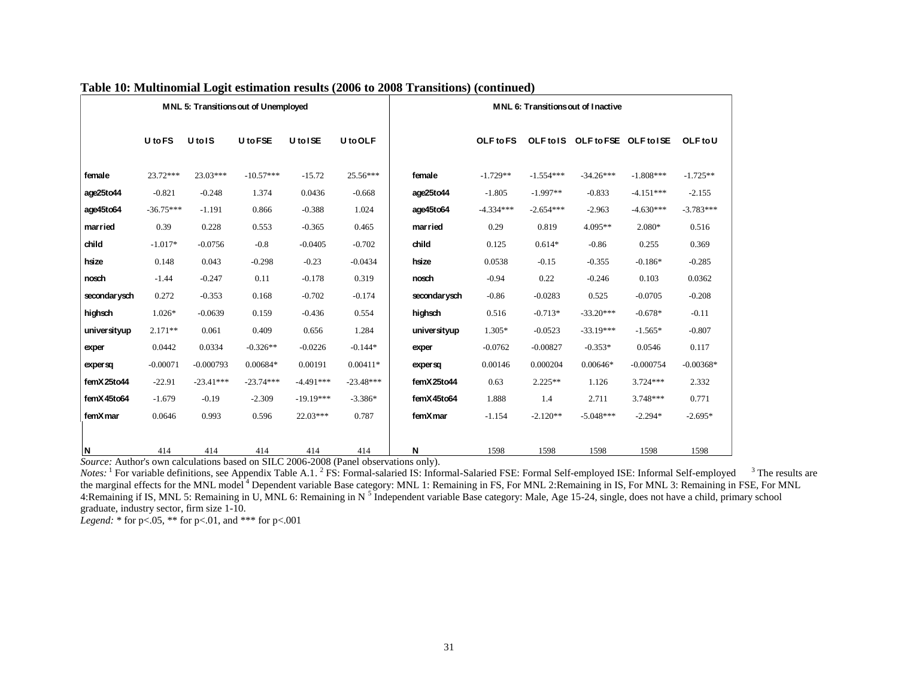**Table 10: Multinomial Logit estimation results (2006 to 2008 Transitions) (continued)**

| MNL 5: Transitions out of Unemployed | | | | | | MNL 6: Transitions out of Inactive | | | | | |
|---|---|---|---|---|---|---|---|---|---|---|---|
| | U to FS | U to IS | U to FSE | U to ISE | U to OLF | | OLF to FS | OLF to IS | OLF to FSE | OLF to ISE | OLF to U |
| female | 23.72*** | 23.03*** | -10.57*** | -15.72 | 25.56*** | female | -1.729** | -1.554*** | -34.26*** | -1.808*** | -1.725** |
| age25to44 | -0.821 | -0.248 | 1.374 | 0.0436 | -0.668 | age25to44 | -1.805 | -1.997** | -0.833 | -4.151*** | -2.155 |
| age45to64 | -36.75*** | -1.191 | 0.866 | -0.388 | 1.024 | age45to64 | -4.334*** | -2.654*** | -2.963 | -4.630*** | -3.783*** |
| married | 0.39 | 0.228 | 0.553 | -0.365 | 0.465 | married | 0.29 | 0.819 | 4.095** | 2.080* | 0.516 |
| child | -1.017* | -0.0756 | -0.8 | -0.0405 | -0.702 | child | 0.125 | 0.614* | -0.86 | 0.255 | 0.369 |
| hsize | 0.148 | 0.043 | -0.298 | -0.23 | -0.0434 | hsize | 0.0538 | -0.15 | -0.355 | -0.186* | -0.285 |
| nosch | -1.44 | -0.247 | 0.11 | -0.178 | 0.319 | nosch | -0.94 | 0.22 | -0.246 | 0.103 | 0.0362 |
| secondarysch | 0.272 | -0.353 | 0.168 | -0.702 | -0.174 | secondarysch | -0.86 | -0.0283 | 0.525 | -0.0705 | -0.208 |
| highsch | 1.026* | -0.0639 | 0.159 | -0.436 | 0.554 | highsch | 0.516 | -0.713* | -33.20*** | -0.678* | -0.11 |
| universityup | 2.171** | 0.061 | 0.409 | 0.656 | 1.284 | universityup | 1.305* | -0.0523 | -33.19*** | -1.565* | -0.807 |
| exper | 0.0442 | 0.0334 | -0.326** | -0.0226 | -0.144* | exper | -0.0762 | -0.00827 | -0.353* | 0.0546 | 0.117 |
| expersq | -0.00071 | -0.000793 | 0.00684* | 0.00191 | 0.00411* | expersq | 0.00146 | 0.000204 | 0.00646* | -0.000754 | -0.00368* |
| femX25to44 | -22.91 | -23.41*** | -23.74*** | -4.491*** | -23.48*** | femX25to44 | 0.63 | 2.225** | 1.126 | 3.724*** | 2.332 |
| femX45to64 | -1.679 | -0.19 | -2.309 | -19.19*** | -3.386* | femX45to64 | 1.888 | 1.4 | 2.711 | 3.748*** | 0.771 |
| femXmar | 0.0646 | 0.993 | 0.596 | 22.03*** | 0.787 | femXmar | -1.154 | -2.120** | -5.048*** | -2.294* | -2.695* |
| N | 414 | 414 | 414 | 414 | 414 | N | 1598 | 1598 | 1598 | 1598 | 1598 |

*Source:* Author's own calculations based on SILC 2006-2008 (Panel observations only).
*Notes:* [1] For variable definitions, see Appendix Table A.1. [2] FS: Formal-salaried IS: Informal-Salaried FSE: Formal Self-employed ISE: Informal Self-employed [3] The results are the marginal effects for the MNL model [4] Dependent variable Base category: MNL 1: Remaining in FS, For MNL 2:Remaining in IS, For MNL 3: Remaining in FSE, For MNL 4:Remaining if IS, MNL 5: Remaining in U, MNL 6: Remaining in N [5] Independent variable Base category: Male, Age 15-24, single, does not have a child, primary school graduate, industry sector, firm size 1-10.
*Legend:* * for p<.05, ** for p<.01, and *** for p<.001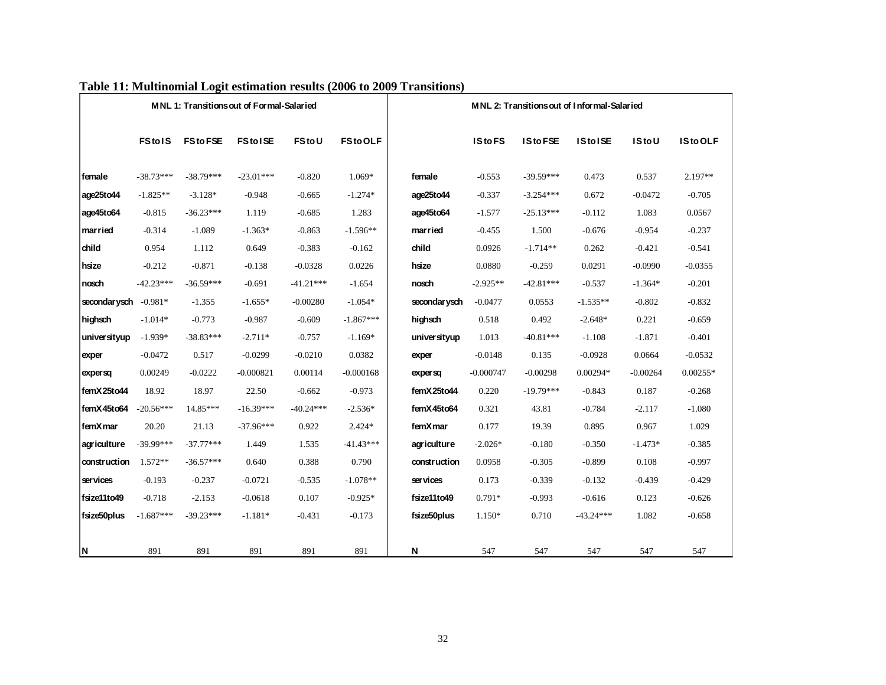**Table 11: Multinomial Logit estimation results (2006 to 2009 Transitions)**

| MNL 1: Transitions out of Formal-Salaried | | | | | | MNL 2: Transitions out of Informal-Salaried | | | | | |
|---|---|---|---|---|---|---|---|---|---|---|---|
| | **FS to IS** | **FS to FSE** | **FS to ISE** | **FS to U** | **FS to OLF** | | **IS to FS** | **IS to FSE** | **IS to ISE** | **IS to U** | **IS to OLF** |
| **female** | -38.73*** | -38.79*** | -23.01*** | -0.820 | 1.069* | **female** | -0.553 | -39.59*** | 0.473 | 0.537 | 2.197** |
| **age25to44** | -1.825** | -3.128* | -0.948 | -0.665 | -1.274* | **age25to44** | -0.337 | -3.254*** | 0.672 | -0.0472 | -0.705 |
| **age45to64** | -0.815 | -36.23*** | 1.119 | -0.685 | 1.283 | **age45to64** | -1.577 | -25.13*** | -0.112 | 1.083 | 0.0567 |
| **married** | -0.314 | -1.089 | -1.363* | -0.863 | -1.596** | **married** | -0.455 | 1.500 | -0.676 | -0.954 | -0.237 |
| **child** | 0.954 | 1.112 | 0.649 | -0.383 | -0.162 | **child** | 0.0926 | -1.714** | 0.262 | -0.421 | -0.541 |
| **hsize** | -0.212 | -0.871 | -0.138 | -0.0328 | 0.0226 | **hsize** | 0.0880 | -0.259 | 0.0291 | -0.0990 | -0.0355 |
| **nosch** | -42.23*** | -36.59*** | -0.691 | -41.21*** | -1.654 | **nosch** | -2.925** | -42.81*** | -0.537 | -1.364* | -0.201 |
| **secondarysch** | -0.981* | -1.355 | -1.655* | -0.00280 | -1.054* | **secondarysch** | -0.0477 | 0.0553 | -1.535** | -0.802 | -0.832 |
| **highsch** | -1.014* | -0.773 | -0.987 | -0.609 | -1.867*** | **highsch** | 0.518 | 0.492 | -2.648* | 0.221 | -0.659 |
| **universityup** | -1.939* | -38.83*** | -2.711* | -0.757 | -1.169* | **universityup** | 1.013 | -40.81*** | -1.108 | -1.871 | -0.401 |
| **exper** | -0.0472 | 0.517 | -0.0299 | -0.0210 | 0.0382 | **exper** | -0.0148 | 0.135 | -0.0928 | 0.0664 | -0.0532 |
| **expersq** | 0.00249 | -0.0222 | -0.000821 | 0.00114 | -0.000168 | **expersq** | -0.000747 | -0.00298 | 0.00294* | -0.00264 | 0.00255* |
| **femX25to44** | 18.92 | 18.97 | 22.50 | -0.662 | -0.973 | **femX25to44** | 0.220 | -19.79*** | -0.843 | 0.187 | -0.268 |
| **femX45to64** | -20.56*** | 14.85*** | -16.39*** | -40.24*** | -2.536* | **femX45to64** | 0.321 | 43.81 | -0.784 | -2.117 | -1.080 |
| **femXmar** | 20.20 | 21.13 | -37.96*** | 0.922 | 2.424* | **femXmar** | 0.177 | 19.39 | 0.895 | 0.967 | 1.029 |
| **agriculture** | -39.99*** | -37.77*** | 1.449 | 1.535 | -41.43*** | **agriculture** | -2.026* | -0.180 | -0.350 | -1.473* | -0.385 |
| **construction** | 1.572** | -36.57*** | 0.640 | 0.388 | 0.790 | **construction** | 0.0958 | -0.305 | -0.899 | 0.108 | -0.997 |
| **services** | -0.193 | -0.237 | -0.0721 | -0.535 | -1.078** | **services** | 0.173 | -0.339 | -0.132 | -0.439 | -0.429 |
| **fsize11to49** | -0.718 | -2.153 | -0.0618 | 0.107 | -0.925* | **fsize11to49** | 0.791* | -0.993 | -0.616 | 0.123 | -0.626 |
| **fsize50plus** | -1.687*** | -39.23*** | -1.181* | -0.431 | -0.173 | **fsize50plus** | 1.150* | 0.710 | -43.24*** | 1.082 | -0.658 |
| **N** | 891 | 891 | 891 | 891 | 891 | **N** | 547 | 547 | 547 | 547 | 547 |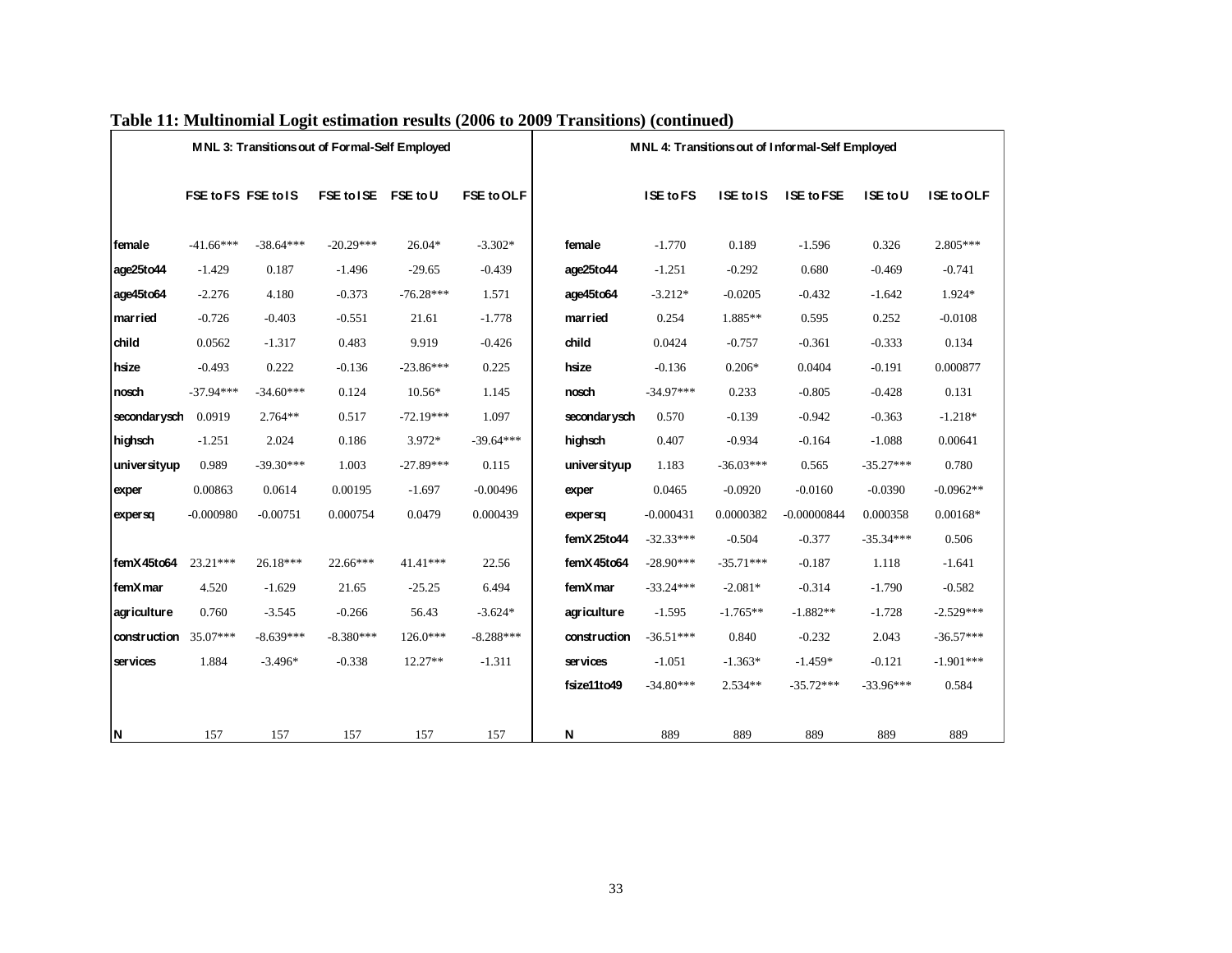**Table 11: Multinomial Logit estimation results (2006 to 2009 Transitions) (continued)**

| MNL 3: Transitions out of Formal-Self Employed | | | | | | MNL 4: Transitions out of Informal-Self Employed | | | | | |
|---|---|---|---|---|---|---|---|---|---|---|---|
| | FSE to FS | FSE to IS | FSE to ISE | FSE to U | FSE to OLF | | ISE to FS | ISE to IS | ISE to FSE | ISE to U | ISE to OLF |
| female | -41.66*** | -38.64*** | -20.29*** | 26.04* | -3.302* | female | -1.770 | 0.189 | -1.596 | 0.326 | 2.805*** |
| age25to44 | -1.429 | 0.187 | -1.496 | -29.65 | -0.439 | age25to44 | -1.251 | -0.292 | 0.680 | -0.469 | -0.741 |
| age45to64 | -2.276 | 4.180 | -0.373 | -76.28*** | 1.571 | age45to64 | -3.212* | -0.0205 | -0.432 | -1.642 | 1.924* |
| married | -0.726 | -0.403 | -0.551 | 21.61 | -1.778 | married | 0.254 | 1.885** | 0.595 | 0.252 | -0.0108 |
| child | 0.0562 | -1.317 | 0.483 | 9.919 | -0.426 | child | 0.0424 | -0.757 | -0.361 | -0.333 | 0.134 |
| hsize | -0.493 | 0.222 | -0.136 | -23.86*** | 0.225 | hsize | -0.136 | 0.206* | 0.0404 | -0.191 | 0.000877 |
| nosch | -37.94*** | -34.60*** | 0.124 | 10.56* | 1.145 | nosch | -34.97*** | 0.233 | -0.805 | -0.428 | 0.131 |
| secondarysch | 0.0919 | 2.764** | 0.517 | -72.19*** | 1.097 | secondarysch | 0.570 | -0.139 | -0.942 | -0.363 | -1.218* |
| highsch | -1.251 | 2.024 | 0.186 | 3.972* | -39.64*** | highsch | 0.407 | -0.934 | -0.164 | -1.088 | 0.00641 |
| universityup | 0.989 | -39.30*** | 1.003 | -27.89*** | 0.115 | universityup | 1.183 | -36.03*** | 0.565 | -35.27*** | 0.780 |
| exper | 0.00863 | 0.0614 | 0.00195 | -1.697 | -0.00496 | exper | 0.0465 | -0.0920 | -0.0160 | -0.0390 | -0.0962** |
| expersq | -0.000980 | -0.00751 | 0.000754 | 0.0479 | 0.000439 | expersq | -0.000431 | 0.0000382 | -0.00000844 | 0.000358 | 0.00168* |
| | | | | | | femX25to44 | -32.33*** | -0.504 | -0.377 | -35.34*** | 0.506 |
| femX45to64 | 23.21*** | 26.18*** | 22.66*** | 41.41*** | 22.56 | femX45to64 | -28.90*** | -35.71*** | -0.187 | 1.118 | -1.641 |
| femXmar | 4.520 | -1.629 | 21.65 | -25.25 | 6.494 | femXmar | -33.24*** | -2.081* | -0.314 | -1.790 | -0.582 |
| agriculture | 0.760 | -3.545 | -0.266 | 56.43 | -3.624* | agriculture | -1.595 | -1.765** | -1.882** | -1.728 | -2.529*** |
| construction | 35.07*** | -8.639*** | -8.380*** | 126.0*** | -8.288*** | construction | -36.51*** | 0.840 | -0.232 | 2.043 | -36.57*** |
| services | 1.884 | -3.496* | -0.338 | 12.27** | -1.311 | services | -1.051 | -1.363* | -1.459* | -0.121 | -1.901*** |
| | | | | | | fsize11to49 | -34.80*** | 2.534** | -35.72*** | -33.96*** | 0.584 |
| N | 157 | 157 | 157 | 157 | 157 | N | 889 | 889 | 889 | 889 | 889 |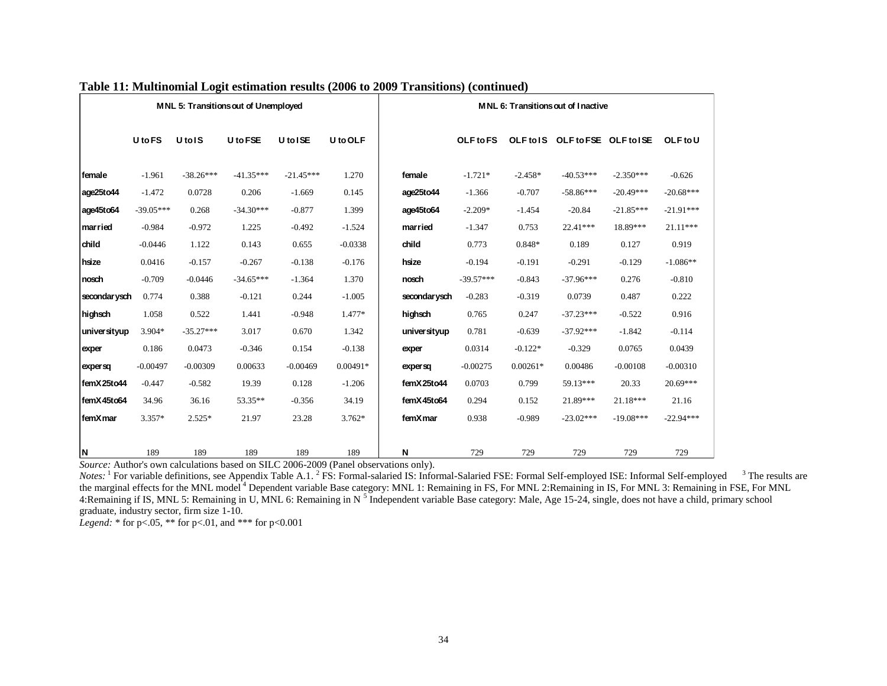**Table 11: Multinomial Logit estimation results (2006 to 2009 Transitions) (continued)**

| | MNL 5: Transitions out of Unemployed | | | | | | MNL 6: Transitions out of Inactive | | | | |
|---|---|---|---|---|---|---|---|---|---|---|---|
| | U to FS | U to IS | U to FSE | U to ISE | U to OLF | | OLF to FS | OLF to IS | OLF to FSE | OLF to ISE | OLF to U |
| female | -1.961 | -38.26*** | -41.35*** | -21.45*** | 1.270 | female | -1.721* | -2.458* | -40.53*** | -2.350*** | -0.626 |
| age25to44 | -1.472 | 0.0728 | 0.206 | -1.669 | 0.145 | age25to44 | -1.366 | -0.707 | -58.86*** | -20.49*** | -20.68*** |
| age45to64 | -39.05*** | 0.268 | -34.30*** | -0.877 | 1.399 | age45to64 | -2.209* | -1.454 | -20.84 | -21.85*** | -21.91*** |
| married | -0.984 | -0.972 | 1.225 | -0.492 | -1.524 | married | -1.347 | 0.753 | 22.41*** | 18.89*** | 21.11*** |
| child | -0.0446 | 1.122 | 0.143 | 0.655 | -0.0338 | child | 0.773 | 0.848* | 0.189 | 0.127 | 0.919 |
| hsize | 0.0416 | -0.157 | -0.267 | -0.138 | -0.176 | hsize | -0.194 | -0.191 | -0.291 | -0.129 | -1.086** |
| nosch | -0.709 | -0.0446 | -34.65*** | -1.364 | 1.370 | nosch | -39.57*** | -0.843 | -37.96*** | 0.276 | -0.810 |
| secondarysch | 0.774 | 0.388 | -0.121 | 0.244 | -1.005 | secondarysch | -0.283 | -0.319 | 0.0739 | 0.487 | 0.222 |
| highsch | 1.058 | 0.522 | 1.441 | -0.948 | 1.477* | highsch | 0.765 | 0.247 | -37.23*** | -0.522 | 0.916 |
| universityup | 3.904* | -35.27*** | 3.017 | 0.670 | 1.342 | universityup | 0.781 | -0.639 | -37.92*** | -1.842 | -0.114 |
| exper | 0.186 | 0.0473 | -0.346 | 0.154 | -0.138 | exper | 0.0314 | -0.122* | -0.329 | 0.0765 | 0.0439 |
| expersq | -0.00497 | -0.00309 | 0.00633 | -0.00469 | 0.00491* | expersq | -0.00275 | 0.00261* | 0.00486 | -0.00108 | -0.00310 |
| femX25to44 | -0.447 | -0.582 | 19.39 | 0.128 | -1.206 | femX25to44 | 0.0703 | 0.799 | 59.13*** | 20.33 | 20.69*** |
| femX45to64 | 34.96 | 36.16 | 53.35** | -0.356 | 34.19 | femX45to64 | 0.294 | 0.152 | 21.89*** | 21.18*** | 21.16 |
| femXmar | 3.357* | 2.525* | 21.97 | 23.28 | 3.762* | femXmar | 0.938 | -0.989 | -23.02*** | -19.08*** | -22.94*** |
| N | 189 | 189 | 189 | 189 | 189 | N | 729 | 729 | 729 | 729 | 729 |

*Source:* Author's own calculations based on SILC 2006-2009 (Panel observations only).

*Notes:* [1] For variable definitions, see Appendix Table A.1. [2] FS: Formal-salaried IS: Informal-Salaried FSE: Formal Self-employed ISE: Informal Self-employed [3] The results are the marginal effects for the MNL model [4] Dependent variable Base category: MNL 1: Remaining in FS, For MNL 2:Remaining in IS, For MNL 3: Remaining in FSE, For MNL 4:Remaining if IS, MNL 5: Remaining in U, MNL 6: Remaining in N [5] Independent variable Base category: Male, Age 15-24, single, does not have a child, primary school graduate, industry sector, firm size 1-10.

*Legend:* * for p<.05, ** for p<.01, and *** for p<0.001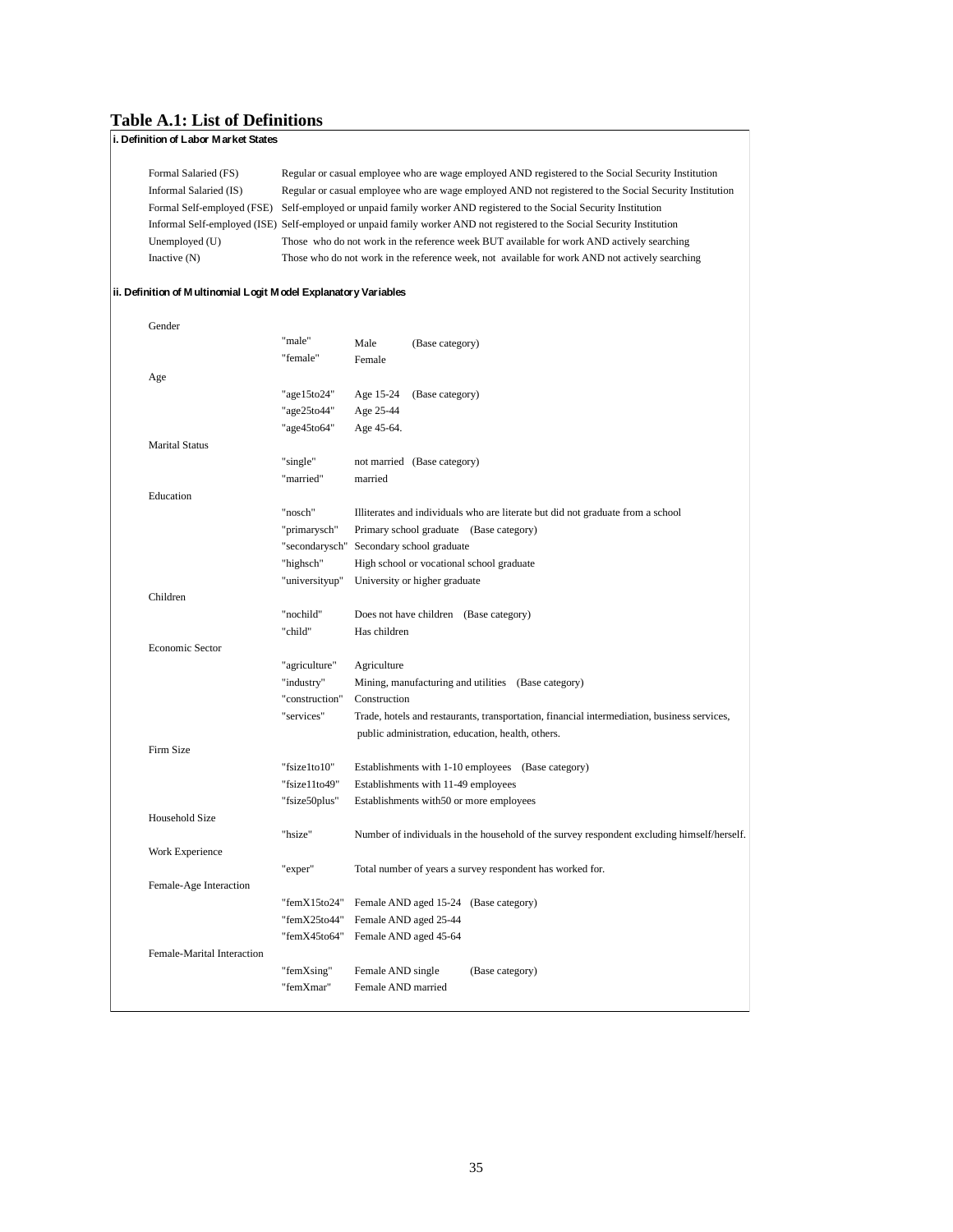# Table A.1: List of Definitions

**i. Definition of Labor Market States**

| | |
|---|---|
| Formal Salaried (FS) | Regular or casual employee who are wage employed AND registered to the Social Security Institution |
| Informal Salaried (IS) | Regular or casual employee who are wage employed AND not registered to the Social Security Institution |
| Formal Self-employed (FSE) | Self-employed or unpaid family worker AND registered to the Social Security Institution |
| Informal Self-employed (ISE) | Self-employed or unpaid family worker AND not registered to the Social Security Institution |
| Unemployed (U) | Those who do not work in the reference week BUT available for work AND actively searching |
| Inactive (N) | Those who do not work in the reference week, not available for work AND not actively searching |

**ii. Definition of Multinomial Logit Model Explanatory Variables**

| | | |
|---|---|---|
| Gender | | |
| | "male" | Male (Base category) |
| | "female" | Female |
| Age | | |
| | "age15to24" | Age 15-24 (Base category) |
| | "age25to44" | Age 25-44 |
| | "age45to64" | Age 45-64. |
| Marital Status | | |
| | "single" | not married (Base category) |
| | "married" | married |
| Education | | |
| | "nosch" | Illiterates and individuals who are literate but did not graduate from a school |
| | "primarysch" | Primary school graduate (Base category) |
| | "secondarysch" | Secondary school graduate |
| | "highsch" | High school or vocational school graduate |
| | "universityup" | University or higher graduate |
| Children | | |
| | "nochild" | Does not have children (Base category) |
| | "child" | Has children |
| Economic Sector | | |
| | "agriculture" | Agriculture |
| | "industry" | Mining, manufacturing and utilities (Base category) |
| | "construction" | Construction |
| | "services" | Trade, hotels and restaurants, transportation, financial intermediation, business services, public administration, education, health, others. |
| Firm Size | | |
| | "fsize1to10" | Establishments with 1-10 employees (Base category) |
| | "fsize11to49" | Establishments with 11-49 employees |
| | "fsize50plus" | Establishments with50 or more employees |
| Household Size | | |
| | "hsize" | Number of individuals in the household of the survey respondent excluding himself/herself. |
| Work Experience | | |
| | "exper" | Total number of years a survey respondent has worked for. |
| Female-Age Interaction | | |
| | "femX15to24" | Female AND aged 15-24 (Base category) |
| | "femX25to44" | Female AND aged 25-44 |
| | "femX45to64" | Female AND aged 45-64 |
| Female-Marital Interaction | | |
| | "femXsing" | Female AND single (Base category) |
| | "femXmar" | Female AND married |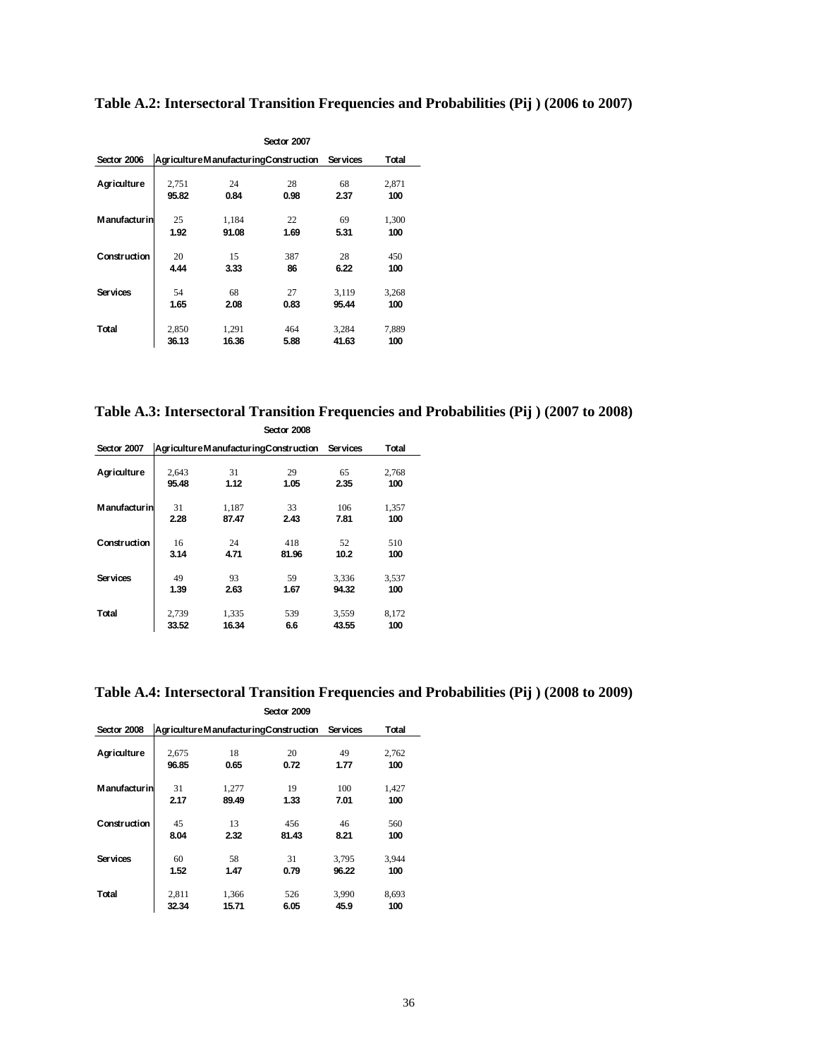## Table A.2: Intersectoral Transition Frequencies and Probabilities (Pij ) (2006 to 2007)

| | Sector 2007 | | | | |
|---|---|---|---|---|---|
| Sector 2006 | Agriculture | Manufacturing | Construction | Services | Total |
| Agriculture | 2,751 | 24 | 28 | 68 | 2,871 |
| | **95.82** | **0.84** | **0.98** | **2.37** | **100** |
| Manufacturin | 25 | 1,184 | 22 | 69 | 1,300 |
| | **1.92** | **91.08** | **1.69** | **5.31** | **100** |
| Construction | 20 | 15 | 387 | 28 | 450 |
| | **4.44** | **3.33** | **86** | **6.22** | **100** |
| Services | 54 | 68 | 27 | 3,119 | 3,268 |
| | **1.65** | **2.08** | **0.83** | **95.44** | **100** |
| Total | 2,850 | 1,291 | 464 | 3,284 | 7,889 |
| | **36.13** | **16.36** | **5.88** | **41.63** | **100** |

## Table A.3: Intersectoral Transition Frequencies and Probabilities (Pij ) (2007 to 2008)

| | Sector 2008 | | | | |
|---|---|---|---|---|---|
| Sector 2007 | Agriculture | Manufacturing | Construction | Services | Total |
| Agriculture | 2,643 | 31 | 29 | 65 | 2,768 |
| | **95.48** | **1.12** | **1.05** | **2.35** | **100** |
| Manufacturin | 31 | 1,187 | 33 | 106 | 1,357 |
| | **2.28** | **87.47** | **2.43** | **7.81** | **100** |
| Construction | 16 | 24 | 418 | 52 | 510 |
| | **3.14** | **4.71** | **81.96** | **10.2** | **100** |
| Services | 49 | 93 | 59 | 3,336 | 3,537 |
| | **1.39** | **2.63** | **1.67** | **94.32** | **100** |
| Total | 2,739 | 1,335 | 539 | 3,559 | 8,172 |
| | **33.52** | **16.34** | **6.6** | **43.55** | **100** |

## Table A.4: Intersectoral Transition Frequencies and Probabilities (Pij ) (2008 to 2009)

| | Sector 2009 | | | | |
|---|---|---|---|---|---|
| Sector 2008 | Agriculture | Manufacturing | Construction | Services | Total |
| Agriculture | 2,675 | 18 | 20 | 49 | 2,762 |
| | **96.85** | **0.65** | **0.72** | **1.77** | **100** |
| Manufacturin | 31 | 1,277 | 19 | 100 | 1,427 |
| | **2.17** | **89.49** | **1.33** | **7.01** | **100** |
| Construction | 45 | 13 | 456 | 46 | 560 |
| | **8.04** | **2.32** | **81.43** | **8.21** | **100** |
| Services | 60 | 58 | 31 | 3,795 | 3,944 |
| | **1.52** | **1.47** | **0.79** | **96.22** | **100** |
| Total | 2,811 | 1,366 | 526 | 3,990 | 8,693 |
| | **32.34** | **15.71** | **6.05** | **45.9** | **100** |